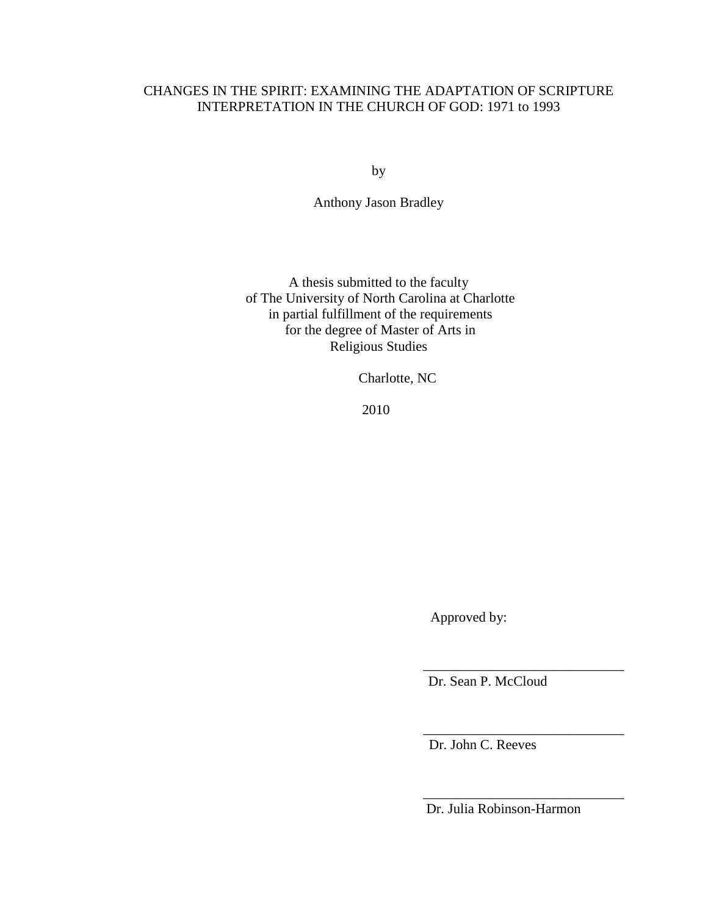# CHANGES IN THE SPIRIT: EXAMINING THE ADAPTATION OF SCRIPTURE INTERPRETATION IN THE CHURCH OF GOD: 1971 to 1993

by

Anthony Jason Bradley

A thesis submitted to the faculty
of The University of North Carolina at Charlotte
in partial fulfillment of the requirements
for the degree of Master of Arts in
Religious Studies

Charlotte, NC

2010

Approved by:

______________________________
Dr. Sean P. McCloud

______________________________
Dr. John C. Reeves

______________________________
Dr. Julia Robinson-Harmon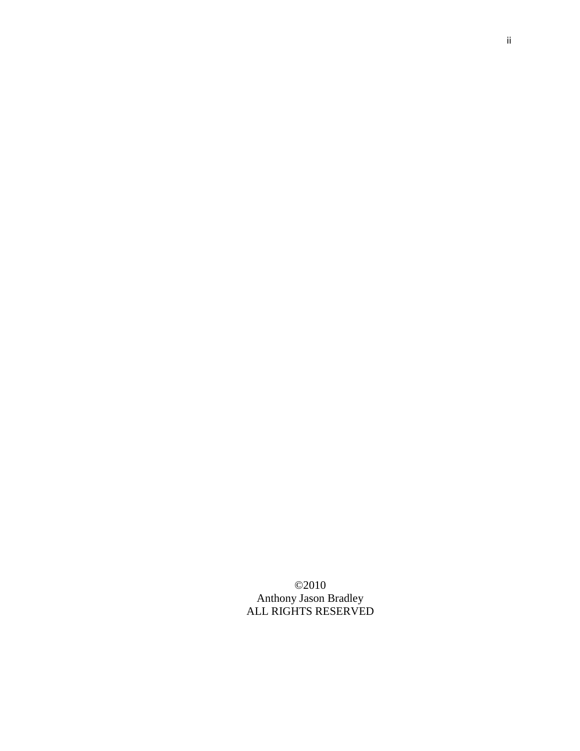©2010
Anthony Jason Bradley
ALL RIGHTS RESERVED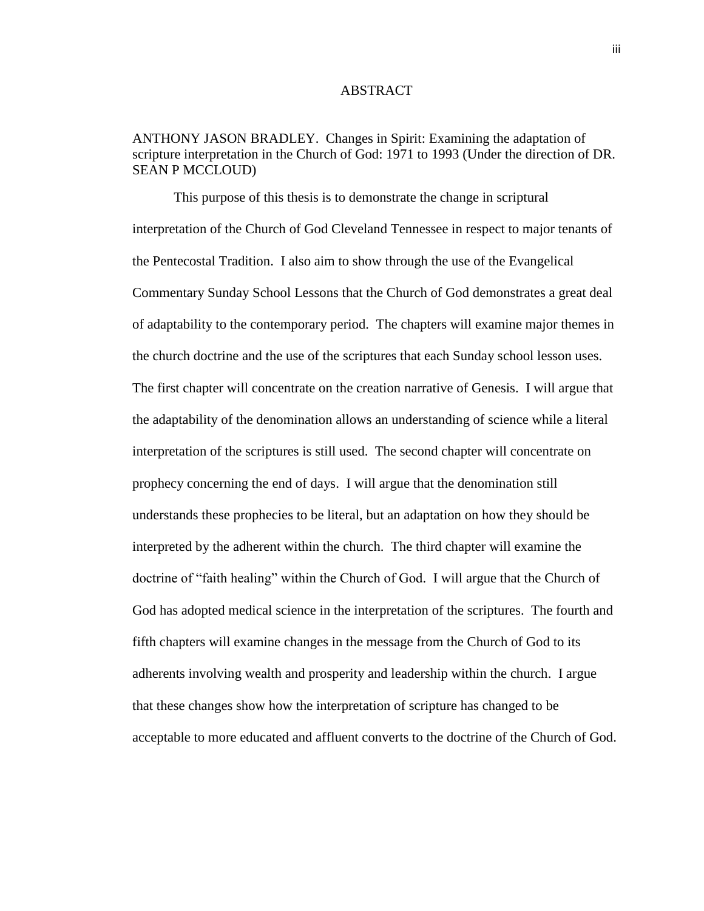# ABSTRACT

ANTHONY JASON BRADLEY. Changes in Spirit: Examining the adaptation of scripture interpretation in the Church of God: 1971 to 1993 (Under the direction of DR. SEAN P MCCLOUD)

This purpose of this thesis is to demonstrate the change in scriptural interpretation of the Church of God Cleveland Tennessee in respect to major tenants of the Pentecostal Tradition. I also aim to show through the use of the Evangelical Commentary Sunday School Lessons that the Church of God demonstrates a great deal of adaptability to the contemporary period. The chapters will examine major themes in the church doctrine and the use of the scriptures that each Sunday school lesson uses. The first chapter will concentrate on the creation narrative of Genesis. I will argue that the adaptability of the denomination allows an understanding of science while a literal interpretation of the scriptures is still used. The second chapter will concentrate on prophecy concerning the end of days. I will argue that the denomination still understands these prophecies to be literal, but an adaptation on how they should be interpreted by the adherent within the church. The third chapter will examine the doctrine of "faith healing" within the Church of God. I will argue that the Church of God has adopted medical science in the interpretation of the scriptures. The fourth and fifth chapters will examine changes in the message from the Church of God to its adherents involving wealth and prosperity and leadership within the church. I argue that these changes show how the interpretation of scripture has changed to be acceptable to more educated and affluent converts to the doctrine of the Church of God.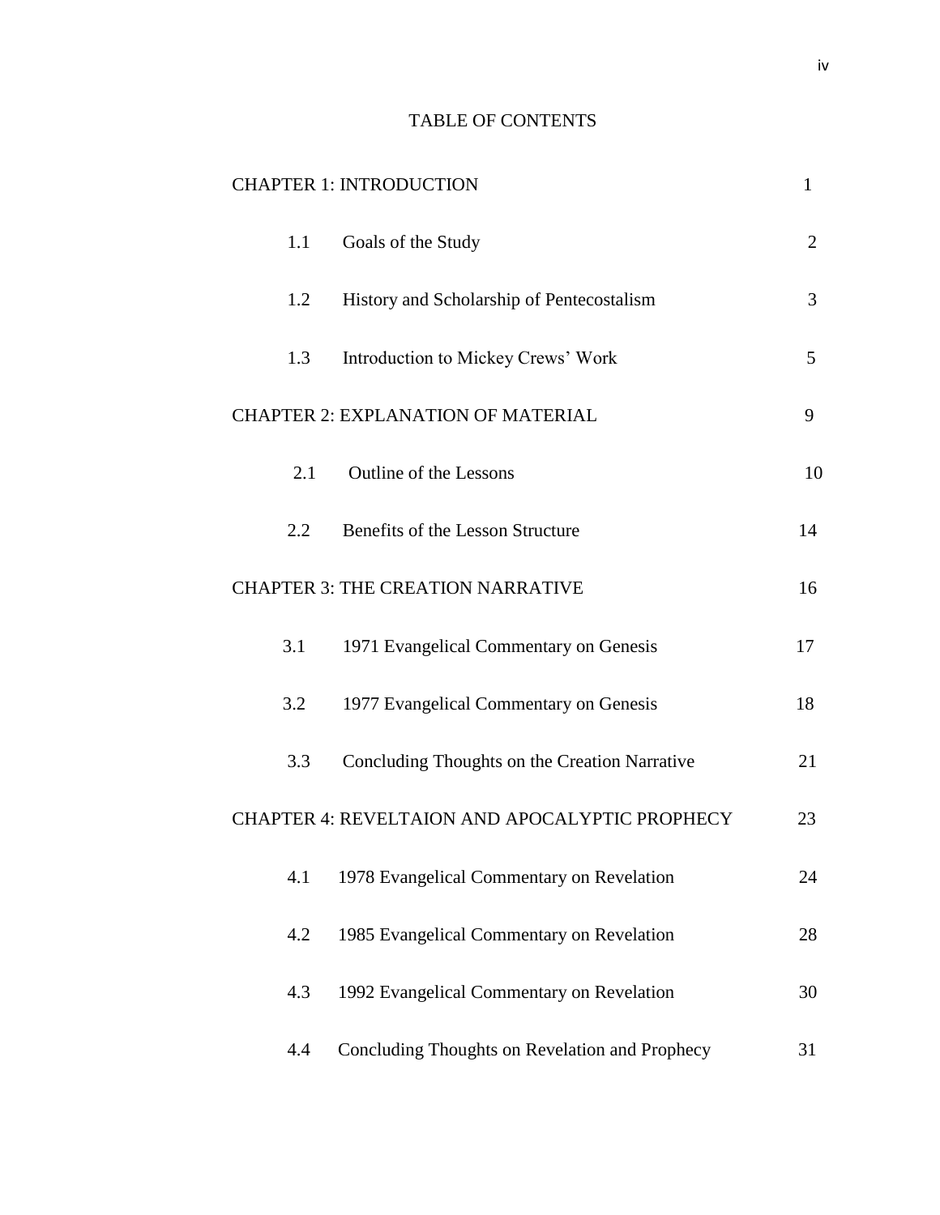# TABLE OF CONTENTS

| | | |
|---|---|---|
| CHAPTER 1: INTRODUCTION | | 1 |
| 1.1 | Goals of the Study | 2 |
| 1.2 | History and Scholarship of Pentecostalism | 3 |
| 1.3 | Introduction to Mickey Crews' Work | 5 |
| CHAPTER 2: EXPLANATION OF MATERIAL | | 9 |
| 2.1 | Outline of the Lessons | 10 |
| 2.2 | Benefits of the Lesson Structure | 14 |
| CHAPTER 3: THE CREATION NARRATIVE | | 16 |
| 3.1 | 1971 Evangelical Commentary on Genesis | 17 |
| 3.2 | 1977 Evangelical Commentary on Genesis | 18 |
| 3.3 | Concluding Thoughts on the Creation Narrative | 21 |
| CHAPTER 4: REVELTAION AND APOCALYPTIC PROPHECY | | 23 |
| 4.1 | 1978 Evangelical Commentary on Revelation | 24 |
| 4.2 | 1985 Evangelical Commentary on Revelation | 28 |
| 4.3 | 1992 Evangelical Commentary on Revelation | 30 |
| 4.4 | Concluding Thoughts on Revelation and Prophecy | 31 |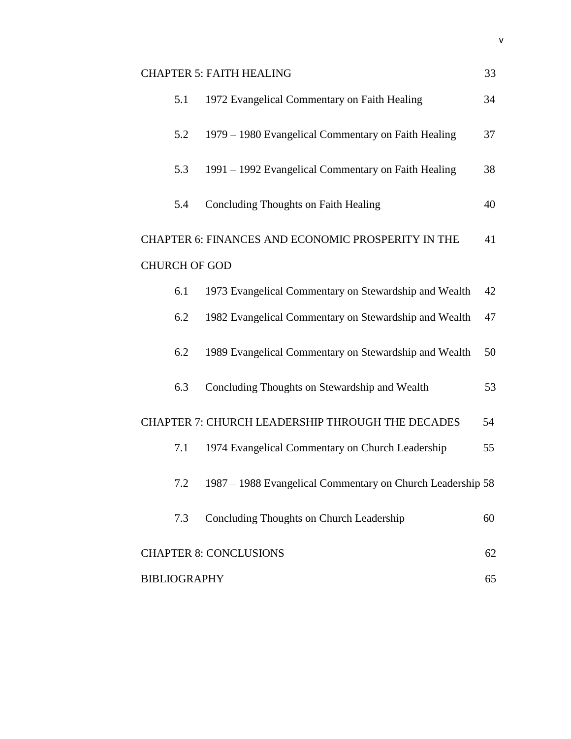CHAPTER 5: FAITH HEALING 33

5.1 1972 Evangelical Commentary on Faith Healing 34

5.2 1979 – 1980 Evangelical Commentary on Faith Healing 37

5.3 1991 – 1992 Evangelical Commentary on Faith Healing 38

5.4 Concluding Thoughts on Faith Healing 40

CHAPTER 6: FINANCES AND ECONOMIC PROSPERITY IN THE CHURCH OF GOD 41

6.1 1973 Evangelical Commentary on Stewardship and Wealth 42

6.2 1982 Evangelical Commentary on Stewardship and Wealth 47

6.2 1989 Evangelical Commentary on Stewardship and Wealth 50

6.3 Concluding Thoughts on Stewardship and Wealth 53

CHAPTER 7: CHURCH LEADERSHIP THROUGH THE DECADES 54

7.1 1974 Evangelical Commentary on Church Leadership 55

7.2 1987 – 1988 Evangelical Commentary on Church Leadership 58

7.3 Concluding Thoughts on Church Leadership 60

CHAPTER 8: CONCLUSIONS 62

BIBLIOGRAPHY 65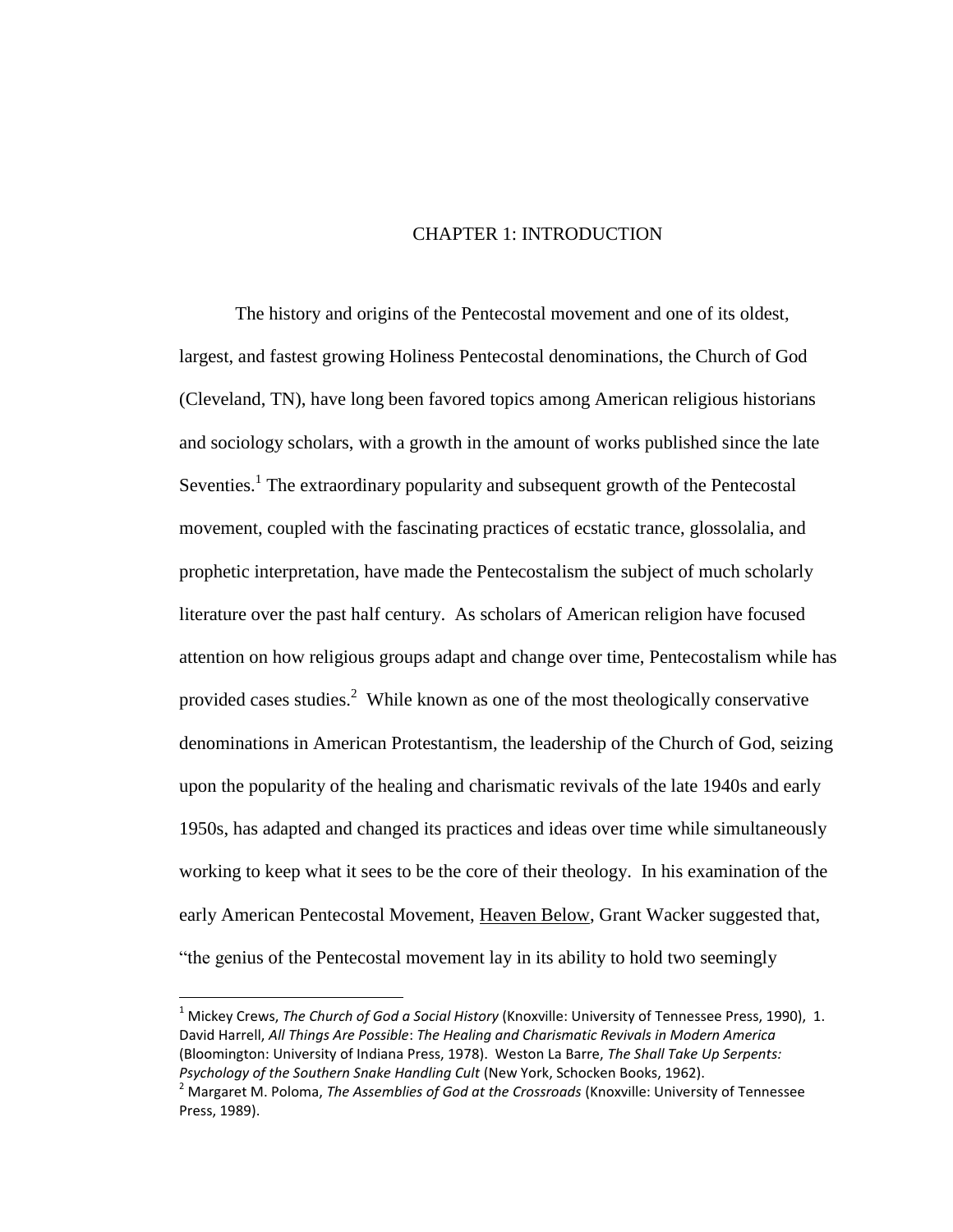# CHAPTER 1: INTRODUCTION

The history and origins of the Pentecostal movement and one of its oldest, largest, and fastest growing Holiness Pentecostal denominations, the Church of God (Cleveland, TN), have long been favored topics among American religious historians and sociology scholars, with a growth in the amount of works published since the late Seventies.[1] The extraordinary popularity and subsequent growth of the Pentecostal movement, coupled with the fascinating practices of ecstatic trance, glossolalia, and prophetic interpretation, have made the Pentecostalism the subject of much scholarly literature over the past half century. As scholars of American religion have focused attention on how religious groups adapt and change over time, Pentecostalism while has provided cases studies.[2] While known as one of the most theologically conservative denominations in American Protestantism, the leadership of the Church of God, seizing upon the popularity of the healing and charismatic revivals of the late 1940s and early 1950s, has adapted and changed its practices and ideas over time while simultaneously working to keep what it sees to be the core of their theology. In his examination of the early American Pentecostal Movement, Heaven Below, Grant Wacker suggested that, "the genius of the Pentecostal movement lay in its ability to hold two seemingly

---

[1] Mickey Crews, *The Church of God a Social History* (Knoxville: University of Tennessee Press, 1990), 1. David Harrell, *All Things Are Possible*: *The Healing and Charismatic Revivals in Modern America* (Bloomington: University of Indiana Press, 1978). Weston La Barre, *The Shall Take Up Serpents: Psychology of the Southern Snake Handling Cult* (New York, Schocken Books, 1962).

[2] Margaret M. Poloma, *The Assemblies of God at the Crossroads* (Knoxville: University of Tennessee Press, 1989).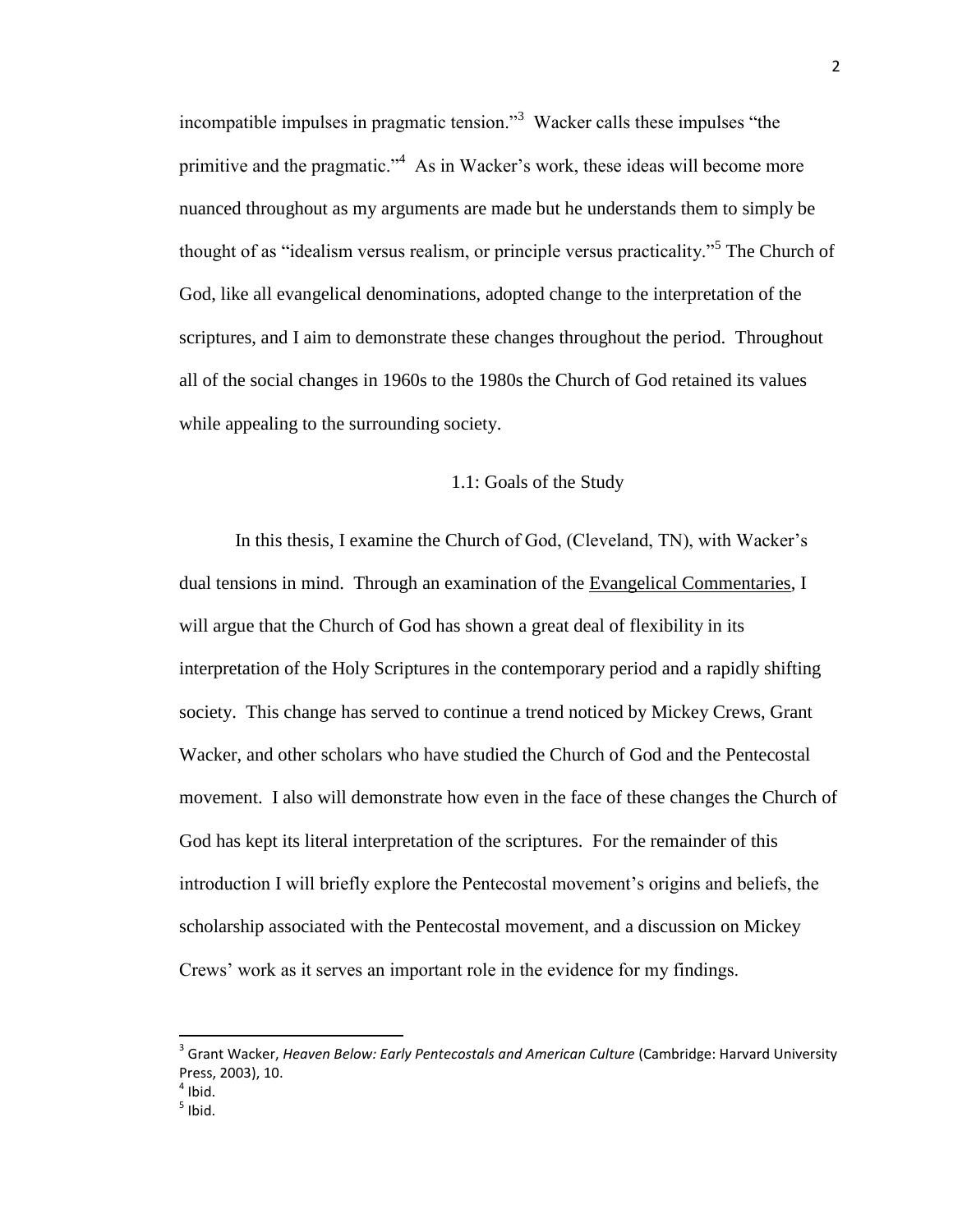incompatible impulses in pragmatic tension."[3] Wacker calls these impulses "the primitive and the pragmatic."[4] As in Wacker's work, these ideas will become more nuanced throughout as my arguments are made but he understands them to simply be thought of as "idealism versus realism, or principle versus practicality."[5] The Church of God, like all evangelical denominations, adopted change to the interpretation of the scriptures, and I aim to demonstrate these changes throughout the period. Throughout all of the social changes in 1960s to the 1980s the Church of God retained its values while appealing to the surrounding society.

## 1.1: Goals of the Study

In this thesis, I examine the Church of God, (Cleveland, TN), with Wacker's dual tensions in mind. Through an examination of the Evangelical Commentaries, I will argue that the Church of God has shown a great deal of flexibility in its interpretation of the Holy Scriptures in the contemporary period and a rapidly shifting society. This change has served to continue a trend noticed by Mickey Crews, Grant Wacker, and other scholars who have studied the Church of God and the Pentecostal movement. I also will demonstrate how even in the face of these changes the Church of God has kept its literal interpretation of the scriptures. For the remainder of this introduction I will briefly explore the Pentecostal movement's origins and beliefs, the scholarship associated with the Pentecostal movement, and a discussion on Mickey Crews' work as it serves an important role in the evidence for my findings.

---

[3] Grant Wacker, *Heaven Below: Early Pentecostals and American Culture* (Cambridge: Harvard University Press, 2003), 10.

[4] Ibid.

[5] Ibid.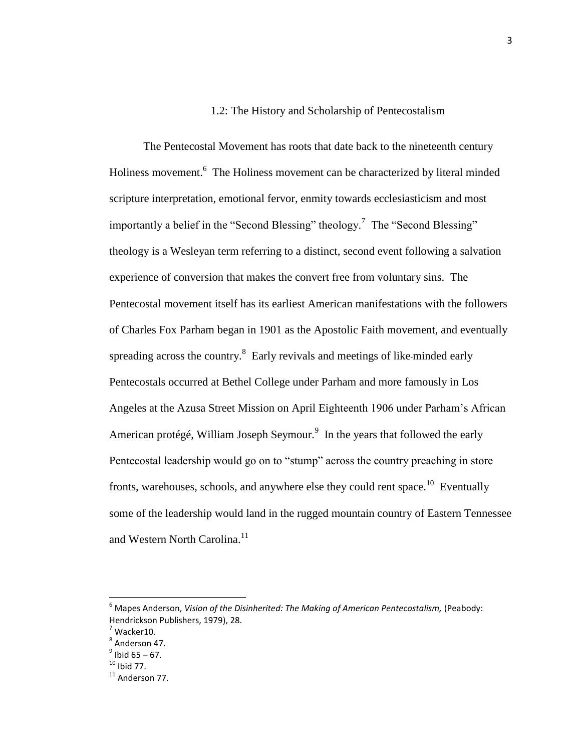## 1.2: The History and Scholarship of Pentecostalism

The Pentecostal Movement has roots that date back to the nineteenth century Holiness movement.[6] The Holiness movement can be characterized by literal minded scripture interpretation, emotional fervor, enmity towards ecclesiasticism and most importantly a belief in the "Second Blessing" theology.[7] The "Second Blessing" theology is a Wesleyan term referring to a distinct, second event following a salvation experience of conversion that makes the convert free from voluntary sins. The Pentecostal movement itself has its earliest American manifestations with the followers of Charles Fox Parham began in 1901 as the Apostolic Faith movement, and eventually spreading across the country.[8] Early revivals and meetings of like-minded early Pentecostals occurred at Bethel College under Parham and more famously in Los Angeles at the Azusa Street Mission on April Eighteenth 1906 under Parham's African American protégé, William Joseph Seymour.[9] In the years that followed the early Pentecostal leadership would go on to "stump" across the country preaching in store fronts, warehouses, schools, and anywhere else they could rent space.[10] Eventually some of the leadership would land in the rugged mountain country of Eastern Tennessee and Western North Carolina.[11]

---

[6] Mapes Anderson, *Vision of the Disinherited: The Making of American Pentecostalism,* (Peabody: Hendrickson Publishers, 1979), 28.

[7] Wacker10.

[8] Anderson 47.

[9] Ibid 65 – 67.

[10] Ibid 77.

[11] Anderson 77.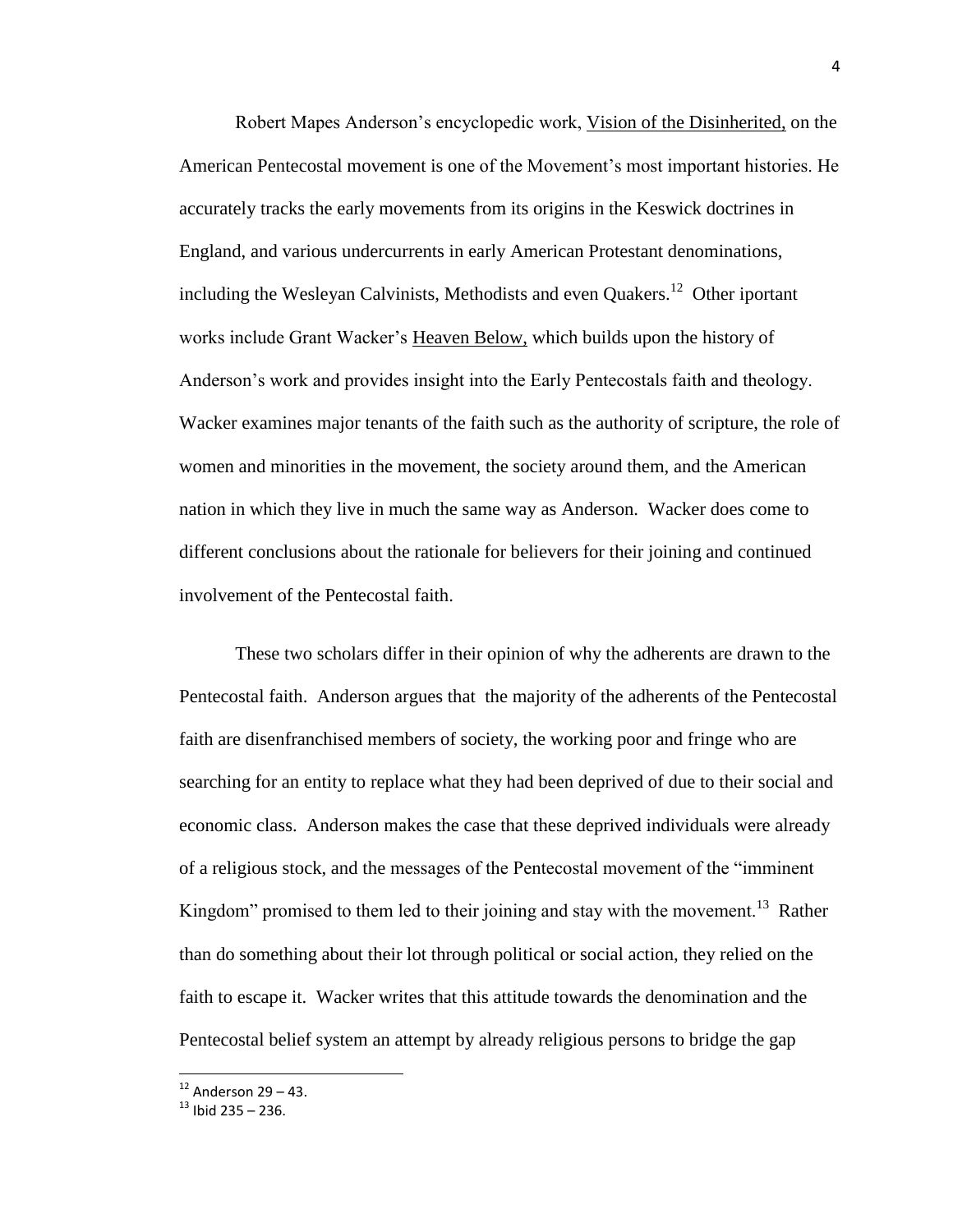Robert Mapes Anderson's encyclopedic work, Vision of the Disinherited, on the American Pentecostal movement is one of the Movement's most important histories. He accurately tracks the early movements from its origins in the Keswick doctrines in England, and various undercurrents in early American Protestant denominations, including the Wesleyan Calvinists, Methodists and even Quakers.[12] Other iportant works include Grant Wacker's Heaven Below, which builds upon the history of Anderson's work and provides insight into the Early Pentecostals faith and theology. Wacker examines major tenants of the faith such as the authority of scripture, the role of women and minorities in the movement, the society around them, and the American nation in which they live in much the same way as Anderson. Wacker does come to different conclusions about the rationale for believers for their joining and continued involvement of the Pentecostal faith.

These two scholars differ in their opinion of why the adherents are drawn to the Pentecostal faith. Anderson argues that the majority of the adherents of the Pentecostal faith are disenfranchised members of society, the working poor and fringe who are searching for an entity to replace what they had been deprived of due to their social and economic class. Anderson makes the case that these deprived individuals were already of a religious stock, and the messages of the Pentecostal movement of the "imminent Kingdom" promised to them led to their joining and stay with the movement.[13] Rather than do something about their lot through political or social action, they relied on the faith to escape it. Wacker writes that this attitude towards the denomination and the Pentecostal belief system an attempt by already religious persons to bridge the gap

---

[12] Anderson 29 – 43.

[13] Ibid 235 – 236.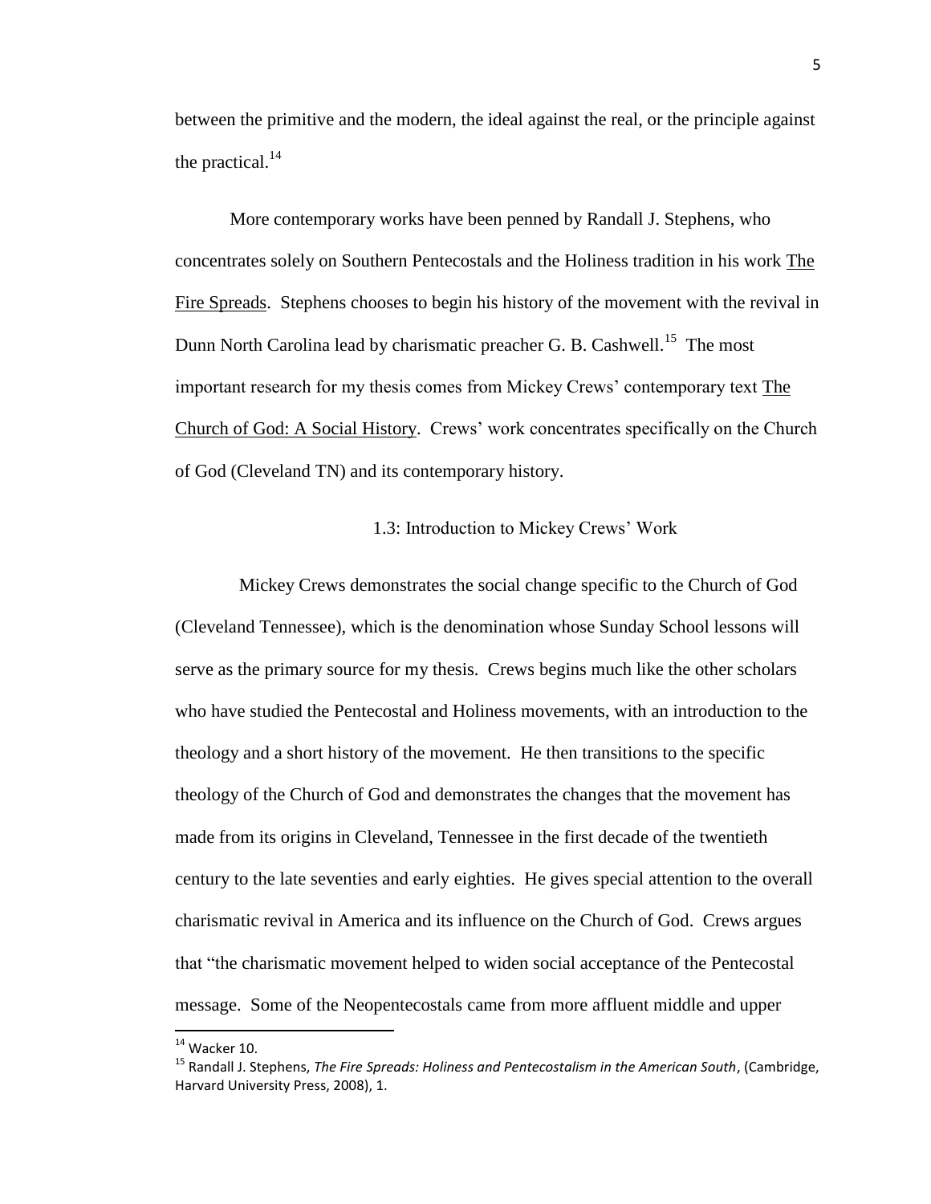between the primitive and the modern, the ideal against the real, or the principle against the practical.[14]

More contemporary works have been penned by Randall J. Stephens, who concentrates solely on Southern Pentecostals and the Holiness tradition in his work The Fire Spreads. Stephens chooses to begin his history of the movement with the revival in Dunn North Carolina lead by charismatic preacher G. B. Cashwell.[15] The most important research for my thesis comes from Mickey Crews' contemporary text The Church of God: A Social History. Crews' work concentrates specifically on the Church of God (Cleveland TN) and its contemporary history.

### 1.3: Introduction to Mickey Crews' Work

Mickey Crews demonstrates the social change specific to the Church of God (Cleveland Tennessee), which is the denomination whose Sunday School lessons will serve as the primary source for my thesis. Crews begins much like the other scholars who have studied the Pentecostal and Holiness movements, with an introduction to the theology and a short history of the movement. He then transitions to the specific theology of the Church of God and demonstrates the changes that the movement has made from its origins in Cleveland, Tennessee in the first decade of the twentieth century to the late seventies and early eighties. He gives special attention to the overall charismatic revival in America and its influence on the Church of God. Crews argues that "the charismatic movement helped to widen social acceptance of the Pentecostal message. Some of the Neopentecostals came from more affluent middle and upper

---

[14] Wacker 10.

[15] Randall J. Stephens, *The Fire Spreads: Holiness and Pentecostalism in the American South*, (Cambridge, Harvard University Press, 2008), 1.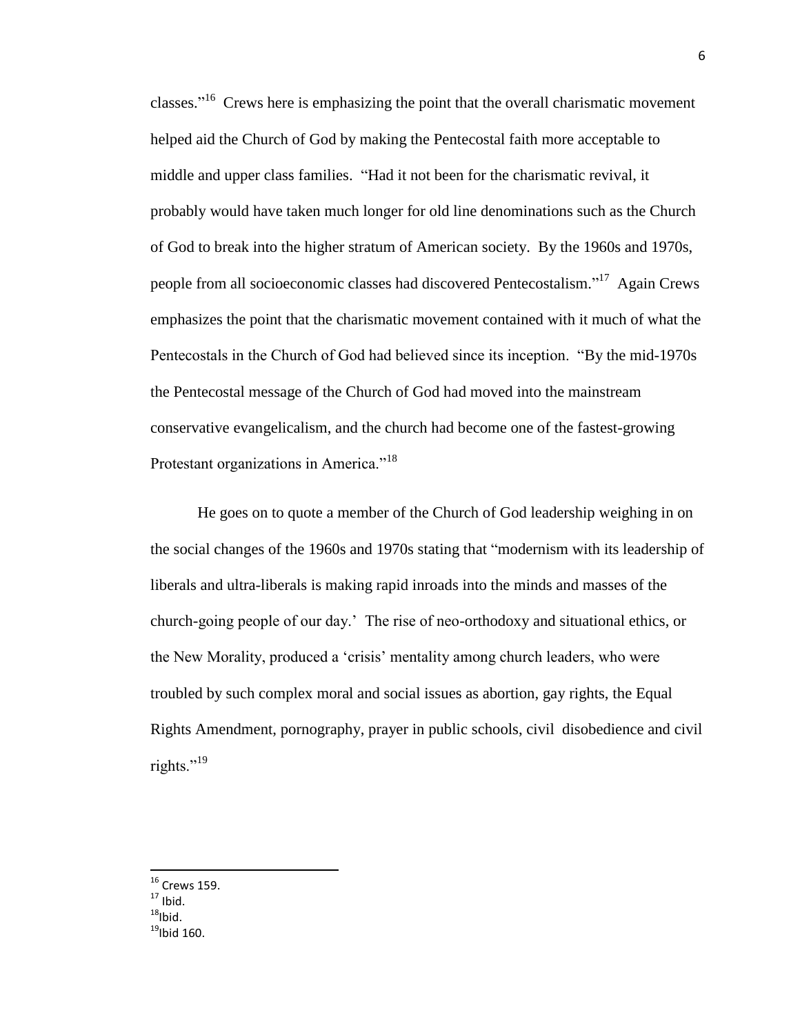classes."[16] Crews here is emphasizing the point that the overall charismatic movement helped aid the Church of God by making the Pentecostal faith more acceptable to middle and upper class families. "Had it not been for the charismatic revival, it probably would have taken much longer for old line denominations such as the Church of God to break into the higher stratum of American society. By the 1960s and 1970s, people from all socioeconomic classes had discovered Pentecostalism."[17] Again Crews emphasizes the point that the charismatic movement contained with it much of what the Pentecostals in the Church of God had believed since its inception. "By the mid-1970s the Pentecostal message of the Church of God had moved into the mainstream conservative evangelicalism, and the church had become one of the fastest-growing Protestant organizations in America."[18]

He goes on to quote a member of the Church of God leadership weighing in on the social changes of the 1960s and 1970s stating that "modernism with its leadership of liberals and ultra-liberals is making rapid inroads into the minds and masses of the church-going people of our day.' The rise of neo-orthodoxy and situational ethics, or the New Morality, produced a 'crisis' mentality among church leaders, who were troubled by such complex moral and social issues as abortion, gay rights, the Equal Rights Amendment, pornography, prayer in public schools, civil disobedience and civil rights."[19]

[16] Crews 159.
[17] Ibid.
[18] Ibid.
[19] Ibid 160.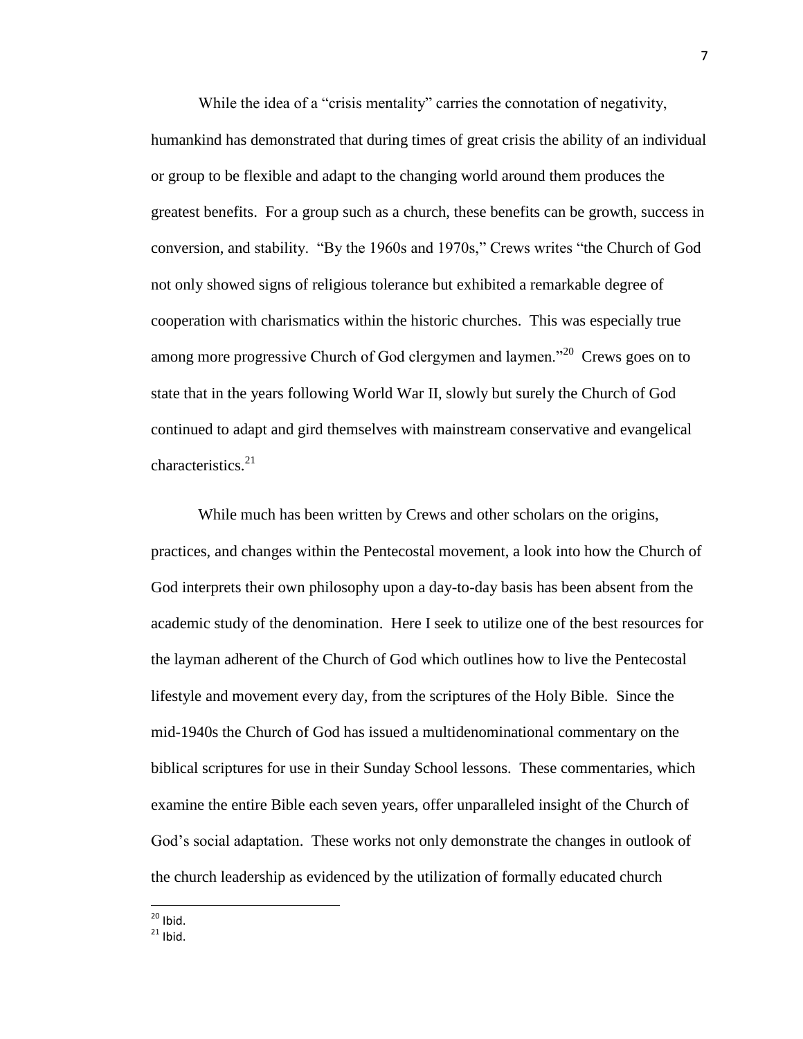While the idea of a "crisis mentality" carries the connotation of negativity, humankind has demonstrated that during times of great crisis the ability of an individual or group to be flexible and adapt to the changing world around them produces the greatest benefits. For a group such as a church, these benefits can be growth, success in conversion, and stability. "By the 1960s and 1970s," Crews writes "the Church of God not only showed signs of religious tolerance but exhibited a remarkable degree of cooperation with charismatics within the historic churches. This was especially true among more progressive Church of God clergymen and laymen."[20] Crews goes on to state that in the years following World War II, slowly but surely the Church of God continued to adapt and gird themselves with mainstream conservative and evangelical characteristics.[21]

While much has been written by Crews and other scholars on the origins, practices, and changes within the Pentecostal movement, a look into how the Church of God interprets their own philosophy upon a day-to-day basis has been absent from the academic study of the denomination. Here I seek to utilize one of the best resources for the layman adherent of the Church of God which outlines how to live the Pentecostal lifestyle and movement every day, from the scriptures of the Holy Bible. Since the mid-1940s the Church of God has issued a multidenominational commentary on the biblical scriptures for use in their Sunday School lessons. These commentaries, which examine the entire Bible each seven years, offer unparalleled insight of the Church of God's social adaptation. These works not only demonstrate the changes in outlook of the church leadership as evidenced by the utilization of formally educated church

[20] Ibid.

[21] Ibid.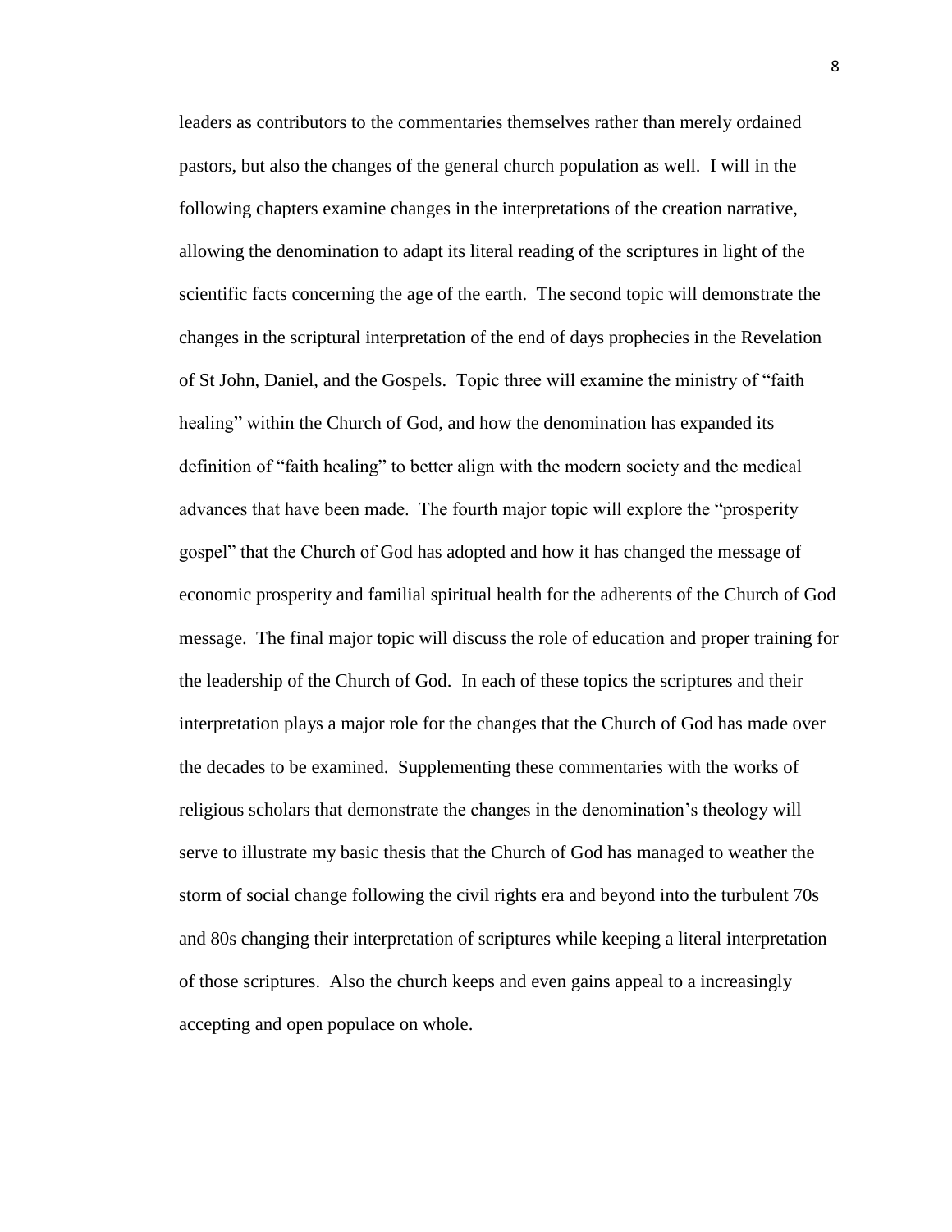leaders as contributors to the commentaries themselves rather than merely ordained pastors, but also the changes of the general church population as well. I will in the following chapters examine changes in the interpretations of the creation narrative, allowing the denomination to adapt its literal reading of the scriptures in light of the scientific facts concerning the age of the earth. The second topic will demonstrate the changes in the scriptural interpretation of the end of days prophecies in the Revelation of St John, Daniel, and the Gospels. Topic three will examine the ministry of "faith healing" within the Church of God, and how the denomination has expanded its definition of "faith healing" to better align with the modern society and the medical advances that have been made. The fourth major topic will explore the "prosperity gospel" that the Church of God has adopted and how it has changed the message of economic prosperity and familial spiritual health for the adherents of the Church of God message. The final major topic will discuss the role of education and proper training for the leadership of the Church of God. In each of these topics the scriptures and their interpretation plays a major role for the changes that the Church of God has made over the decades to be examined. Supplementing these commentaries with the works of religious scholars that demonstrate the changes in the denomination's theology will serve to illustrate my basic thesis that the Church of God has managed to weather the storm of social change following the civil rights era and beyond into the turbulent 70s and 80s changing their interpretation of scriptures while keeping a literal interpretation of those scriptures. Also the church keeps and even gains appeal to a increasingly accepting and open populace on whole.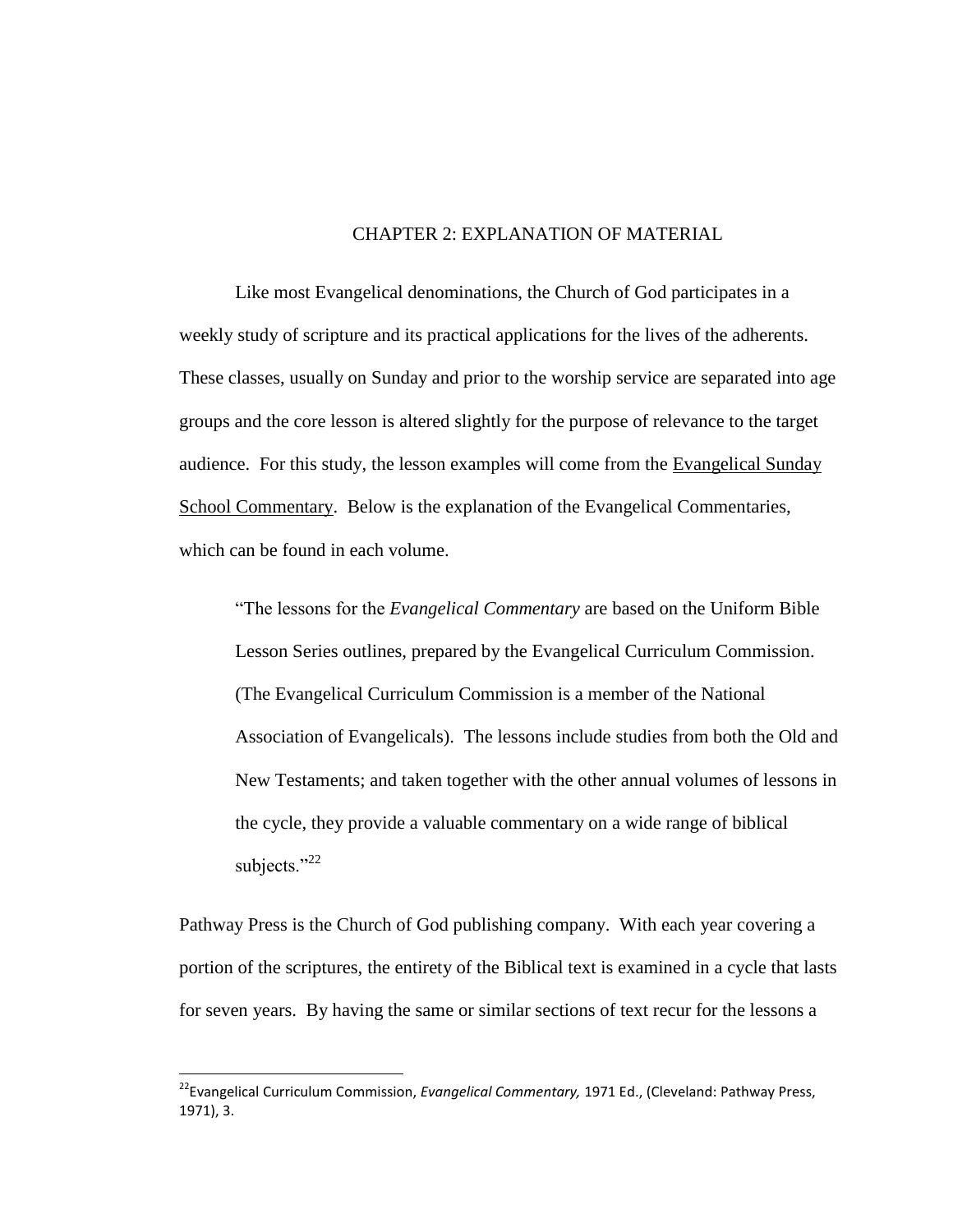# CHAPTER 2: EXPLANATION OF MATERIAL

Like most Evangelical denominations, the Church of God participates in a weekly study of scripture and its practical applications for the lives of the adherents. These classes, usually on Sunday and prior to the worship service are separated into age groups and the core lesson is altered slightly for the purpose of relevance to the target audience. For this study, the lesson examples will come from the Evangelical Sunday School Commentary. Below is the explanation of the Evangelical Commentaries, which can be found in each volume.

> "The lessons for the *Evangelical Commentary* are based on the Uniform Bible Lesson Series outlines, prepared by the Evangelical Curriculum Commission. (The Evangelical Curriculum Commission is a member of the National Association of Evangelicals). The lessons include studies from both the Old and New Testaments; and taken together with the other annual volumes of lessons in the cycle, they provide a valuable commentary on a wide range of biblical subjects."[22]

Pathway Press is the Church of God publishing company. With each year covering a portion of the scriptures, the entirety of the Biblical text is examined in a cycle that lasts for seven years. By having the same or similar sections of text recur for the lessons a

---

[22]Evangelical Curriculum Commission, *Evangelical Commentary,* 1971 Ed., (Cleveland: Pathway Press, 1971), 3.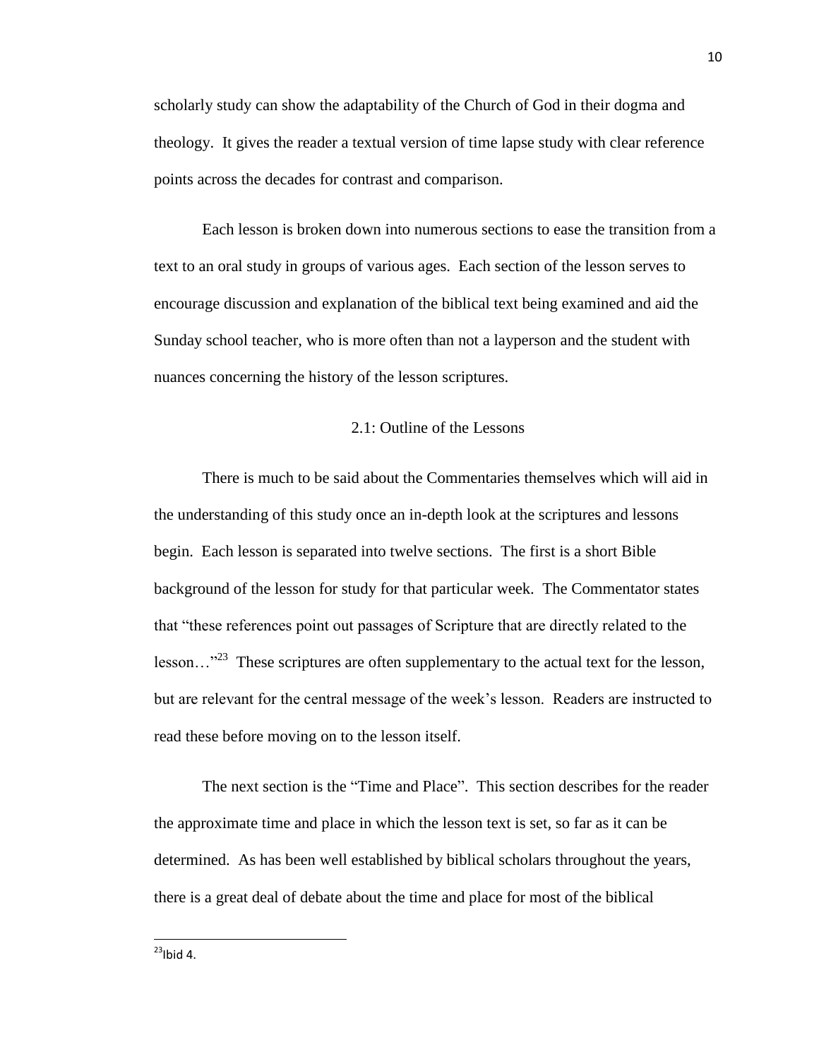scholarly study can show the adaptability of the Church of God in their dogma and theology. It gives the reader a textual version of time lapse study with clear reference points across the decades for contrast and comparison.

Each lesson is broken down into numerous sections to ease the transition from a text to an oral study in groups of various ages. Each section of the lesson serves to encourage discussion and explanation of the biblical text being examined and aid the Sunday school teacher, who is more often than not a layperson and the student with nuances concerning the history of the lesson scriptures.

## 2.1: Outline of the Lessons

There is much to be said about the Commentaries themselves which will aid in the understanding of this study once an in-depth look at the scriptures and lessons begin. Each lesson is separated into twelve sections. The first is a short Bible background of the lesson for study for that particular week. The Commentator states that "these references point out passages of Scripture that are directly related to the lesson…"[23] These scriptures are often supplementary to the actual text for the lesson, but are relevant for the central message of the week's lesson. Readers are instructed to read these before moving on to the lesson itself.

The next section is the "Time and Place". This section describes for the reader the approximate time and place in which the lesson text is set, so far as it can be determined. As has been well established by biblical scholars throughout the years, there is a great deal of debate about the time and place for most of the biblical

---

[23] Ibid 4.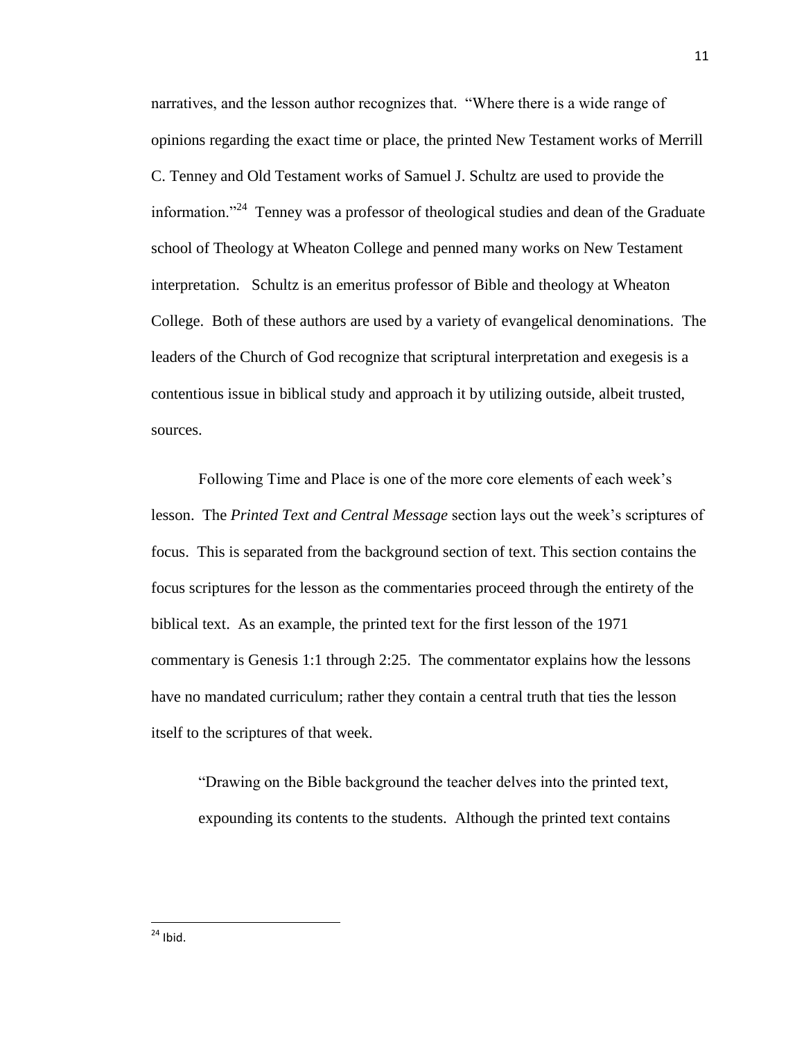narratives, and the lesson author recognizes that. "Where there is a wide range of opinions regarding the exact time or place, the printed New Testament works of Merrill C. Tenney and Old Testament works of Samuel J. Schultz are used to provide the information."[24] Tenney was a professor of theological studies and dean of the Graduate school of Theology at Wheaton College and penned many works on New Testament interpretation. Schultz is an emeritus professor of Bible and theology at Wheaton College. Both of these authors are used by a variety of evangelical denominations. The leaders of the Church of God recognize that scriptural interpretation and exegesis is a contentious issue in biblical study and approach it by utilizing outside, albeit trusted, sources.

Following Time and Place is one of the more core elements of each week's lesson. The *Printed Text and Central Message* section lays out the week's scriptures of focus. This is separated from the background section of text. This section contains the focus scriptures for the lesson as the commentaries proceed through the entirety of the biblical text. As an example, the printed text for the first lesson of the 1971 commentary is Genesis 1:1 through 2:25. The commentator explains how the lessons have no mandated curriculum; rather they contain a central truth that ties the lesson itself to the scriptures of that week.

> "Drawing on the Bible background the teacher delves into the printed text, expounding its contents to the students. Although the printed text contains

---

[24] Ibid.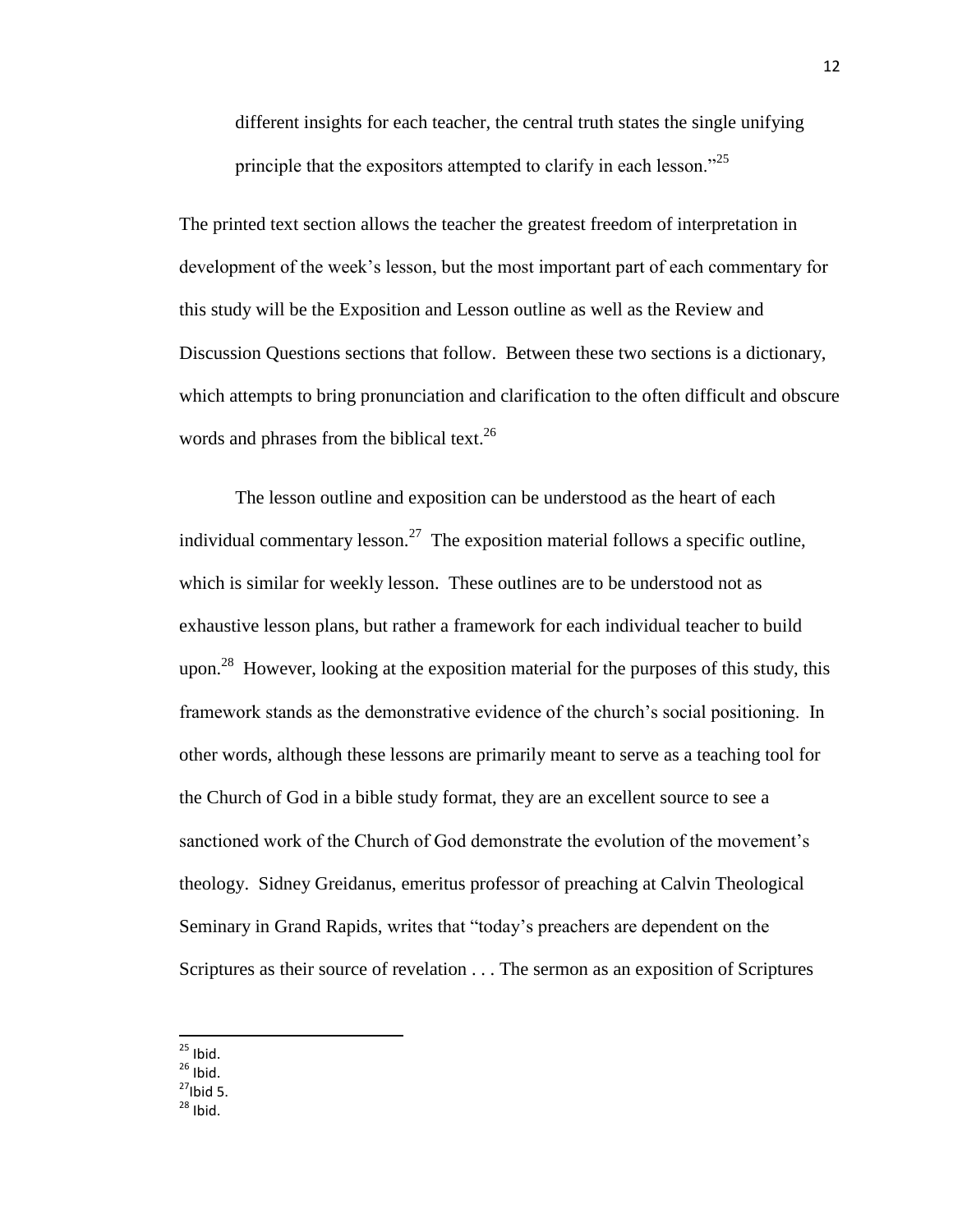different insights for each teacher, the central truth states the single unifying principle that the expositors attempted to clarify in each lesson."[25]

The printed text section allows the teacher the greatest freedom of interpretation in development of the week's lesson, but the most important part of each commentary for this study will be the Exposition and Lesson outline as well as the Review and Discussion Questions sections that follow. Between these two sections is a dictionary, which attempts to bring pronunciation and clarification to the often difficult and obscure words and phrases from the biblical text.[26]

The lesson outline and exposition can be understood as the heart of each individual commentary lesson.[27] The exposition material follows a specific outline, which is similar for weekly lesson. These outlines are to be understood not as exhaustive lesson plans, but rather a framework for each individual teacher to build upon.[28] However, looking at the exposition material for the purposes of this study, this framework stands as the demonstrative evidence of the church's social positioning. In other words, although these lessons are primarily meant to serve as a teaching tool for the Church of God in a bible study format, they are an excellent source to see a sanctioned work of the Church of God demonstrate the evolution of the movement's theology. Sidney Greidanus, emeritus professor of preaching at Calvin Theological Seminary in Grand Rapids, writes that "today's preachers are dependent on the Scriptures as their source of revelation . . . The sermon as an exposition of Scriptures

---

[25] Ibid.

[26] Ibid.

[27] Ibid 5.

[28] Ibid.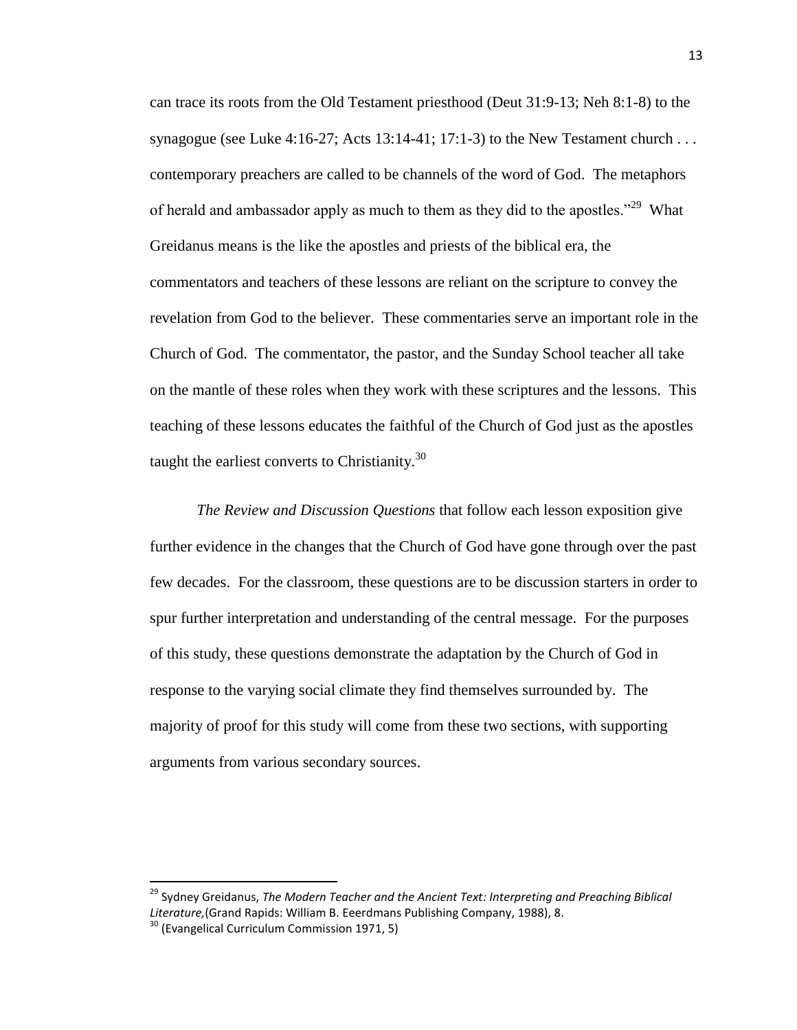can trace its roots from the Old Testament priesthood (Deut 31:9-13; Neh 8:1-8) to the synagogue (see Luke 4:16-27; Acts 13:14-41; 17:1-3) to the New Testament church . . . contemporary preachers are called to be channels of the word of God. The metaphors of herald and ambassador apply as much to them as they did to the apostles."[29] What Greidanus means is the like the apostles and priests of the biblical era, the commentators and teachers of these lessons are reliant on the scripture to convey the revelation from God to the believer. These commentaries serve an important role in the Church of God. The commentator, the pastor, and the Sunday School teacher all take on the mantle of these roles when they work with these scriptures and the lessons. This teaching of these lessons educates the faithful of the Church of God just as the apostles taught the earliest converts to Christianity.[30]

*The Review and Discussion Questions* that follow each lesson exposition give further evidence in the changes that the Church of God have gone through over the past few decades. For the classroom, these questions are to be discussion starters in order to spur further interpretation and understanding of the central message. For the purposes of this study, these questions demonstrate the adaptation by the Church of God in response to the varying social climate they find themselves surrounded by. The majority of proof for this study will come from these two sections, with supporting arguments from various secondary sources.

---

[29] Sydney Greidanus, *The Modern Teacher and the Ancient Text: Interpreting and Preaching Biblical Literature,*(Grand Rapids: William B. Eeerdmans Publishing Company, 1988), 8.

[30] (Evangelical Curriculum Commission 1971, 5)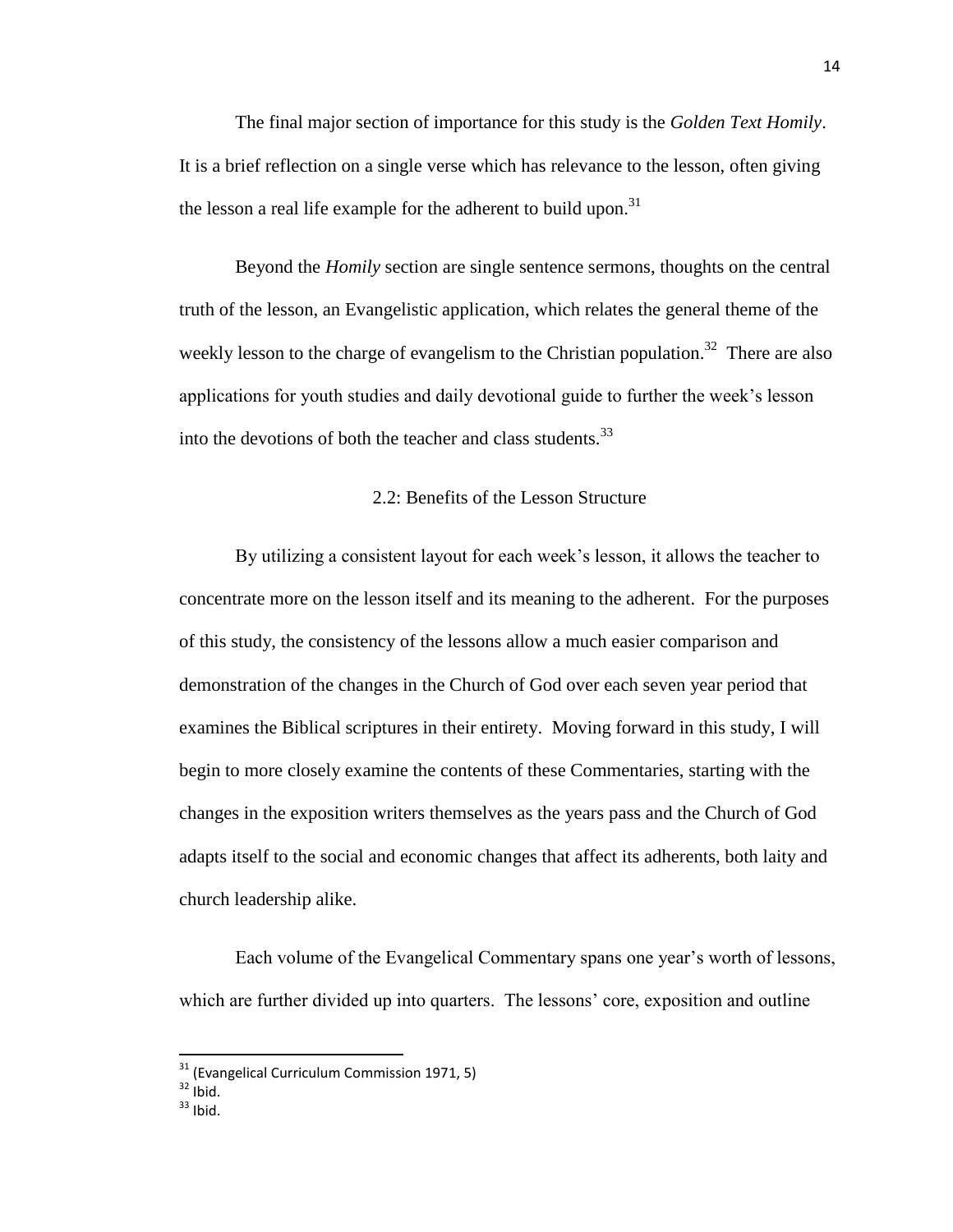The final major section of importance for this study is the *Golden Text Homily*. It is a brief reflection on a single verse which has relevance to the lesson, often giving the lesson a real life example for the adherent to build upon.[31]

Beyond the *Homily* section are single sentence sermons, thoughts on the central truth of the lesson, an Evangelistic application, which relates the general theme of the weekly lesson to the charge of evangelism to the Christian population.[32] There are also applications for youth studies and daily devotional guide to further the week's lesson into the devotions of both the teacher and class students.[33]

## 2.2: Benefits of the Lesson Structure

By utilizing a consistent layout for each week's lesson, it allows the teacher to concentrate more on the lesson itself and its meaning to the adherent. For the purposes of this study, the consistency of the lessons allow a much easier comparison and demonstration of the changes in the Church of God over each seven year period that examines the Biblical scriptures in their entirety. Moving forward in this study, I will begin to more closely examine the contents of these Commentaries, starting with the changes in the exposition writers themselves as the years pass and the Church of God adapts itself to the social and economic changes that affect its adherents, both laity and church leadership alike.

Each volume of the Evangelical Commentary spans one year's worth of lessons, which are further divided up into quarters. The lessons' core, exposition and outline

---

[31] (Evangelical Curriculum Commission 1971, 5)
[32] Ibid.
[33] Ibid.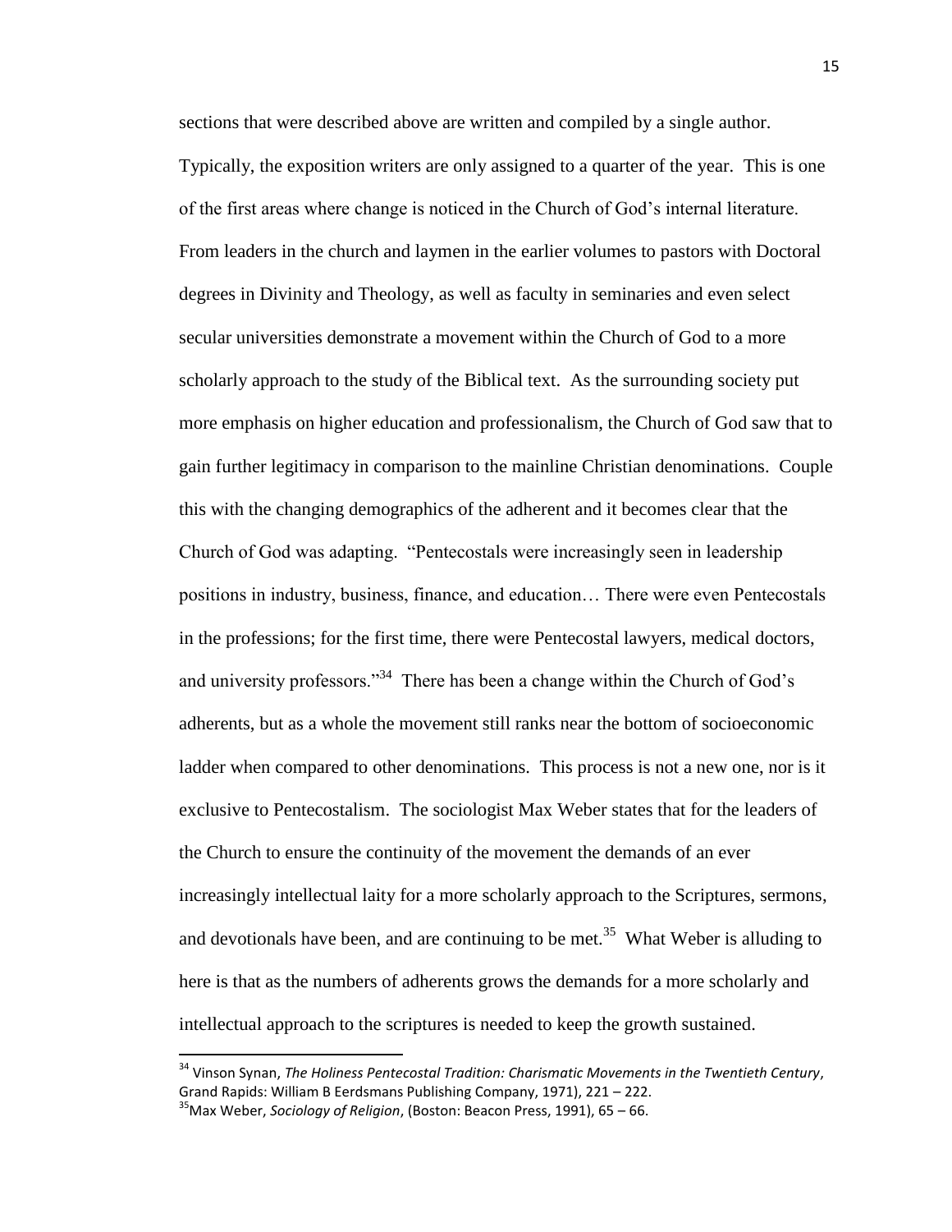sections that were described above are written and compiled by a single author. Typically, the exposition writers are only assigned to a quarter of the year. This is one of the first areas where change is noticed in the Church of God's internal literature. From leaders in the church and laymen in the earlier volumes to pastors with Doctoral degrees in Divinity and Theology, as well as faculty in seminaries and even select secular universities demonstrate a movement within the Church of God to a more scholarly approach to the study of the Biblical text. As the surrounding society put more emphasis on higher education and professionalism, the Church of God saw that to gain further legitimacy in comparison to the mainline Christian denominations. Couple this with the changing demographics of the adherent and it becomes clear that the Church of God was adapting. "Pentecostals were increasingly seen in leadership positions in industry, business, finance, and education… There were even Pentecostals in the professions; for the first time, there were Pentecostal lawyers, medical doctors, and university professors."[34] There has been a change within the Church of God's adherents, but as a whole the movement still ranks near the bottom of socioeconomic ladder when compared to other denominations. This process is not a new one, nor is it exclusive to Pentecostalism. The sociologist Max Weber states that for the leaders of the Church to ensure the continuity of the movement the demands of an ever increasingly intellectual laity for a more scholarly approach to the Scriptures, sermons, and devotionals have been, and are continuing to be met.[35] What Weber is alluding to here is that as the numbers of adherents grows the demands for a more scholarly and intellectual approach to the scriptures is needed to keep the growth sustained.

---

[34] Vinson Synan, *The Holiness Pentecostal Tradition: Charismatic Movements in the Twentieth Century*, Grand Rapids: William B Eerdsmans Publishing Company, 1971), 221 – 222.

[35] Max Weber, *Sociology of Religion*, (Boston: Beacon Press, 1991), 65 – 66.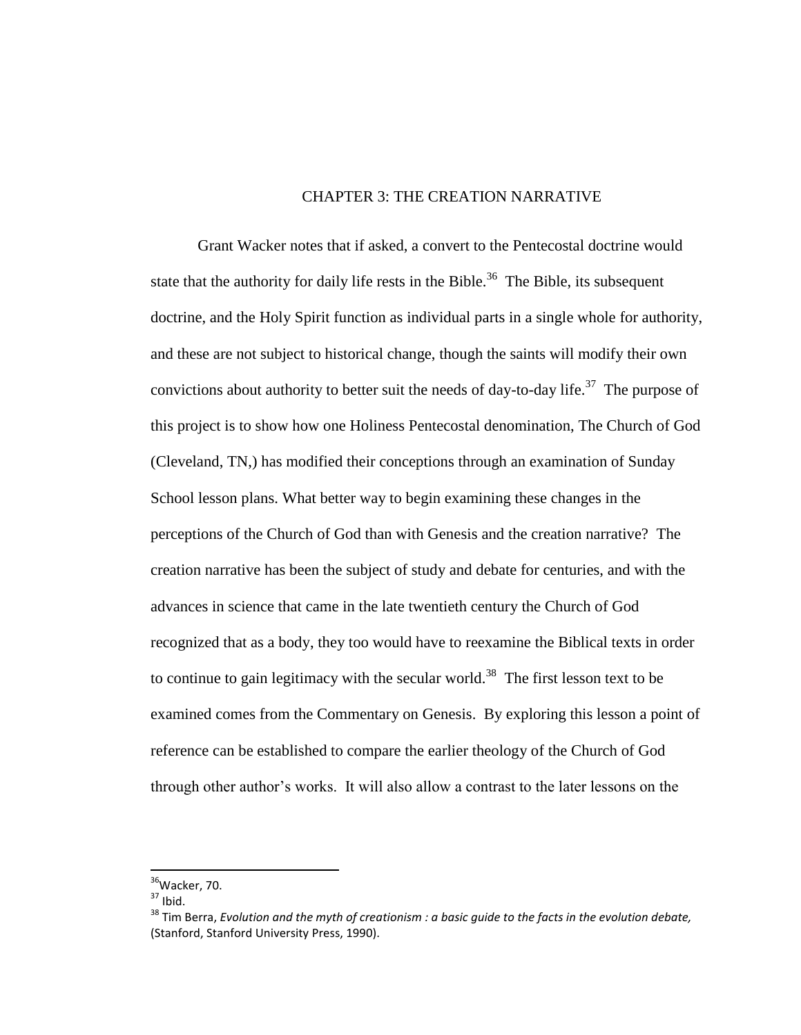# CHAPTER 3: THE CREATION NARRATIVE

Grant Wacker notes that if asked, a convert to the Pentecostal doctrine would state that the authority for daily life rests in the Bible.[36] The Bible, its subsequent doctrine, and the Holy Spirit function as individual parts in a single whole for authority, and these are not subject to historical change, though the saints will modify their own convictions about authority to better suit the needs of day-to-day life.[37] The purpose of this project is to show how one Holiness Pentecostal denomination, The Church of God (Cleveland, TN,) has modified their conceptions through an examination of Sunday School lesson plans. What better way to begin examining these changes in the perceptions of the Church of God than with Genesis and the creation narrative? The creation narrative has been the subject of study and debate for centuries, and with the advances in science that came in the late twentieth century the Church of God recognized that as a body, they too would have to reexamine the Biblical texts in order to continue to gain legitimacy with the secular world.[38] The first lesson text to be examined comes from the Commentary on Genesis. By exploring this lesson a point of reference can be established to compare the earlier theology of the Church of God through other author's works. It will also allow a contrast to the later lessons on the

---

[36] Wacker, 70.

[37] Ibid.

[38] Tim Berra, *Evolution and the myth of creationism : a basic guide to the facts in the evolution debate,* (Stanford, Stanford University Press, 1990).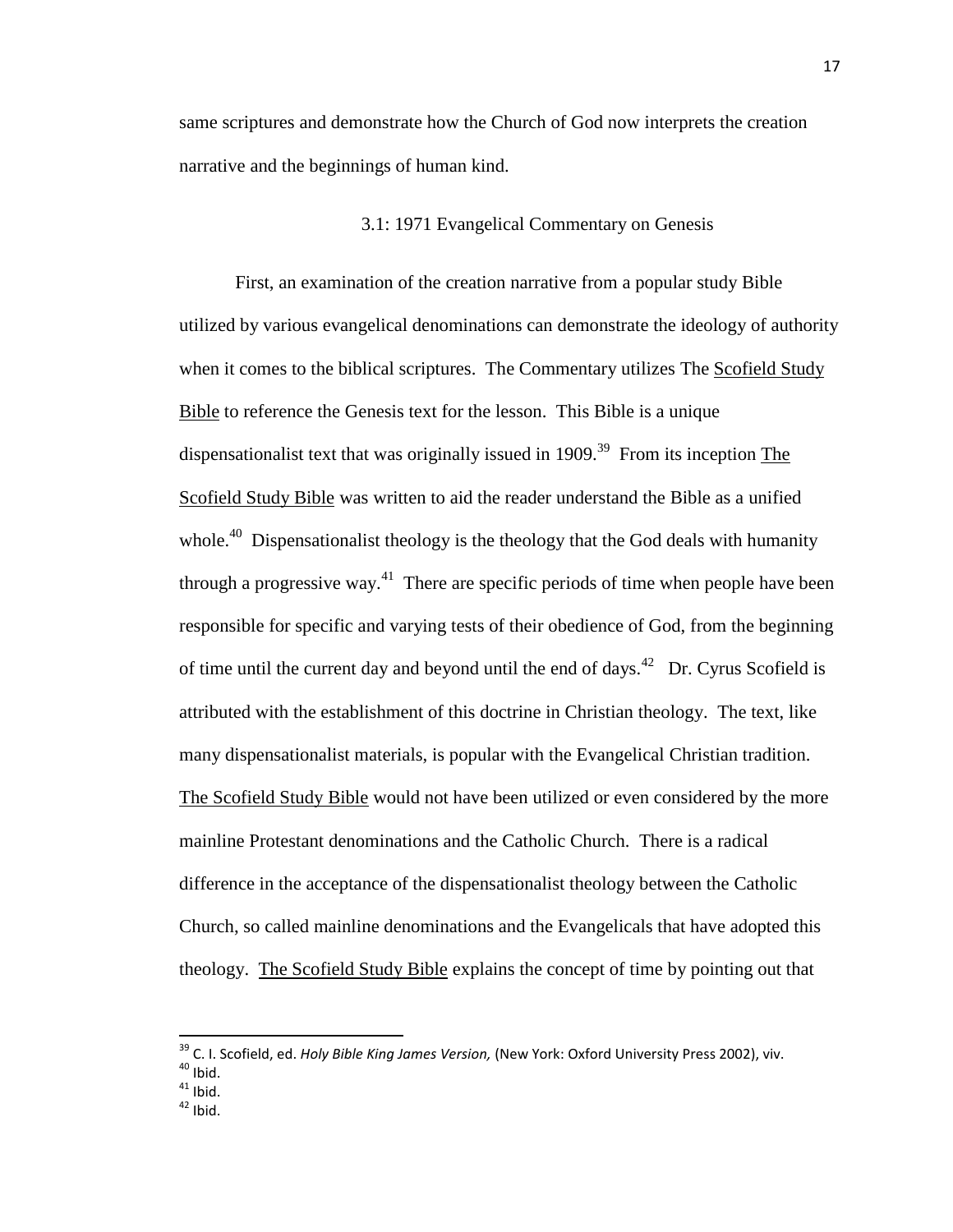same scriptures and demonstrate how the Church of God now interprets the creation narrative and the beginnings of human kind.

### 3.1: 1971 Evangelical Commentary on Genesis

First, an examination of the creation narrative from a popular study Bible utilized by various evangelical denominations can demonstrate the ideology of authority when it comes to the biblical scriptures. The Commentary utilizes The Scofield Study Bible to reference the Genesis text for the lesson. This Bible is a unique dispensationalist text that was originally issued in 1909.[39] From its inception The Scofield Study Bible was written to aid the reader understand the Bible as a unified whole.[40] Dispensationalist theology is the theology that the God deals with humanity through a progressive way.[41] There are specific periods of time when people have been responsible for specific and varying tests of their obedience of God, from the beginning of time until the current day and beyond until the end of days.[42] Dr. Cyrus Scofield is attributed with the establishment of this doctrine in Christian theology. The text, like many dispensationalist materials, is popular with the Evangelical Christian tradition. The Scofield Study Bible would not have been utilized or even considered by the more mainline Protestant denominations and the Catholic Church. There is a radical difference in the acceptance of the dispensationalist theology between the Catholic Church, so called mainline denominations and the Evangelicals that have adopted this theology. The Scofield Study Bible explains the concept of time by pointing out that

---

[39] C. I. Scofield, ed. *Holy Bible King James Version,* (New York: Oxford University Press 2002), viv.
[40] Ibid.
[41] Ibid.
[42] Ibid.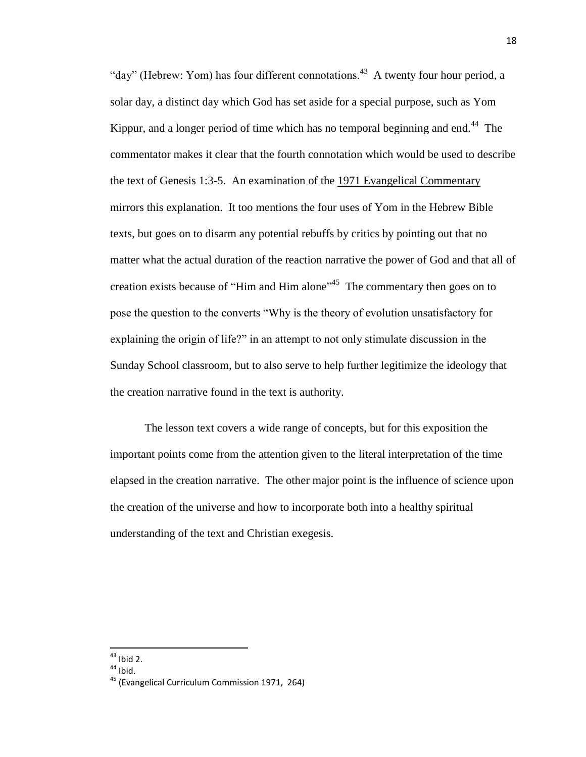"day" (Hebrew: Yom) has four different connotations.[43] A twenty four hour period, a solar day, a distinct day which God has set aside for a special purpose, such as Yom Kippur, and a longer period of time which has no temporal beginning and end.[44] The commentator makes it clear that the fourth connotation which would be used to describe the text of Genesis 1:3-5. An examination of the 1971 Evangelical Commentary mirrors this explanation. It too mentions the four uses of Yom in the Hebrew Bible texts, but goes on to disarm any potential rebuffs by critics by pointing out that no matter what the actual duration of the reaction narrative the power of God and that all of creation exists because of "Him and Him alone"[45] The commentary then goes on to pose the question to the converts "Why is the theory of evolution unsatisfactory for explaining the origin of life?" in an attempt to not only stimulate discussion in the Sunday School classroom, but to also serve to help further legitimize the ideology that the creation narrative found in the text is authority.

The lesson text covers a wide range of concepts, but for this exposition the important points come from the attention given to the literal interpretation of the time elapsed in the creation narrative. The other major point is the influence of science upon the creation of the universe and how to incorporate both into a healthy spiritual understanding of the text and Christian exegesis.

---

[43] Ibid 2.

[44] Ibid.

[45] (Evangelical Curriculum Commission 1971, 264)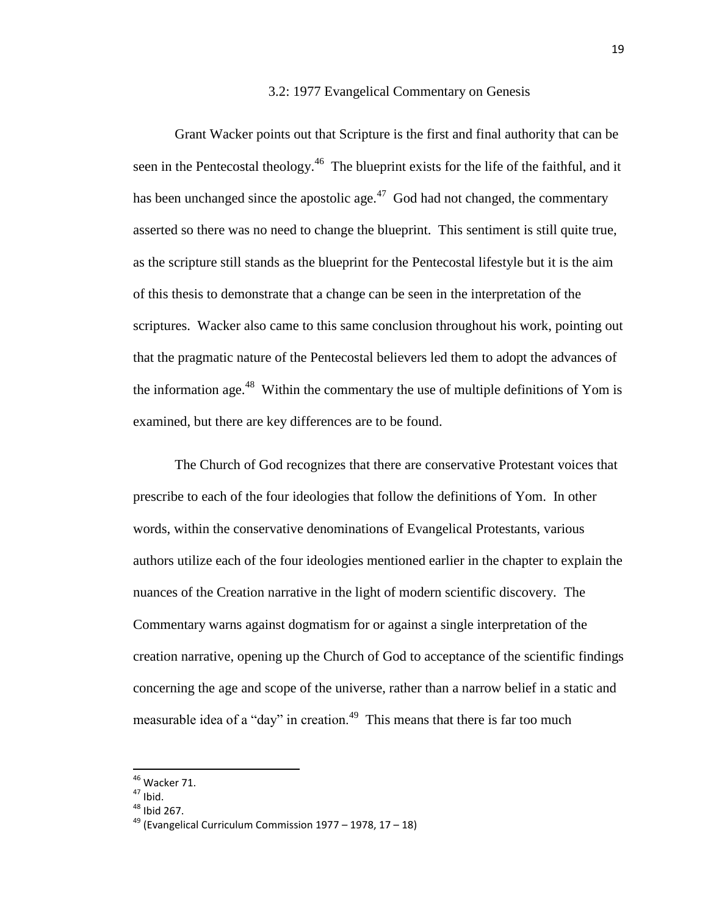### 3.2: 1977 Evangelical Commentary on Genesis

Grant Wacker points out that Scripture is the first and final authority that can be seen in the Pentecostal theology.[46] The blueprint exists for the life of the faithful, and it has been unchanged since the apostolic age.[47] God had not changed, the commentary asserted so there was no need to change the blueprint. This sentiment is still quite true, as the scripture still stands as the blueprint for the Pentecostal lifestyle but it is the aim of this thesis to demonstrate that a change can be seen in the interpretation of the scriptures. Wacker also came to this same conclusion throughout his work, pointing out that the pragmatic nature of the Pentecostal believers led them to adopt the advances of the information age.[48] Within the commentary the use of multiple definitions of Yom is examined, but there are key differences are to be found.

The Church of God recognizes that there are conservative Protestant voices that prescribe to each of the four ideologies that follow the definitions of Yom. In other words, within the conservative denominations of Evangelical Protestants, various authors utilize each of the four ideologies mentioned earlier in the chapter to explain the nuances of the Creation narrative in the light of modern scientific discovery. The Commentary warns against dogmatism for or against a single interpretation of the creation narrative, opening up the Church of God to acceptance of the scientific findings concerning the age and scope of the universe, rather than a narrow belief in a static and measurable idea of a "day" in creation.[49] This means that there is far too much

---

[46] Wacker 71.

[47] Ibid.

[48] Ibid 267.

[49] (Evangelical Curriculum Commission 1977 – 1978, 17 – 18)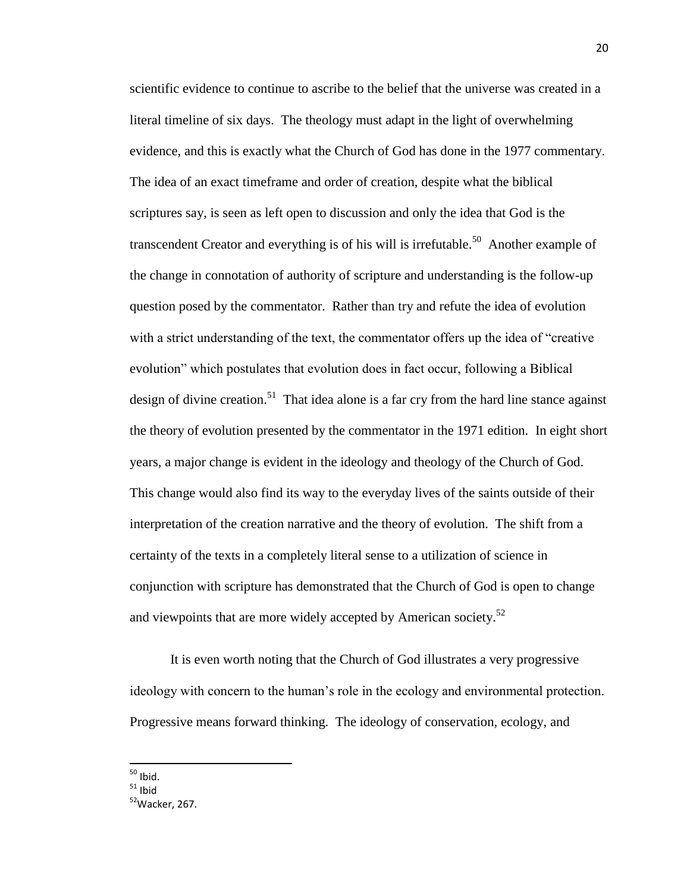scientific evidence to continue to ascribe to the belief that the universe was created in a literal timeline of six days. The theology must adapt in the light of overwhelming evidence, and this is exactly what the Church of God has done in the 1977 commentary. The idea of an exact timeframe and order of creation, despite what the biblical scriptures say, is seen as left open to discussion and only the idea that God is the transcendent Creator and everything is of his will is irrefutable.[50] Another example of the change in connotation of authority of scripture and understanding is the follow-up question posed by the commentator. Rather than try and refute the idea of evolution with a strict understanding of the text, the commentator offers up the idea of "creative evolution" which postulates that evolution does in fact occur, following a Biblical design of divine creation.[51] That idea alone is a far cry from the hard line stance against the theory of evolution presented by the commentator in the 1971 edition. In eight short years, a major change is evident in the ideology and theology of the Church of God. This change would also find its way to the everyday lives of the saints outside of their interpretation of the creation narrative and the theory of evolution. The shift from a certainty of the texts in a completely literal sense to a utilization of science in conjunction with scripture has demonstrated that the Church of God is open to change and viewpoints that are more widely accepted by American society.[52]

It is even worth noting that the Church of God illustrates a very progressive ideology with concern to the human's role in the ecology and environmental protection. Progressive means forward thinking. The ideology of conservation, ecology, and

---

[50] Ibid.
[51] Ibid
[52] Wacker, 267.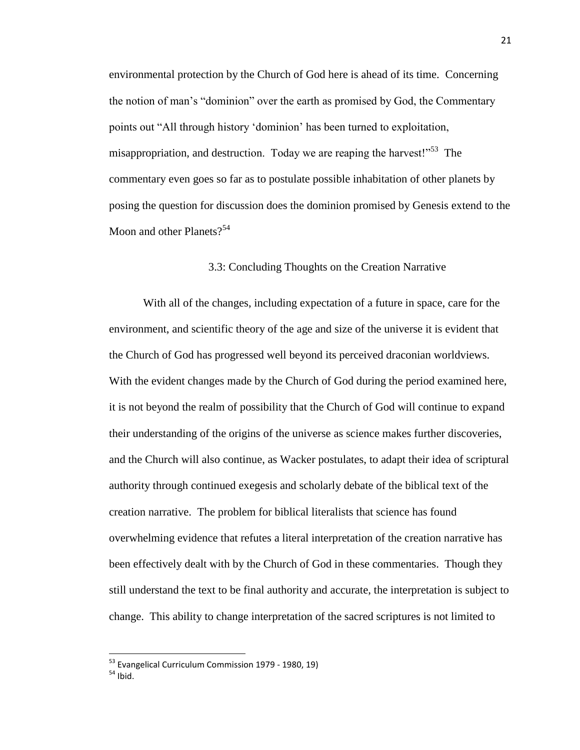environmental protection by the Church of God here is ahead of its time. Concerning the notion of man's "dominion" over the earth as promised by God, the Commentary points out "All through history 'dominion' has been turned to exploitation, misappropriation, and destruction. Today we are reaping the harvest!"[53] The commentary even goes so far as to postulate possible inhabitation of other planets by posing the question for discussion does the dominion promised by Genesis extend to the Moon and other Planets?[54]

### 3.3: Concluding Thoughts on the Creation Narrative

With all of the changes, including expectation of a future in space, care for the environment, and scientific theory of the age and size of the universe it is evident that the Church of God has progressed well beyond its perceived draconian worldviews. With the evident changes made by the Church of God during the period examined here, it is not beyond the realm of possibility that the Church of God will continue to expand their understanding of the origins of the universe as science makes further discoveries, and the Church will also continue, as Wacker postulates, to adapt their idea of scriptural authority through continued exegesis and scholarly debate of the biblical text of the creation narrative. The problem for biblical literalists that science has found overwhelming evidence that refutes a literal interpretation of the creation narrative has been effectively dealt with by the Church of God in these commentaries. Though they still understand the text to be final authority and accurate, the interpretation is subject to change. This ability to change interpretation of the sacred scriptures is not limited to

---

[53] Evangelical Curriculum Commission 1979 - 1980, 19)

[54] Ibid.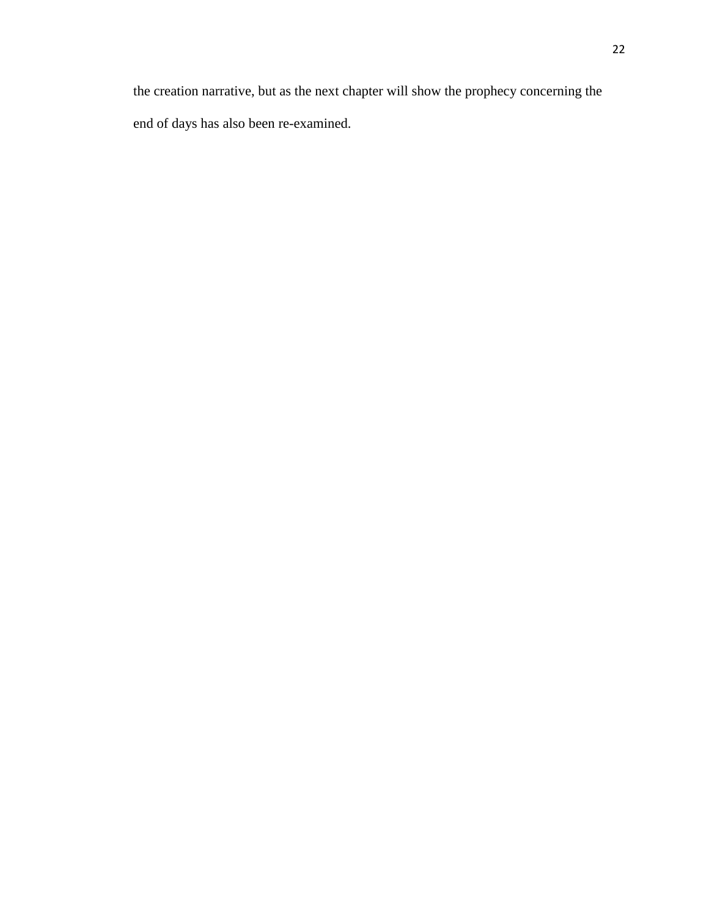the creation narrative, but as the next chapter will show the prophecy concerning the end of days has also been re-examined.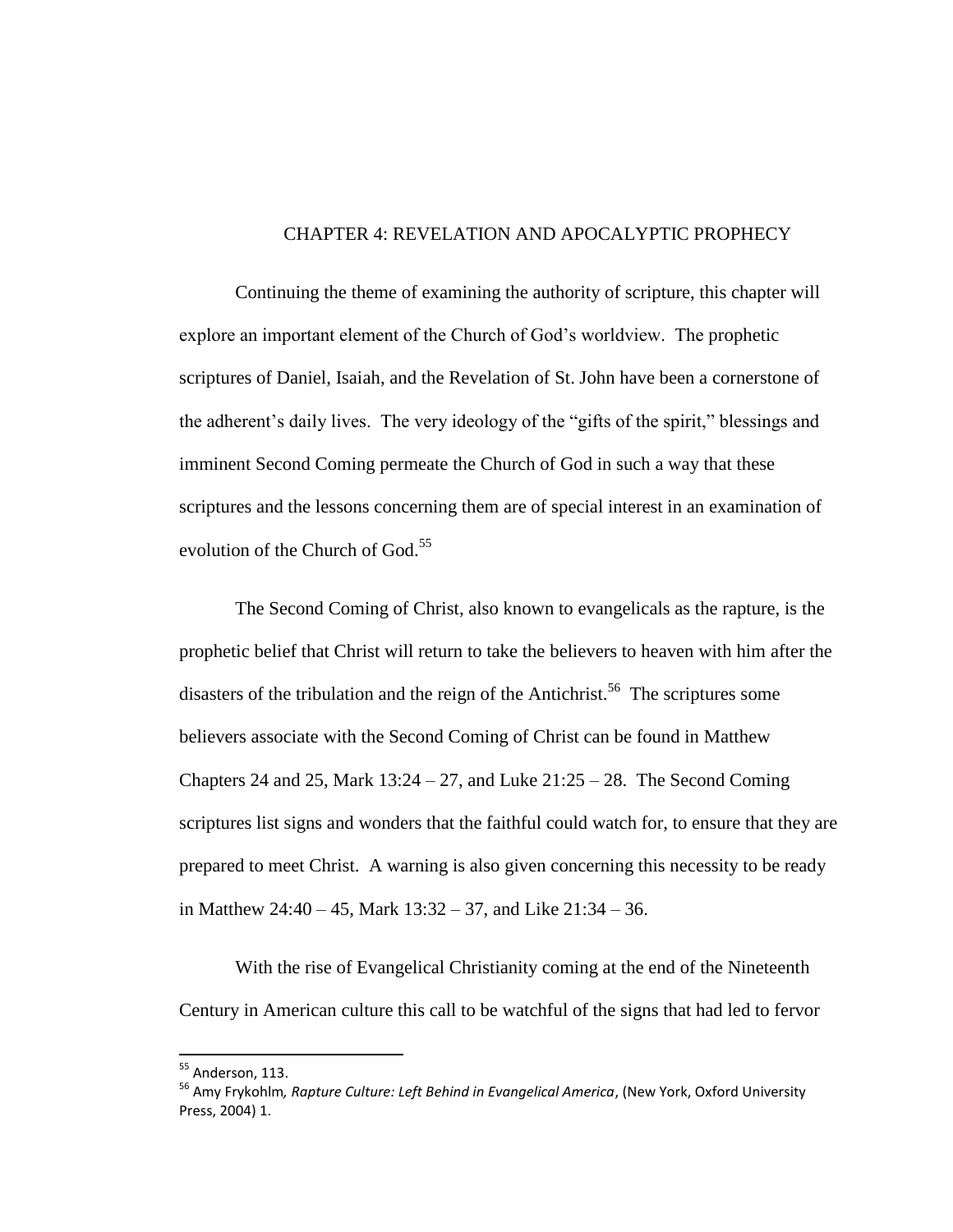# CHAPTER 4: REVELATION AND APOCALYPTIC PROPHECY

Continuing the theme of examining the authority of scripture, this chapter will explore an important element of the Church of God's worldview. The prophetic scriptures of Daniel, Isaiah, and the Revelation of St. John have been a cornerstone of the adherent's daily lives. The very ideology of the "gifts of the spirit," blessings and imminent Second Coming permeate the Church of God in such a way that these scriptures and the lessons concerning them are of special interest in an examination of evolution of the Church of God.[55]

The Second Coming of Christ, also known to evangelicals as the rapture, is the prophetic belief that Christ will return to take the believers to heaven with him after the disasters of the tribulation and the reign of the Antichrist.[56] The scriptures some believers associate with the Second Coming of Christ can be found in Matthew Chapters 24 and 25, Mark 13:24 – 27, and Luke 21:25 – 28. The Second Coming scriptures list signs and wonders that the faithful could watch for, to ensure that they are prepared to meet Christ. A warning is also given concerning this necessity to be ready in Matthew 24:40 – 45, Mark 13:32 – 37, and Like 21:34 – 36.

With the rise of Evangelical Christianity coming at the end of the Nineteenth Century in American culture this call to be watchful of the signs that had led to fervor

---

[55] Anderson, 113.

[56] Amy Frykohlm*, Rapture Culture: Left Behind in Evangelical America*, (New York, Oxford University Press, 2004) 1.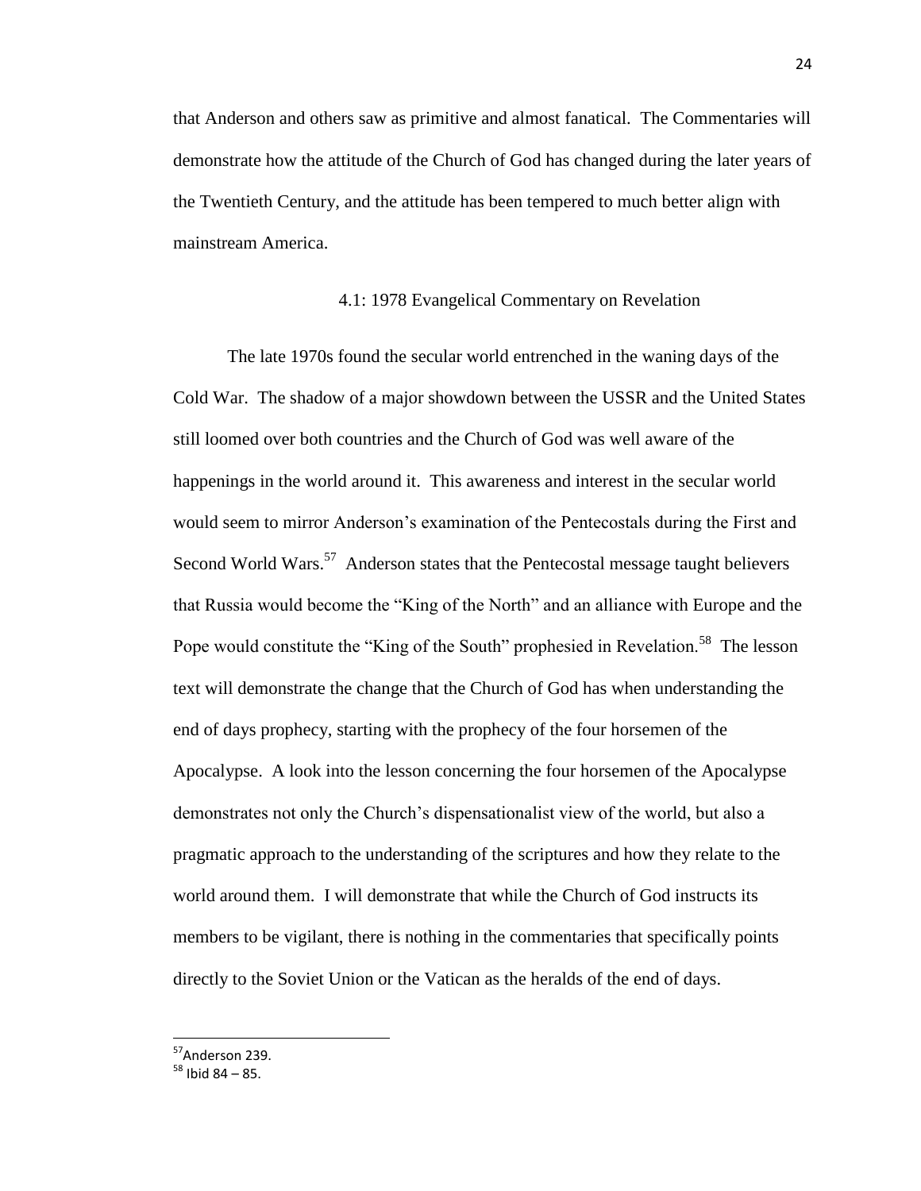that Anderson and others saw as primitive and almost fanatical. The Commentaries will demonstrate how the attitude of the Church of God has changed during the later years of the Twentieth Century, and the attitude has been tempered to much better align with mainstream America.

### 4.1: 1978 Evangelical Commentary on Revelation

The late 1970s found the secular world entrenched in the waning days of the Cold War. The shadow of a major showdown between the USSR and the United States still loomed over both countries and the Church of God was well aware of the happenings in the world around it. This awareness and interest in the secular world would seem to mirror Anderson's examination of the Pentecostals during the First and Second World Wars.[57] Anderson states that the Pentecostal message taught believers that Russia would become the "King of the North" and an alliance with Europe and the Pope would constitute the "King of the South" prophesied in Revelation.[58] The lesson text will demonstrate the change that the Church of God has when understanding the end of days prophecy, starting with the prophecy of the four horsemen of the Apocalypse. A look into the lesson concerning the four horsemen of the Apocalypse demonstrates not only the Church's dispensationalist view of the world, but also a pragmatic approach to the understanding of the scriptures and how they relate to the world around them. I will demonstrate that while the Church of God instructs its members to be vigilant, there is nothing in the commentaries that specifically points directly to the Soviet Union or the Vatican as the heralds of the end of days.

---

[57] Anderson 239.

[58] Ibid 84 – 85.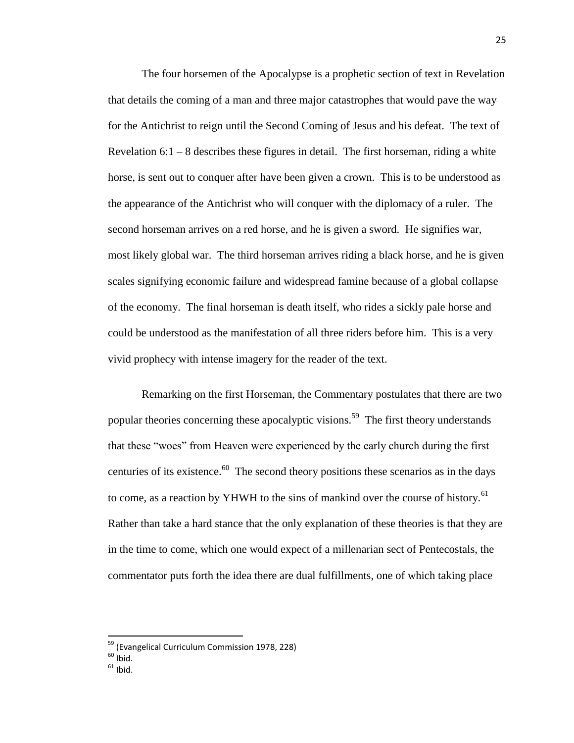The four horsemen of the Apocalypse is a prophetic section of text in Revelation that details the coming of a man and three major catastrophes that would pave the way for the Antichrist to reign until the Second Coming of Jesus and his defeat. The text of Revelation 6:1 – 8 describes these figures in detail. The first horseman, riding a white horse, is sent out to conquer after have been given a crown. This is to be understood as the appearance of the Antichrist who will conquer with the diplomacy of a ruler. The second horseman arrives on a red horse, and he is given a sword. He signifies war, most likely global war. The third horseman arrives riding a black horse, and he is given scales signifying economic failure and widespread famine because of a global collapse of the economy. The final horseman is death itself, who rides a sickly pale horse and could be understood as the manifestation of all three riders before him. This is a very vivid prophecy with intense imagery for the reader of the text.

Remarking on the first Horseman, the Commentary postulates that there are two popular theories concerning these apocalyptic visions.[59] The first theory understands that these "woes" from Heaven were experienced by the early church during the first centuries of its existence.[60] The second theory positions these scenarios as in the days to come, as a reaction by YHWH to the sins of mankind over the course of history.[61] Rather than take a hard stance that the only explanation of these theories is that they are in the time to come, which one would expect of a millenarian sect of Pentecostals, the commentator puts forth the idea there are dual fulfillments, one of which taking place

---

[59] (Evangelical Curriculum Commission 1978, 228)

[60] Ibid.

[61] Ibid.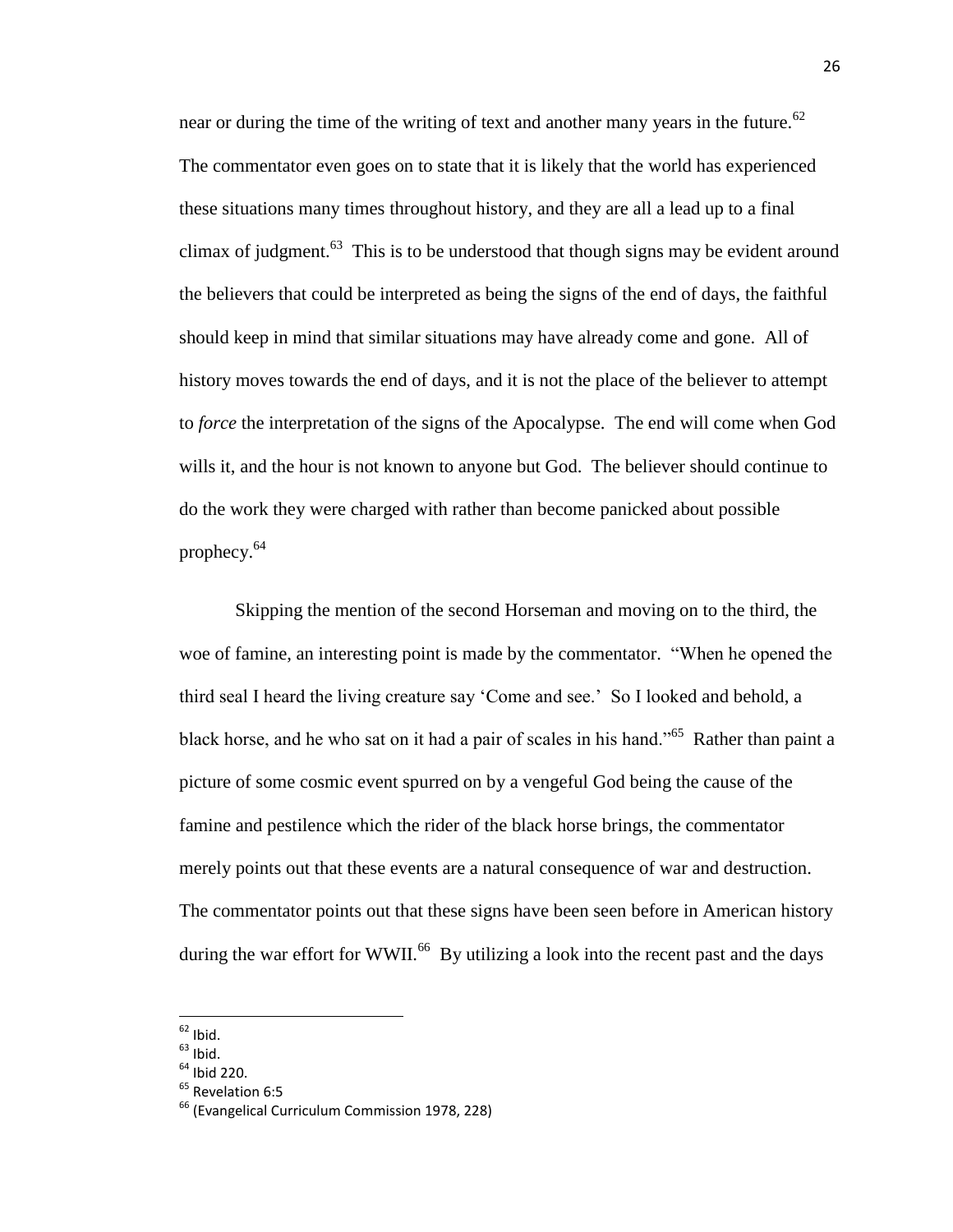near or during the time of the writing of text and another many years in the future.[62] The commentator even goes on to state that it is likely that the world has experienced these situations many times throughout history, and they are all a lead up to a final climax of judgment.[63] This is to be understood that though signs may be evident around the believers that could be interpreted as being the signs of the end of days, the faithful should keep in mind that similar situations may have already come and gone. All of history moves towards the end of days, and it is not the place of the believer to attempt to *force* the interpretation of the signs of the Apocalypse. The end will come when God wills it, and the hour is not known to anyone but God. The believer should continue to do the work they were charged with rather than become panicked about possible prophecy.[64]

Skipping the mention of the second Horseman and moving on to the third, the woe of famine, an interesting point is made by the commentator. "When he opened the third seal I heard the living creature say 'Come and see.' So I looked and behold, a black horse, and he who sat on it had a pair of scales in his hand."[65] Rather than paint a picture of some cosmic event spurred on by a vengeful God being the cause of the famine and pestilence which the rider of the black horse brings, the commentator merely points out that these events are a natural consequence of war and destruction. The commentator points out that these signs have been seen before in American history during the war effort for WWII.[66] By utilizing a look into the recent past and the days

---

[62] Ibid.
[63] Ibid.
[64] Ibid 220.
[65] Revelation 6:5
[66] (Evangelical Curriculum Commission 1978, 228)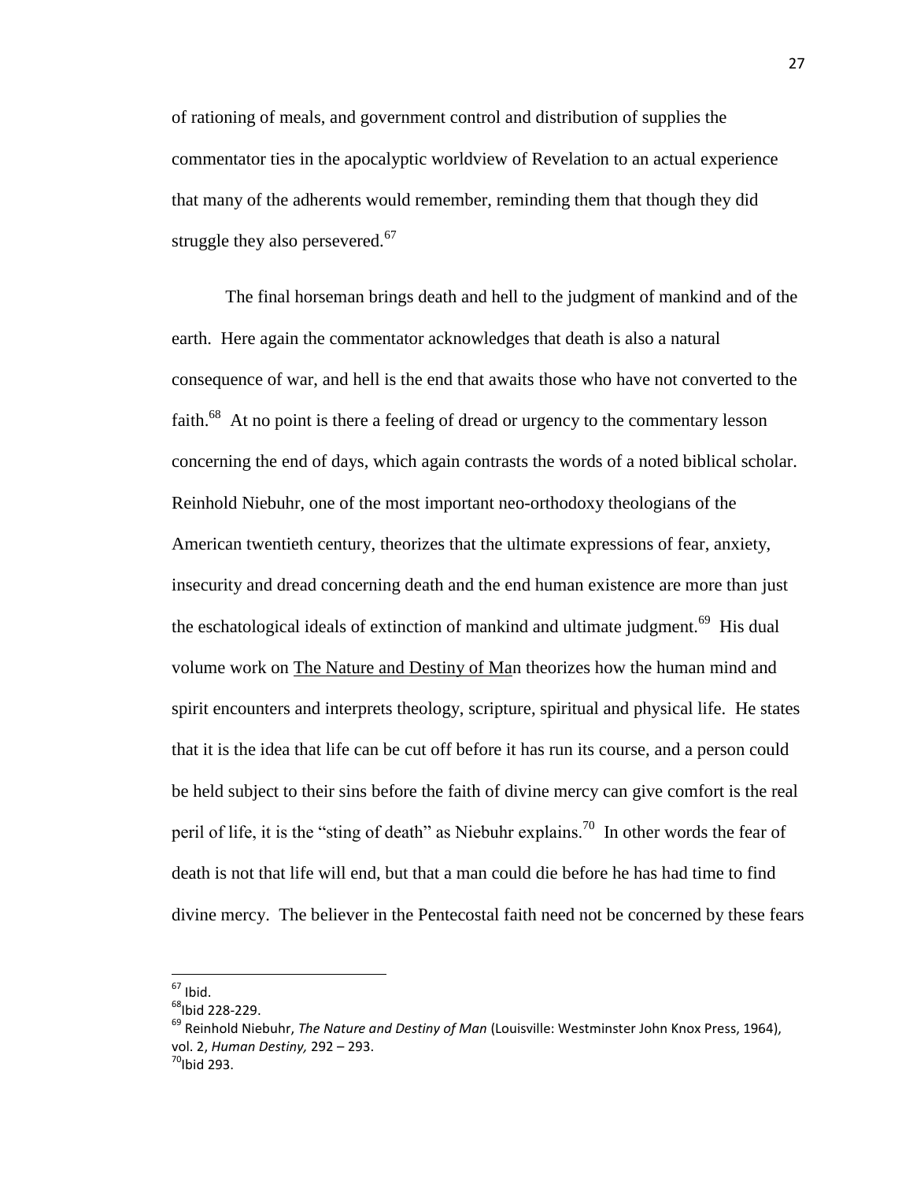of rationing of meals, and government control and distribution of supplies the commentator ties in the apocalyptic worldview of Revelation to an actual experience that many of the adherents would remember, reminding them that though they did struggle they also persevered.[67]

The final horseman brings death and hell to the judgment of mankind and of the earth. Here again the commentator acknowledges that death is also a natural consequence of war, and hell is the end that awaits those who have not converted to the faith.[68] At no point is there a feeling of dread or urgency to the commentary lesson concerning the end of days, which again contrasts the words of a noted biblical scholar. Reinhold Niebuhr, one of the most important neo-orthodoxy theologians of the American twentieth century, theorizes that the ultimate expressions of fear, anxiety, insecurity and dread concerning death and the end human existence are more than just the eschatological ideals of extinction of mankind and ultimate judgment.[69] His dual volume work on The Nature and Destiny of Man theorizes how the human mind and spirit encounters and interprets theology, scripture, spiritual and physical life. He states that it is the idea that life can be cut off before it has run its course, and a person could be held subject to their sins before the faith of divine mercy can give comfort is the real peril of life, it is the "sting of death" as Niebuhr explains.[70] In other words the fear of death is not that life will end, but that a man could die before he has had time to find divine mercy. The believer in the Pentecostal faith need not be concerned by these fears

---

[67] Ibid.

[68] Ibid 228-229.

[69] Reinhold Niebuhr, *The Nature and Destiny of Man* (Louisville: Westminster John Knox Press, 1964), vol. 2, *Human Destiny,* 292 – 293.

[70] Ibid 293.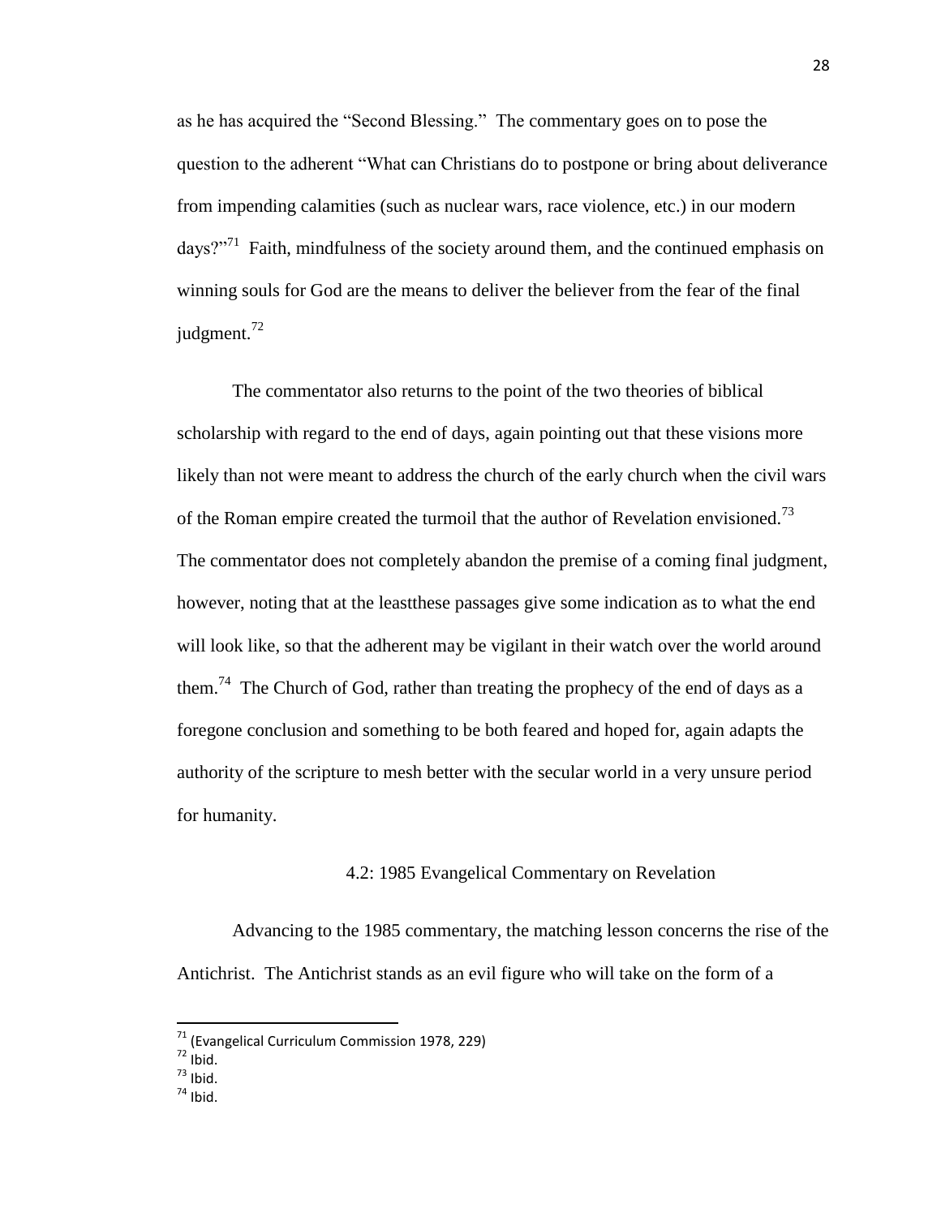as he has acquired the "Second Blessing." The commentary goes on to pose the question to the adherent "What can Christians do to postpone or bring about deliverance from impending calamities (such as nuclear wars, race violence, etc.) in our modern days?"[71] Faith, mindfulness of the society around them, and the continued emphasis on winning souls for God are the means to deliver the believer from the fear of the final judgment.[72]

The commentator also returns to the point of the two theories of biblical scholarship with regard to the end of days, again pointing out that these visions more likely than not were meant to address the church of the early church when the civil wars of the Roman empire created the turmoil that the author of Revelation envisioned.[73] The commentator does not completely abandon the premise of a coming final judgment, however, noting that at the leastthese passages give some indication as to what the end will look like, so that the adherent may be vigilant in their watch over the world around them.[74] The Church of God, rather than treating the prophecy of the end of days as a foregone conclusion and something to be both feared and hoped for, again adapts the authority of the scripture to mesh better with the secular world in a very unsure period for humanity.

### 4.2: 1985 Evangelical Commentary on Revelation

Advancing to the 1985 commentary, the matching lesson concerns the rise of the Antichrist. The Antichrist stands as an evil figure who will take on the form of a

---

[71] (Evangelical Curriculum Commission 1978, 229)
[72] Ibid.
[73] Ibid.
[74] Ibid.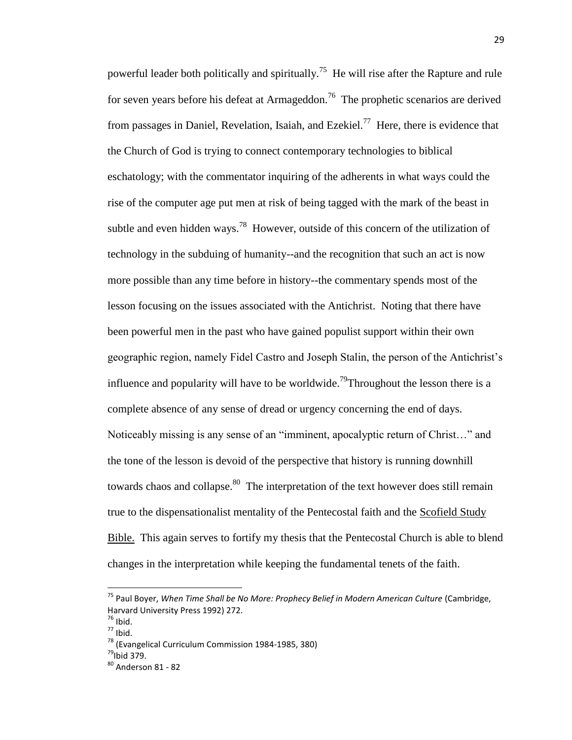powerful leader both politically and spiritually.[75] He will rise after the Rapture and rule for seven years before his defeat at Armageddon.[76] The prophetic scenarios are derived from passages in Daniel, Revelation, Isaiah, and Ezekiel.[77] Here, there is evidence that the Church of God is trying to connect contemporary technologies to biblical eschatology; with the commentator inquiring of the adherents in what ways could the rise of the computer age put men at risk of being tagged with the mark of the beast in subtle and even hidden ways.[78] However, outside of this concern of the utilization of technology in the subduing of humanity--and the recognition that such an act is now more possible than any time before in history--the commentary spends most of the lesson focusing on the issues associated with the Antichrist. Noting that there have been powerful men in the past who have gained populist support within their own geographic region, namely Fidel Castro and Joseph Stalin, the person of the Antichrist's influence and popularity will have to be worldwide.[79]Throughout the lesson there is a complete absence of any sense of dread or urgency concerning the end of days. Noticeably missing is any sense of an "imminent, apocalyptic return of Christ…" and the tone of the lesson is devoid of the perspective that history is running downhill towards chaos and collapse.[80] The interpretation of the text however does still remain true to the dispensationalist mentality of the Pentecostal faith and the Scofield Study Bible. This again serves to fortify my thesis that the Pentecostal Church is able to blend changes in the interpretation while keeping the fundamental tenets of the faith.

---

[75] Paul Boyer, *When Time Shall be No More: Prophecy Belief in Modern American Culture* (Cambridge, Harvard University Press 1992) 272.

[76] Ibid.

[77] Ibid.

[78] (Evangelical Curriculum Commission 1984-1985, 380)

[79] Ibid 379.

[80] Anderson 81 - 82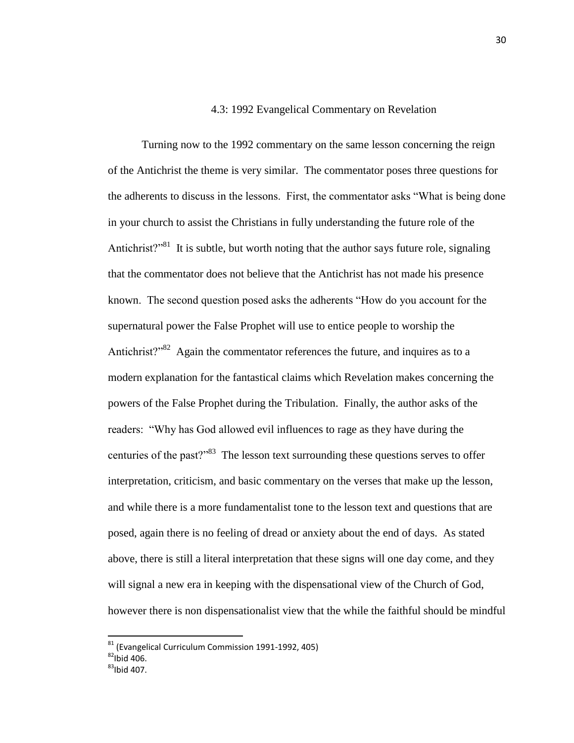### 4.3: 1992 Evangelical Commentary on Revelation

Turning now to the 1992 commentary on the same lesson concerning the reign of the Antichrist the theme is very similar. The commentator poses three questions for the adherents to discuss in the lessons. First, the commentator asks "What is being done in your church to assist the Christians in fully understanding the future role of the Antichrist?"[81] It is subtle, but worth noting that the author says future role, signaling that the commentator does not believe that the Antichrist has not made his presence known. The second question posed asks the adherents "How do you account for the supernatural power the False Prophet will use to entice people to worship the Antichrist?"[82] Again the commentator references the future, and inquires as to a modern explanation for the fantastical claims which Revelation makes concerning the powers of the False Prophet during the Tribulation. Finally, the author asks of the readers: "Why has God allowed evil influences to rage as they have during the centuries of the past?"[83] The lesson text surrounding these questions serves to offer interpretation, criticism, and basic commentary on the verses that make up the lesson, and while there is a more fundamentalist tone to the lesson text and questions that are posed, again there is no feeling of dread or anxiety about the end of days. As stated above, there is still a literal interpretation that these signs will one day come, and they will signal a new era in keeping with the dispensational view of the Church of God, however there is non dispensationalist view that the while the faithful should be mindful

---

[81] (Evangelical Curriculum Commission 1991-1992, 405)

[82] Ibid 406.

[83] Ibid 407.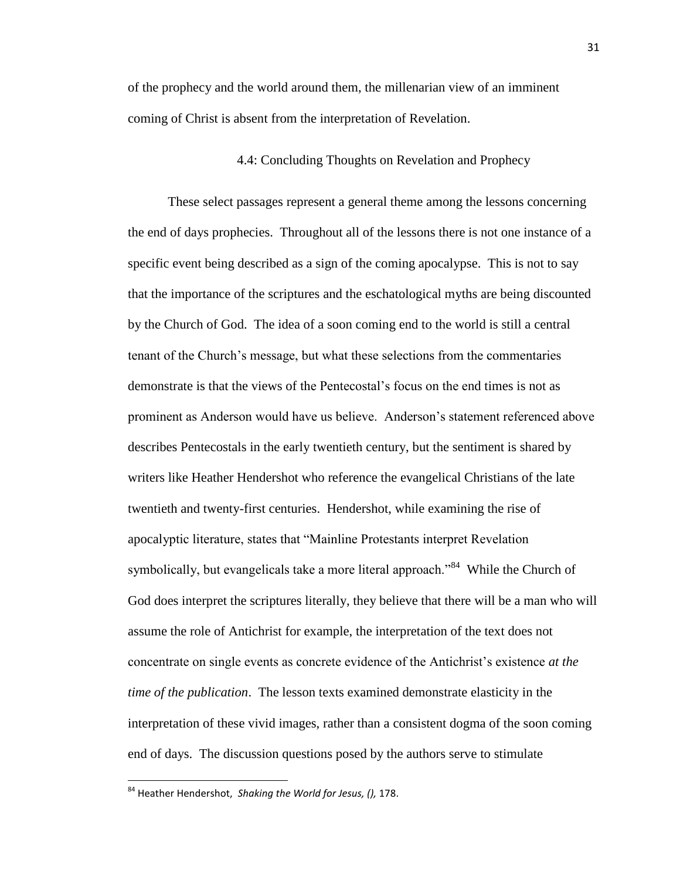of the prophecy and the world around them, the millenarian view of an imminent coming of Christ is absent from the interpretation of Revelation.

### 4.4: Concluding Thoughts on Revelation and Prophecy

These select passages represent a general theme among the lessons concerning the end of days prophecies. Throughout all of the lessons there is not one instance of a specific event being described as a sign of the coming apocalypse. This is not to say that the importance of the scriptures and the eschatological myths are being discounted by the Church of God. The idea of a soon coming end to the world is still a central tenant of the Church's message, but what these selections from the commentaries demonstrate is that the views of the Pentecostal's focus on the end times is not as prominent as Anderson would have us believe. Anderson's statement referenced above describes Pentecostals in the early twentieth century, but the sentiment is shared by writers like Heather Hendershot who reference the evangelical Christians of the late twentieth and twenty-first centuries. Hendershot, while examining the rise of apocalyptic literature, states that "Mainline Protestants interpret Revelation symbolically, but evangelicals take a more literal approach."[84] While the Church of God does interpret the scriptures literally, they believe that there will be a man who will assume the role of Antichrist for example, the interpretation of the text does not concentrate on single events as concrete evidence of the Antichrist's existence *at the time of the publication*. The lesson texts examined demonstrate elasticity in the interpretation of these vivid images, rather than a consistent dogma of the soon coming end of days. The discussion questions posed by the authors serve to stimulate

[84] Heather Hendershot, *Shaking the World for Jesus, (),* 178.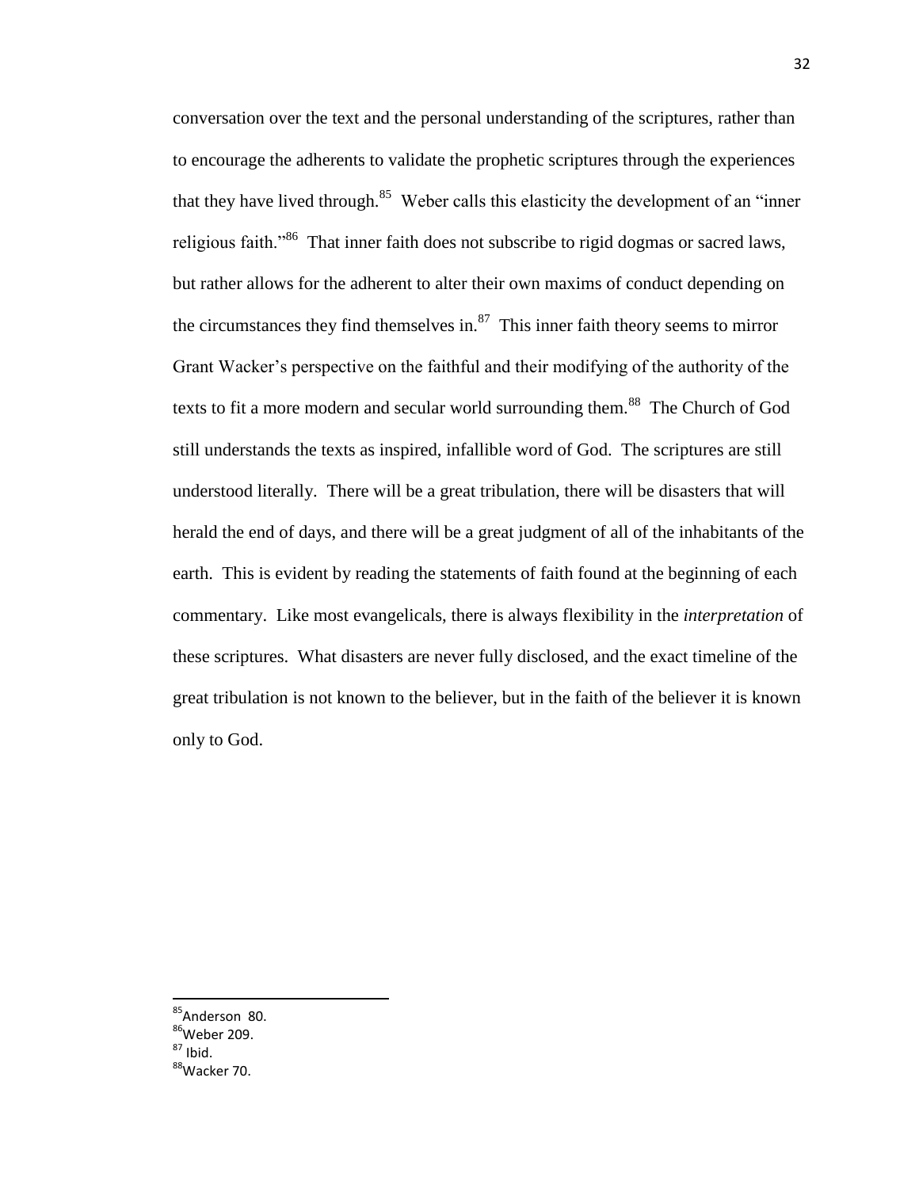conversation over the text and the personal understanding of the scriptures, rather than to encourage the adherents to validate the prophetic scriptures through the experiences that they have lived through.[85] Weber calls this elasticity the development of an "inner religious faith."[86] That inner faith does not subscribe to rigid dogmas or sacred laws, but rather allows for the adherent to alter their own maxims of conduct depending on the circumstances they find themselves in.[87] This inner faith theory seems to mirror Grant Wacker's perspective on the faithful and their modifying of the authority of the texts to fit a more modern and secular world surrounding them.[88] The Church of God still understands the texts as inspired, infallible word of God. The scriptures are still understood literally. There will be a great tribulation, there will be disasters that will herald the end of days, and there will be a great judgment of all of the inhabitants of the earth. This is evident by reading the statements of faith found at the beginning of each commentary. Like most evangelicals, there is always flexibility in the *interpretation* of these scriptures. What disasters are never fully disclosed, and the exact timeline of the great tribulation is not known to the believer, but in the faith of the believer it is known only to God.

---

[85] Anderson 80.
[86] Weber 209.
[87] Ibid.
[88] Wacker 70.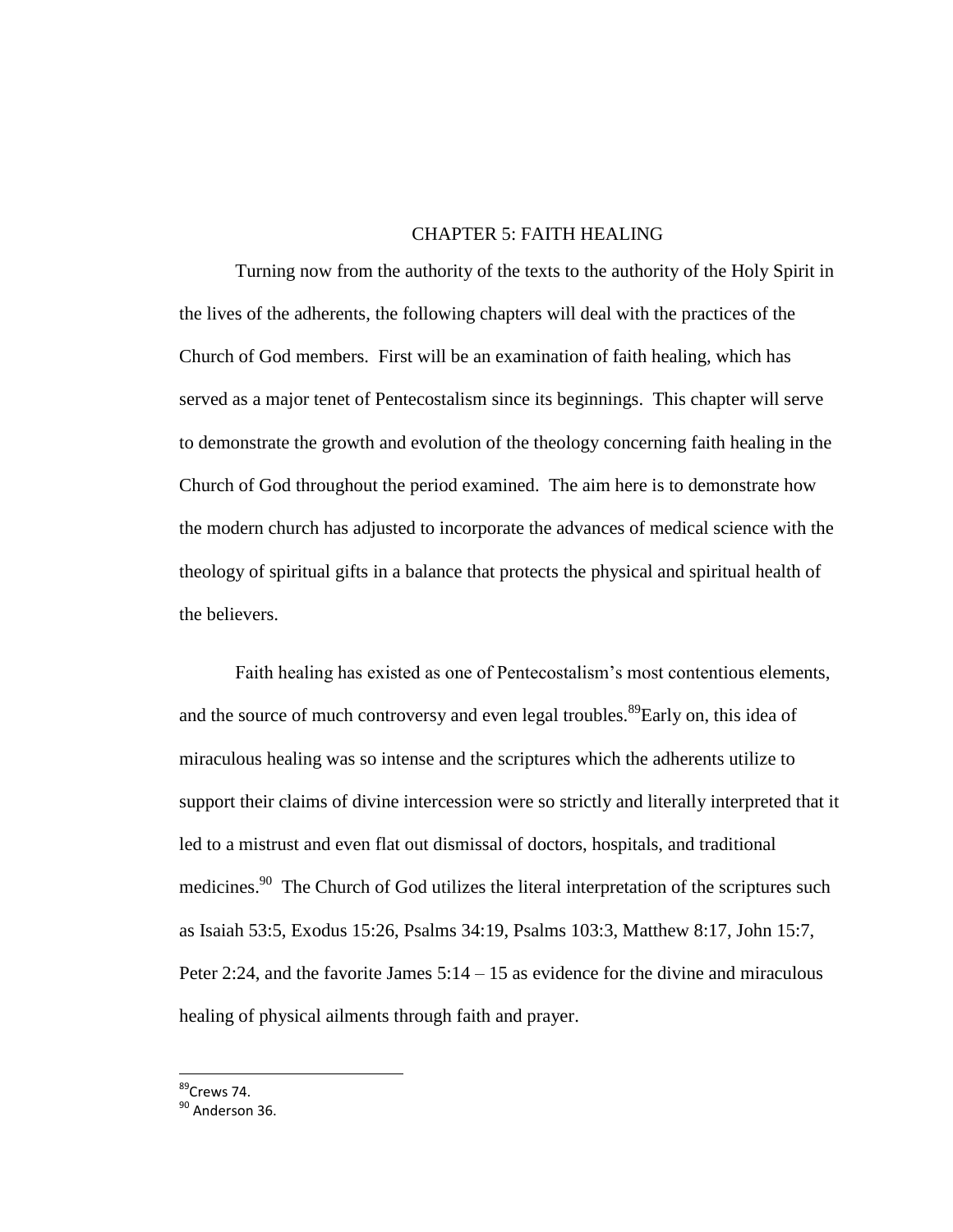# CHAPTER 5: FAITH HEALING

Turning now from the authority of the texts to the authority of the Holy Spirit in the lives of the adherents, the following chapters will deal with the practices of the Church of God members. First will be an examination of faith healing, which has served as a major tenet of Pentecostalism since its beginnings. This chapter will serve to demonstrate the growth and evolution of the theology concerning faith healing in the Church of God throughout the period examined. The aim here is to demonstrate how the modern church has adjusted to incorporate the advances of medical science with the theology of spiritual gifts in a balance that protects the physical and spiritual health of the believers.

Faith healing has existed as one of Pentecostalism's most contentious elements, and the source of much controversy and even legal troubles.[89]Early on, this idea of miraculous healing was so intense and the scriptures which the adherents utilize to support their claims of divine intercession were so strictly and literally interpreted that it led to a mistrust and even flat out dismissal of doctors, hospitals, and traditional medicines.[90] The Church of God utilizes the literal interpretation of the scriptures such as Isaiah 53:5, Exodus 15:26, Psalms 34:19, Psalms 103:3, Matthew 8:17, John 15:7, Peter 2:24, and the favorite James 5:14 – 15 as evidence for the divine and miraculous healing of physical ailments through faith and prayer.

---

[89]Crews 74.

[90] Anderson 36.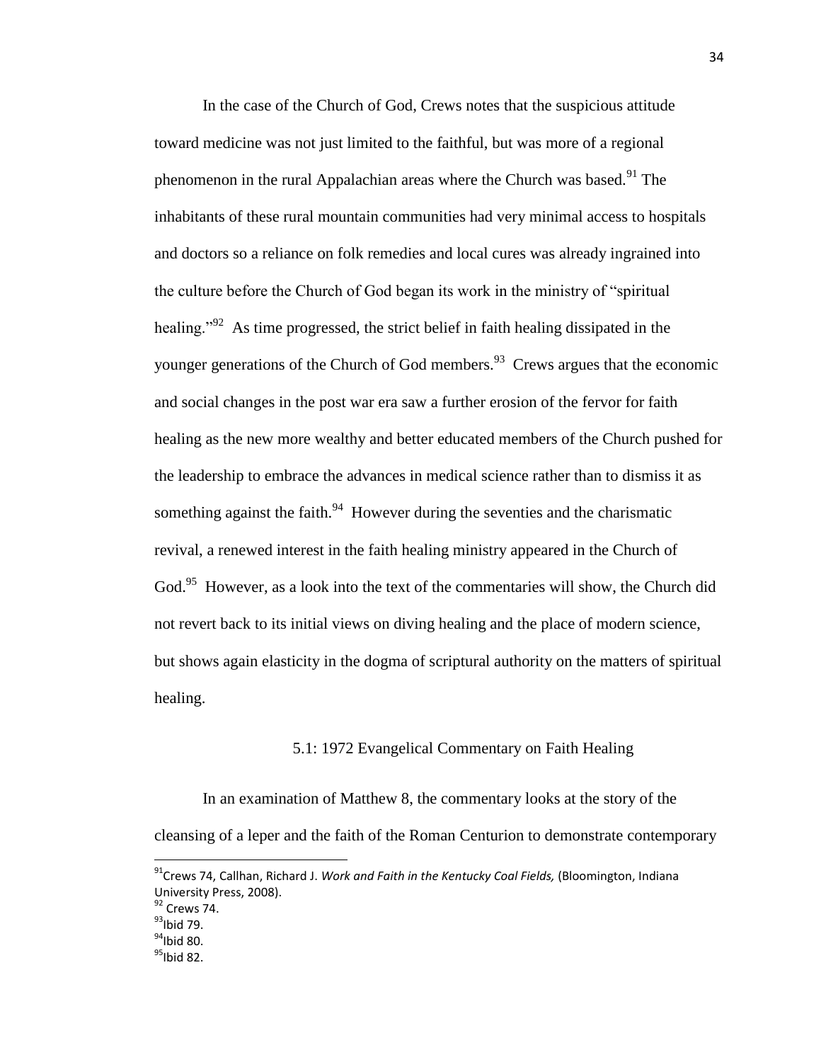In the case of the Church of God, Crews notes that the suspicious attitude toward medicine was not just limited to the faithful, but was more of a regional phenomenon in the rural Appalachian areas where the Church was based.[91] The inhabitants of these rural mountain communities had very minimal access to hospitals and doctors so a reliance on folk remedies and local cures was already ingrained into the culture before the Church of God began its work in the ministry of "spiritual healing."[92] As time progressed, the strict belief in faith healing dissipated in the younger generations of the Church of God members.[93] Crews argues that the economic and social changes in the post war era saw a further erosion of the fervor for faith healing as the new more wealthy and better educated members of the Church pushed for the leadership to embrace the advances in medical science rather than to dismiss it as something against the faith.[94] However during the seventies and the charismatic revival, a renewed interest in the faith healing ministry appeared in the Church of God.[95] However, as a look into the text of the commentaries will show, the Church did not revert back to its initial views on diving healing and the place of modern science, but shows again elasticity in the dogma of scriptural authority on the matters of spiritual healing.

### 5.1: 1972 Evangelical Commentary on Faith Healing

In an examination of Matthew 8, the commentary looks at the story of the cleansing of a leper and the faith of the Roman Centurion to demonstrate contemporary

---

[91] Crews 74, Callhan, Richard J. *Work and Faith in the Kentucky Coal Fields,* (Bloomington, Indiana University Press, 2008).

[92] Crews 74.

[93] Ibid 79.

[94] Ibid 80.

[95] Ibid 82.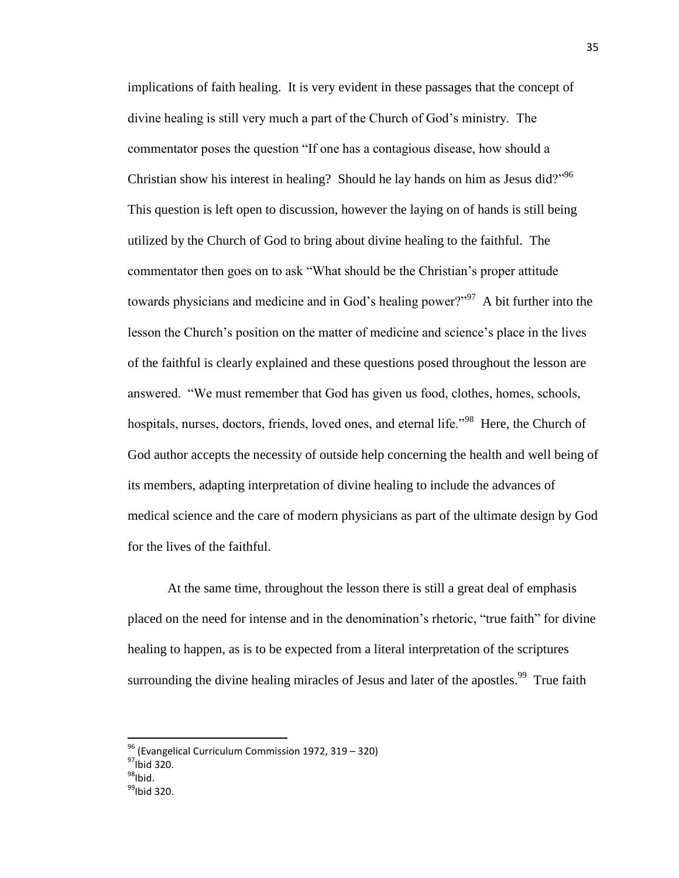implications of faith healing. It is very evident in these passages that the concept of divine healing is still very much a part of the Church of God's ministry. The commentator poses the question "If one has a contagious disease, how should a Christian show his interest in healing? Should he lay hands on him as Jesus did?"[96] This question is left open to discussion, however the laying on of hands is still being utilized by the Church of God to bring about divine healing to the faithful. The commentator then goes on to ask "What should be the Christian's proper attitude towards physicians and medicine and in God's healing power?"[97] A bit further into the lesson the Church's position on the matter of medicine and science's place in the lives of the faithful is clearly explained and these questions posed throughout the lesson are answered. "We must remember that God has given us food, clothes, homes, schools, hospitals, nurses, doctors, friends, loved ones, and eternal life."[98] Here, the Church of God author accepts the necessity of outside help concerning the health and well being of its members, adapting interpretation of divine healing to include the advances of medical science and the care of modern physicians as part of the ultimate design by God for the lives of the faithful.

At the same time, throughout the lesson there is still a great deal of emphasis placed on the need for intense and in the denomination's rhetoric, "true faith" for divine healing to happen, as is to be expected from a literal interpretation of the scriptures surrounding the divine healing miracles of Jesus and later of the apostles.[99] True faith

---

[96] (Evangelical Curriculum Commission 1972, 319 – 320)

[97] Ibid 320.

[98] Ibid.

[99] Ibid 320.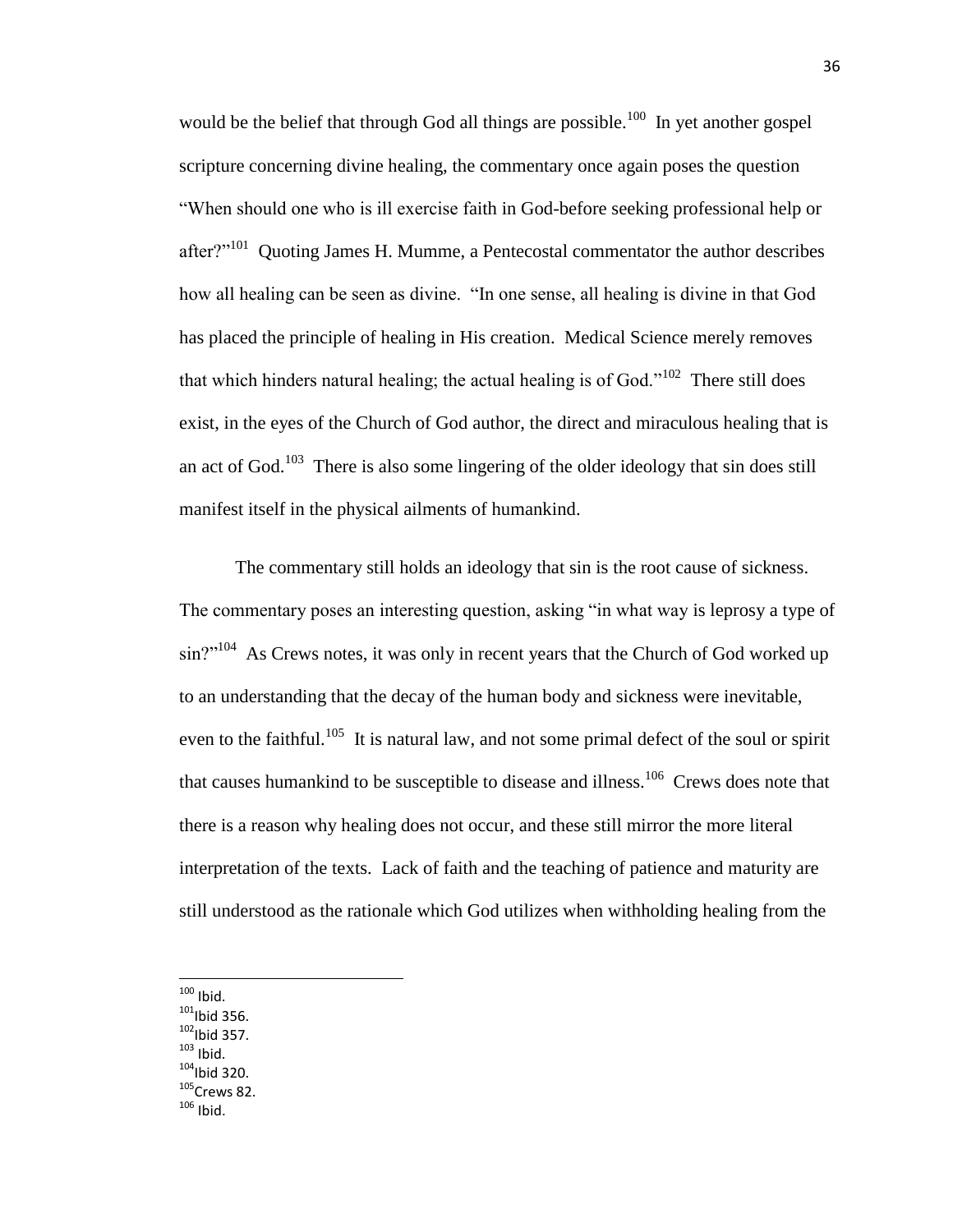would be the belief that through God all things are possible.[100] In yet another gospel scripture concerning divine healing, the commentary once again poses the question "When should one who is ill exercise faith in God-before seeking professional help or after?"[101] Quoting James H. Mumme, a Pentecostal commentator the author describes how all healing can be seen as divine. "In one sense, all healing is divine in that God has placed the principle of healing in His creation. Medical Science merely removes that which hinders natural healing; the actual healing is of God."[102] There still does exist, in the eyes of the Church of God author, the direct and miraculous healing that is an act of God.[103] There is also some lingering of the older ideology that sin does still manifest itself in the physical ailments of humankind.

The commentary still holds an ideology that sin is the root cause of sickness. The commentary poses an interesting question, asking "in what way is leprosy a type of sin?"[104] As Crews notes, it was only in recent years that the Church of God worked up to an understanding that the decay of the human body and sickness were inevitable, even to the faithful.[105] It is natural law, and not some primal defect of the soul or spirit that causes humankind to be susceptible to disease and illness.[106] Crews does note that there is a reason why healing does not occur, and these still mirror the more literal interpretation of the texts. Lack of faith and the teaching of patience and maturity are still understood as the rationale which God utilizes when withholding healing from the

---

[100] Ibid.
[101] Ibid 356.
[102] Ibid 357.
[103] Ibid.
[104] Ibid 320.
[105] Crews 82.
[106] Ibid.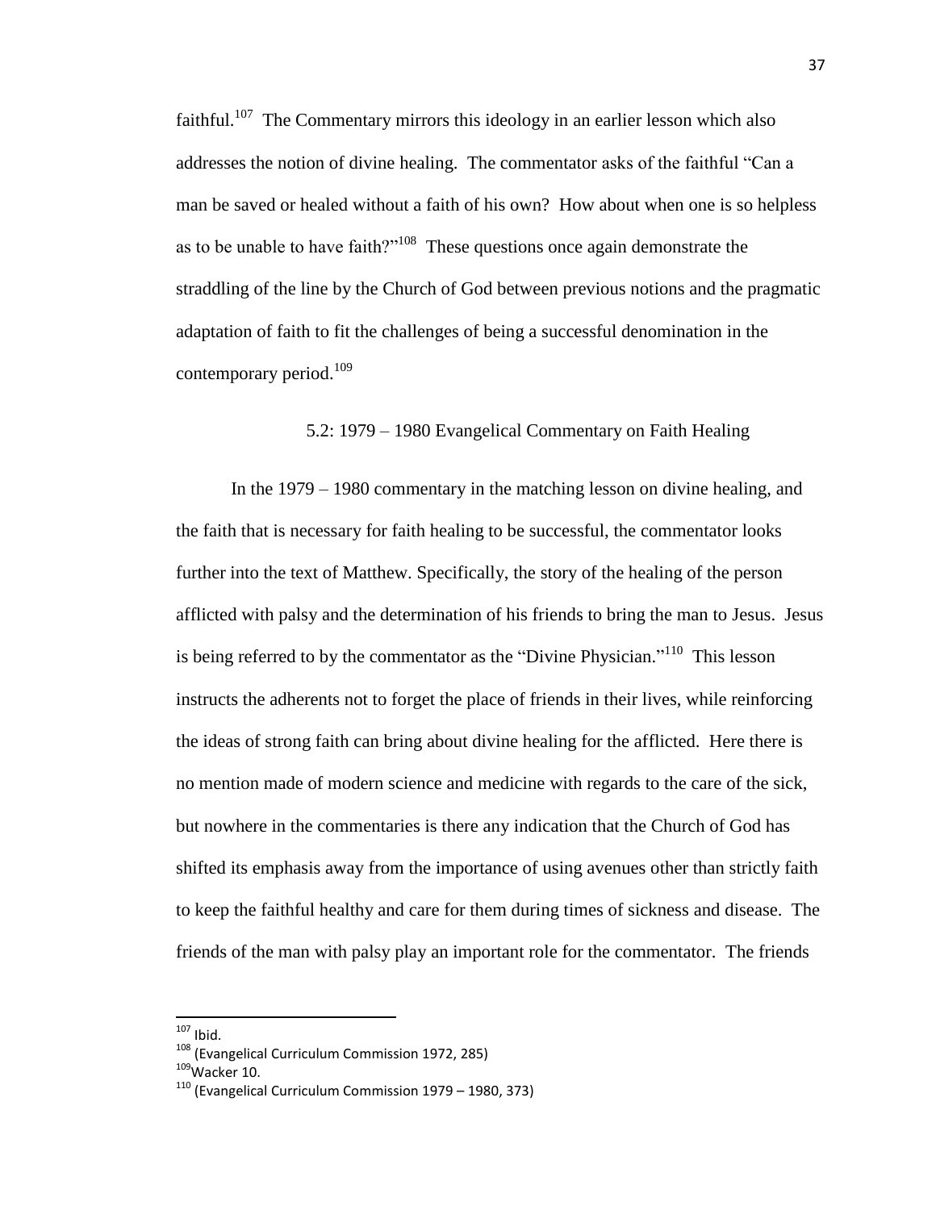faithful.[107] The Commentary mirrors this ideology in an earlier lesson which also addresses the notion of divine healing. The commentator asks of the faithful "Can a man be saved or healed without a faith of his own? How about when one is so helpless as to be unable to have faith?"[108] These questions once again demonstrate the straddling of the line by the Church of God between previous notions and the pragmatic adaptation of faith to fit the challenges of being a successful denomination in the contemporary period.[109]

### 5.2: 1979 – 1980 Evangelical Commentary on Faith Healing

In the 1979 – 1980 commentary in the matching lesson on divine healing, and the faith that is necessary for faith healing to be successful, the commentator looks further into the text of Matthew. Specifically, the story of the healing of the person afflicted with palsy and the determination of his friends to bring the man to Jesus. Jesus is being referred to by the commentator as the "Divine Physician."[110] This lesson instructs the adherents not to forget the place of friends in their lives, while reinforcing the ideas of strong faith can bring about divine healing for the afflicted. Here there is no mention made of modern science and medicine with regards to the care of the sick, but nowhere in the commentaries is there any indication that the Church of God has shifted its emphasis away from the importance of using avenues other than strictly faith to keep the faithful healthy and care for them during times of sickness and disease. The friends of the man with palsy play an important role for the commentator. The friends

---

[107] Ibid.

[108] (Evangelical Curriculum Commission 1972, 285)

[109] Wacker 10.

[110] (Evangelical Curriculum Commission 1979 – 1980, 373)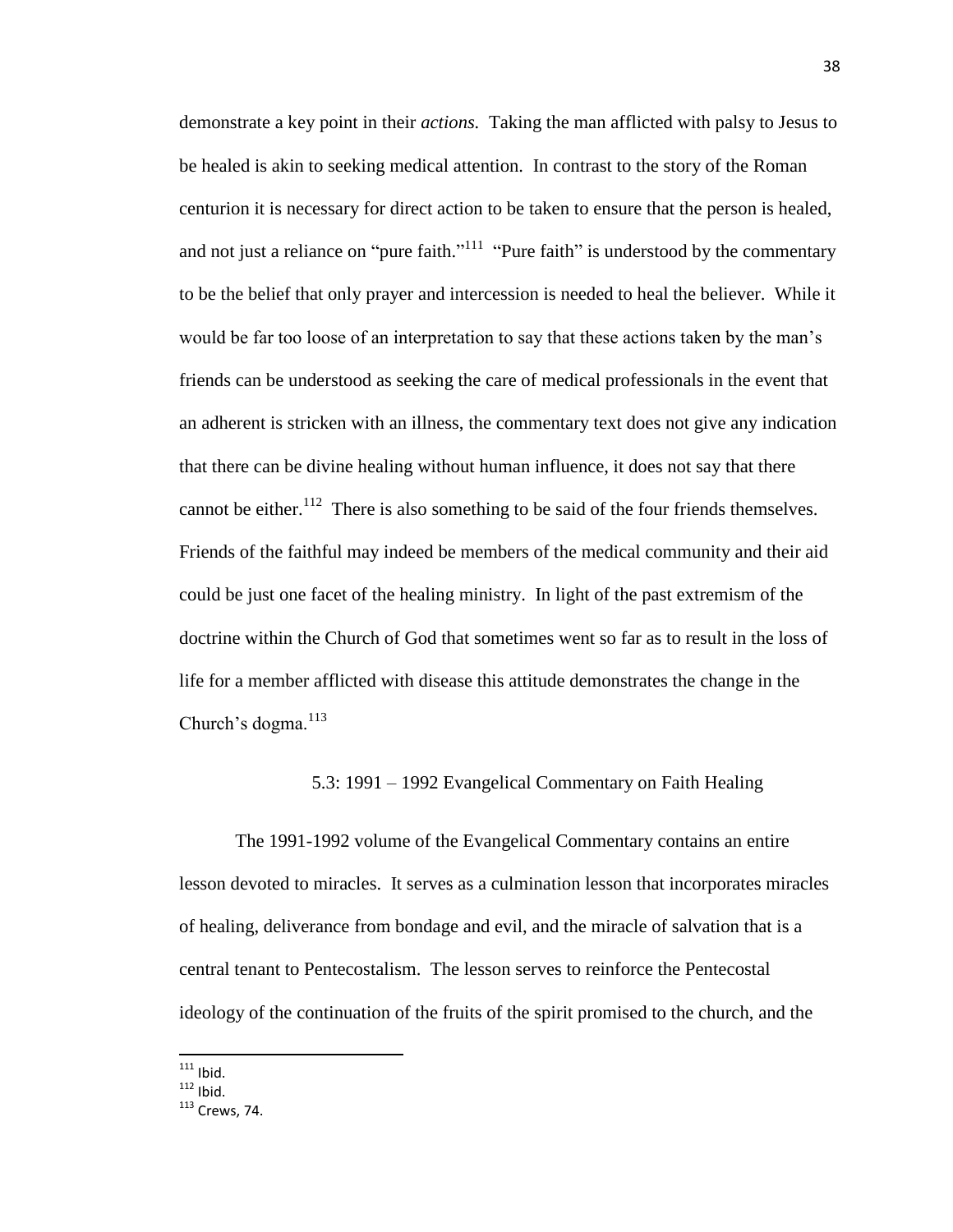demonstrate a key point in their *actions.* Taking the man afflicted with palsy to Jesus to be healed is akin to seeking medical attention. In contrast to the story of the Roman centurion it is necessary for direct action to be taken to ensure that the person is healed, and not just a reliance on "pure faith."[111] "Pure faith" is understood by the commentary to be the belief that only prayer and intercession is needed to heal the believer. While it would be far too loose of an interpretation to say that these actions taken by the man's friends can be understood as seeking the care of medical professionals in the event that an adherent is stricken with an illness, the commentary text does not give any indication that there can be divine healing without human influence, it does not say that there cannot be either.[112] There is also something to be said of the four friends themselves. Friends of the faithful may indeed be members of the medical community and their aid could be just one facet of the healing ministry. In light of the past extremism of the doctrine within the Church of God that sometimes went so far as to result in the loss of life for a member afflicted with disease this attitude demonstrates the change in the Church's dogma.[113]

### 5.3: 1991 – 1992 Evangelical Commentary on Faith Healing

The 1991-1992 volume of the Evangelical Commentary contains an entire lesson devoted to miracles. It serves as a culmination lesson that incorporates miracles of healing, deliverance from bondage and evil, and the miracle of salvation that is a central tenant to Pentecostalism. The lesson serves to reinforce the Pentecostal ideology of the continuation of the fruits of the spirit promised to the church, and the

---

[111] Ibid.
[112] Ibid.
[113] Crews, 74.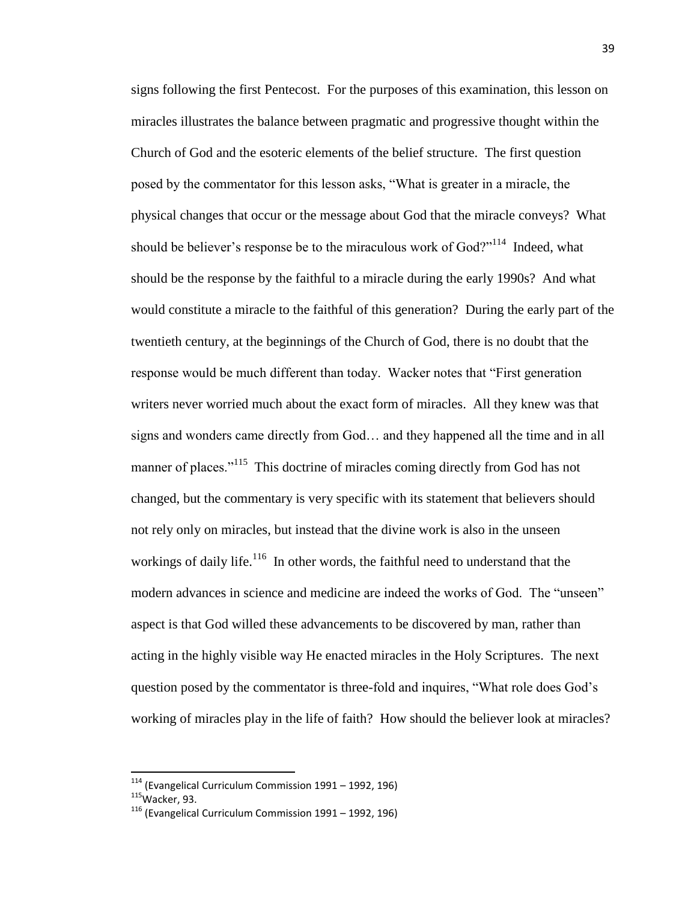signs following the first Pentecost. For the purposes of this examination, this lesson on miracles illustrates the balance between pragmatic and progressive thought within the Church of God and the esoteric elements of the belief structure. The first question posed by the commentator for this lesson asks, "What is greater in a miracle, the physical changes that occur or the message about God that the miracle conveys? What should be believer's response be to the miraculous work of God?"[114] Indeed, what should be the response by the faithful to a miracle during the early 1990s? And what would constitute a miracle to the faithful of this generation? During the early part of the twentieth century, at the beginnings of the Church of God, there is no doubt that the response would be much different than today. Wacker notes that "First generation writers never worried much about the exact form of miracles. All they knew was that signs and wonders came directly from God… and they happened all the time and in all manner of places."[115] This doctrine of miracles coming directly from God has not changed, but the commentary is very specific with its statement that believers should not rely only on miracles, but instead that the divine work is also in the unseen workings of daily life.[116] In other words, the faithful need to understand that the modern advances in science and medicine are indeed the works of God. The "unseen" aspect is that God willed these advancements to be discovered by man, rather than acting in the highly visible way He enacted miracles in the Holy Scriptures. The next question posed by the commentator is three-fold and inquires, "What role does God's working of miracles play in the life of faith? How should the believer look at miracles?

---

[114] (Evangelical Curriculum Commission 1991 – 1992, 196)

[115] Wacker, 93.

[116] (Evangelical Curriculum Commission 1991 – 1992, 196)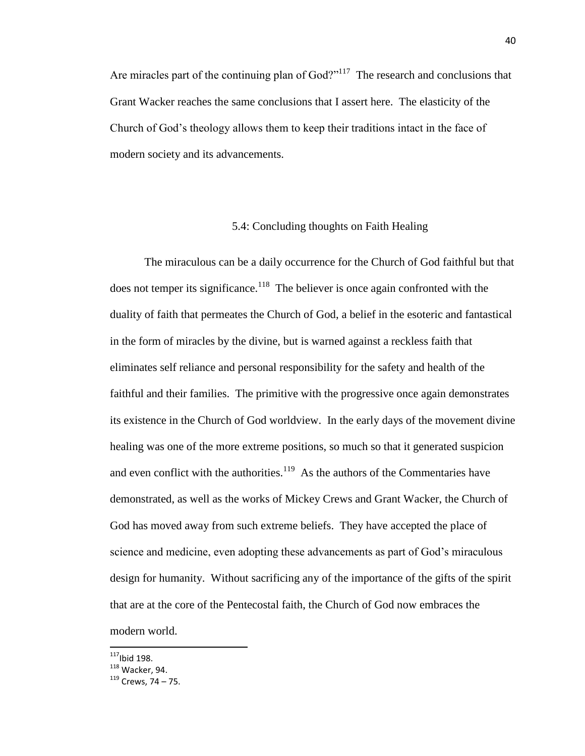Are miracles part of the continuing plan of God?"[117] The research and conclusions that Grant Wacker reaches the same conclusions that I assert here. The elasticity of the Church of God's theology allows them to keep their traditions intact in the face of modern society and its advancements.

### 5.4: Concluding thoughts on Faith Healing

The miraculous can be a daily occurrence for the Church of God faithful but that does not temper its significance.[118] The believer is once again confronted with the duality of faith that permeates the Church of God, a belief in the esoteric and fantastical in the form of miracles by the divine, but is warned against a reckless faith that eliminates self reliance and personal responsibility for the safety and health of the faithful and their families. The primitive with the progressive once again demonstrates its existence in the Church of God worldview. In the early days of the movement divine healing was one of the more extreme positions, so much so that it generated suspicion and even conflict with the authorities.[119] As the authors of the Commentaries have demonstrated, as well as the works of Mickey Crews and Grant Wacker, the Church of God has moved away from such extreme beliefs. They have accepted the place of science and medicine, even adopting these advancements as part of God's miraculous design for humanity. Without sacrificing any of the importance of the gifts of the spirit that are at the core of the Pentecostal faith, the Church of God now embraces the modern world.

---

[117] Ibid 198.
[118] Wacker, 94.
[119] Crews, 74 – 75.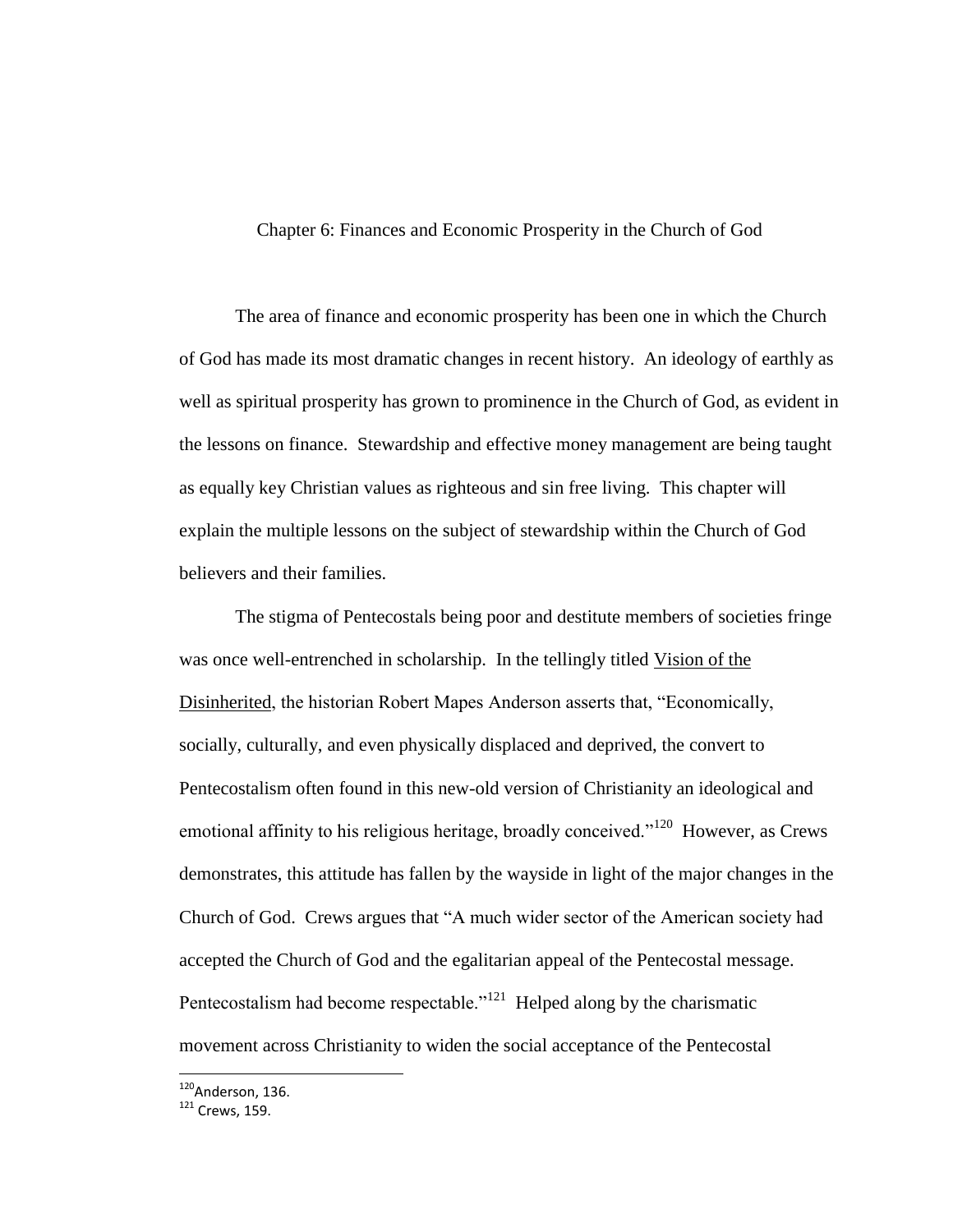# Chapter 6: Finances and Economic Prosperity in the Church of God

The area of finance and economic prosperity has been one in which the Church of God has made its most dramatic changes in recent history. An ideology of earthly as well as spiritual prosperity has grown to prominence in the Church of God, as evident in the lessons on finance. Stewardship and effective money management are being taught as equally key Christian values as righteous and sin free living. This chapter will explain the multiple lessons on the subject of stewardship within the Church of God believers and their families.

The stigma of Pentecostals being poor and destitute members of societies fringe was once well-entrenched in scholarship. In the tellingly titled Vision of the Disinherited, the historian Robert Mapes Anderson asserts that, "Economically, socially, culturally, and even physically displaced and deprived, the convert to Pentecostalism often found in this new-old version of Christianity an ideological and emotional affinity to his religious heritage, broadly conceived."[120] However, as Crews demonstrates, this attitude has fallen by the wayside in light of the major changes in the Church of God. Crews argues that "A much wider sector of the American society had accepted the Church of God and the egalitarian appeal of the Pentecostal message. Pentecostalism had become respectable."[121] Helped along by the charismatic movement across Christianity to widen the social acceptance of the Pentecostal

[120] Anderson, 136.
[121] Crews, 159.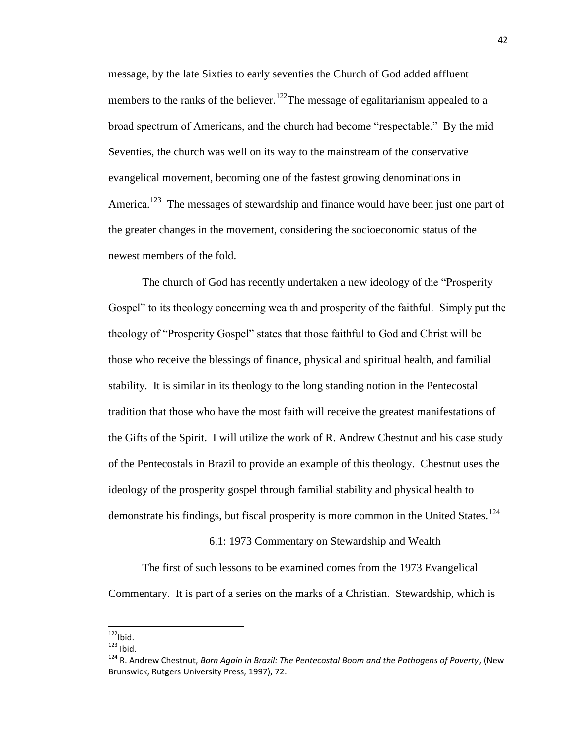message, by the late Sixties to early seventies the Church of God added affluent members to the ranks of the believer.[122]The message of egalitarianism appealed to a broad spectrum of Americans, and the church had become "respectable." By the mid Seventies, the church was well on its way to the mainstream of the conservative evangelical movement, becoming one of the fastest growing denominations in America.[123] The messages of stewardship and finance would have been just one part of the greater changes in the movement, considering the socioeconomic status of the newest members of the fold.

The church of God has recently undertaken a new ideology of the "Prosperity Gospel" to its theology concerning wealth and prosperity of the faithful. Simply put the theology of "Prosperity Gospel" states that those faithful to God and Christ will be those who receive the blessings of finance, physical and spiritual health, and familial stability. It is similar in its theology to the long standing notion in the Pentecostal tradition that those who have the most faith will receive the greatest manifestations of the Gifts of the Spirit. I will utilize the work of R. Andrew Chestnut and his case study of the Pentecostals in Brazil to provide an example of this theology. Chestnut uses the ideology of the prosperity gospel through familial stability and physical health to demonstrate his findings, but fiscal prosperity is more common in the United States.[124]

### 6.1: 1973 Commentary on Stewardship and Wealth

The first of such lessons to be examined comes from the 1973 Evangelical Commentary. It is part of a series on the marks of a Christian. Stewardship, which is

---

[122]Ibid.

[123] Ibid.

[124] R. Andrew Chestnut, *Born Again in Brazil: The Pentecostal Boom and the Pathogens of Poverty*, (New Brunswick, Rutgers University Press, 1997), 72.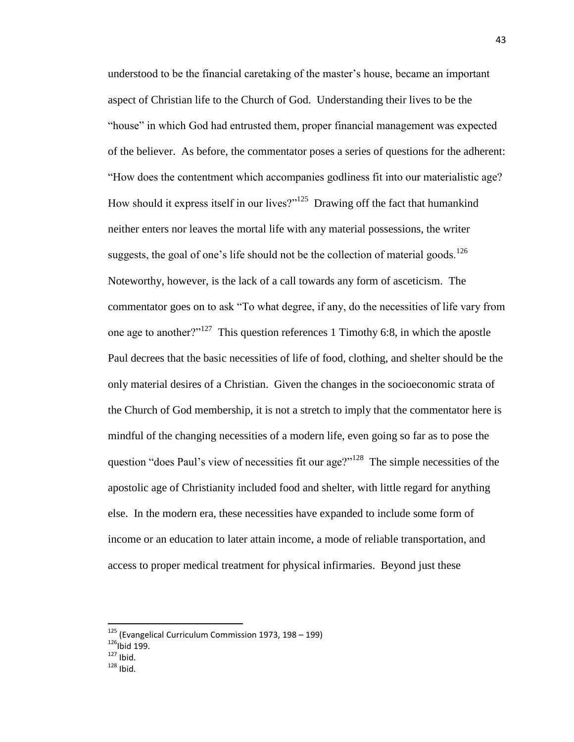understood to be the financial caretaking of the master's house, became an important aspect of Christian life to the Church of God. Understanding their lives to be the "house" in which God had entrusted them, proper financial management was expected of the believer. As before, the commentator poses a series of questions for the adherent: "How does the contentment which accompanies godliness fit into our materialistic age? How should it express itself in our lives?"[125] Drawing off the fact that humankind neither enters nor leaves the mortal life with any material possessions, the writer suggests, the goal of one's life should not be the collection of material goods.[126] Noteworthy, however, is the lack of a call towards any form of asceticism. The commentator goes on to ask "To what degree, if any, do the necessities of life vary from one age to another?"[127] This question references 1 Timothy 6:8, in which the apostle Paul decrees that the basic necessities of life of food, clothing, and shelter should be the only material desires of a Christian. Given the changes in the socioeconomic strata of the Church of God membership, it is not a stretch to imply that the commentator here is mindful of the changing necessities of a modern life, even going so far as to pose the question "does Paul's view of necessities fit our age?"[128] The simple necessities of the apostolic age of Christianity included food and shelter, with little regard for anything else. In the modern era, these necessities have expanded to include some form of income or an education to later attain income, a mode of reliable transportation, and access to proper medical treatment for physical infirmaries. Beyond just these

---

[125] (Evangelical Curriculum Commission 1973, 198 – 199)

[126] Ibid 199.

[127] Ibid.

[128] Ibid.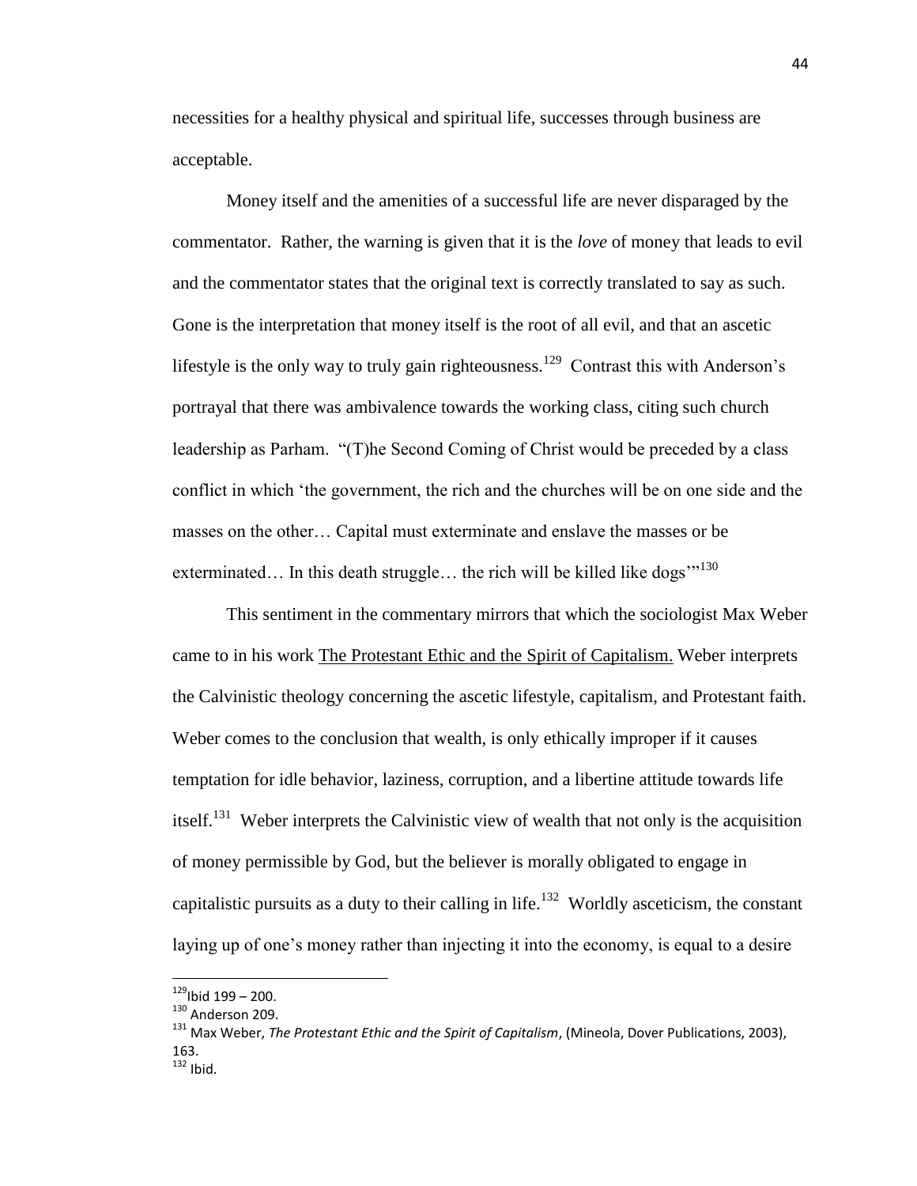necessities for a healthy physical and spiritual life, successes through business are acceptable.

Money itself and the amenities of a successful life are never disparaged by the commentator. Rather, the warning is given that it is the *love* of money that leads to evil and the commentator states that the original text is correctly translated to say as such. Gone is the interpretation that money itself is the root of all evil, and that an ascetic lifestyle is the only way to truly gain righteousness.[129] Contrast this with Anderson's portrayal that there was ambivalence towards the working class, citing such church leadership as Parham. "(T)he Second Coming of Christ would be preceded by a class conflict in which 'the government, the rich and the churches will be on one side and the masses on the other… Capital must exterminate and enslave the masses or be exterminated… In this death struggle… the rich will be killed like dogs'"[130]

This sentiment in the commentary mirrors that which the sociologist Max Weber came to in his work The Protestant Ethic and the Spirit of Capitalism. Weber interprets the Calvinistic theology concerning the ascetic lifestyle, capitalism, and Protestant faith. Weber comes to the conclusion that wealth, is only ethically improper if it causes temptation for idle behavior, laziness, corruption, and a libertine attitude towards life itself.[131] Weber interprets the Calvinistic view of wealth that not only is the acquisition of money permissible by God, but the believer is morally obligated to engage in capitalistic pursuits as a duty to their calling in life.[132] Worldly asceticism, the constant laying up of one's money rather than injecting it into the economy, is equal to a desire

---

[129]Ibid 199 – 200.

[130] Anderson 209.

[131] Max Weber, *The Protestant Ethic and the Spirit of Capitalism*, (Mineola, Dover Publications, 2003), 163.

[132] Ibid.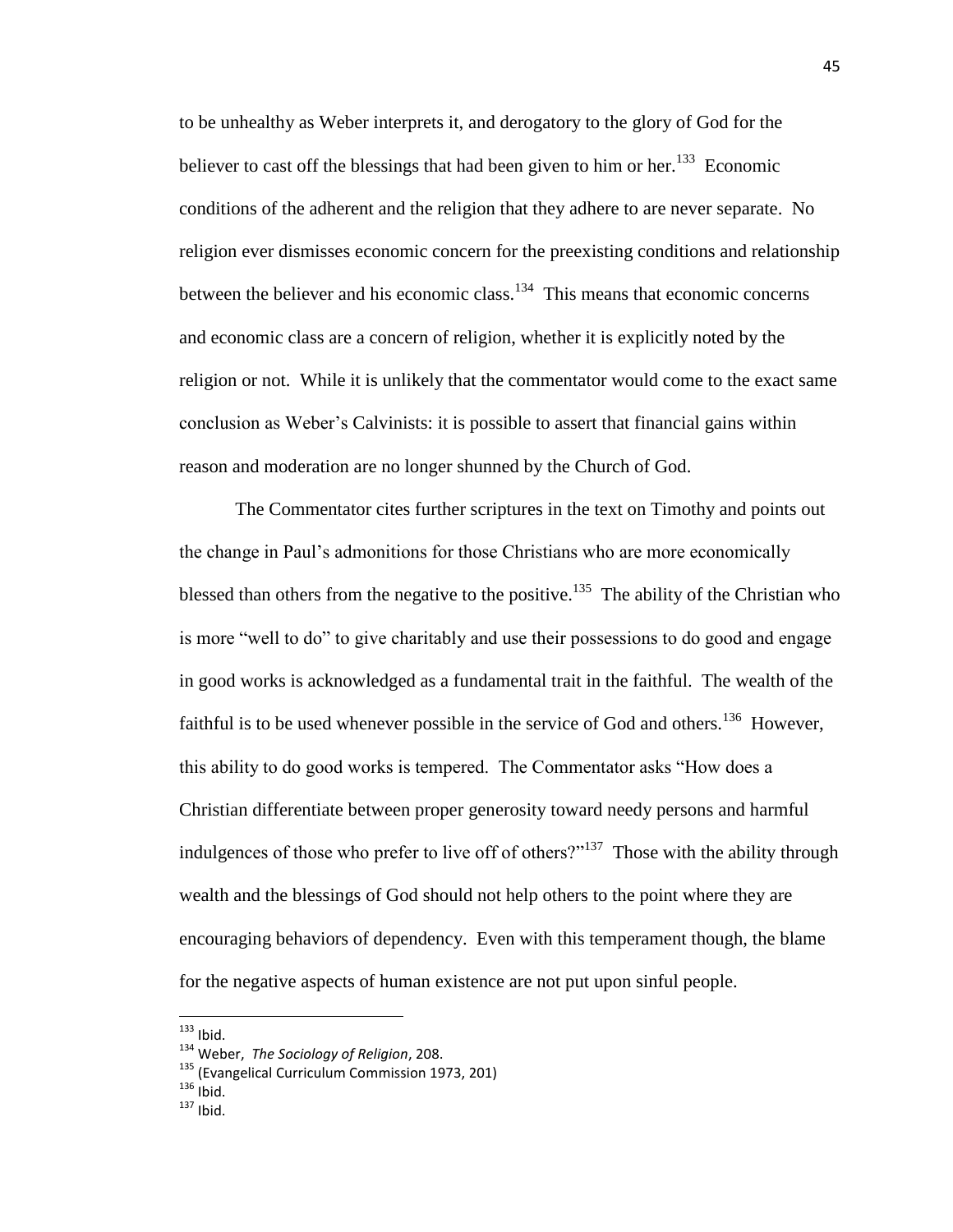to be unhealthy as Weber interprets it, and derogatory to the glory of God for the believer to cast off the blessings that had been given to him or her.[133] Economic conditions of the adherent and the religion that they adhere to are never separate. No religion ever dismisses economic concern for the preexisting conditions and relationship between the believer and his economic class.[134] This means that economic concerns and economic class are a concern of religion, whether it is explicitly noted by the religion or not. While it is unlikely that the commentator would come to the exact same conclusion as Weber's Calvinists: it is possible to assert that financial gains within reason and moderation are no longer shunned by the Church of God.

The Commentator cites further scriptures in the text on Timothy and points out the change in Paul's admonitions for those Christians who are more economically blessed than others from the negative to the positive.[135] The ability of the Christian who is more "well to do" to give charitably and use their possessions to do good and engage in good works is acknowledged as a fundamental trait in the faithful. The wealth of the faithful is to be used whenever possible in the service of God and others.[136] However, this ability to do good works is tempered. The Commentator asks "How does a Christian differentiate between proper generosity toward needy persons and harmful indulgences of those who prefer to live off of others?"[137] Those with the ability through wealth and the blessings of God should not help others to the point where they are encouraging behaviors of dependency. Even with this temperament though, the blame for the negative aspects of human existence are not put upon sinful people.

---

[133] Ibid.

[134] Weber, *The Sociology of Religion*, 208.

[135] (Evangelical Curriculum Commission 1973, 201)

[136] Ibid.

[137] Ibid.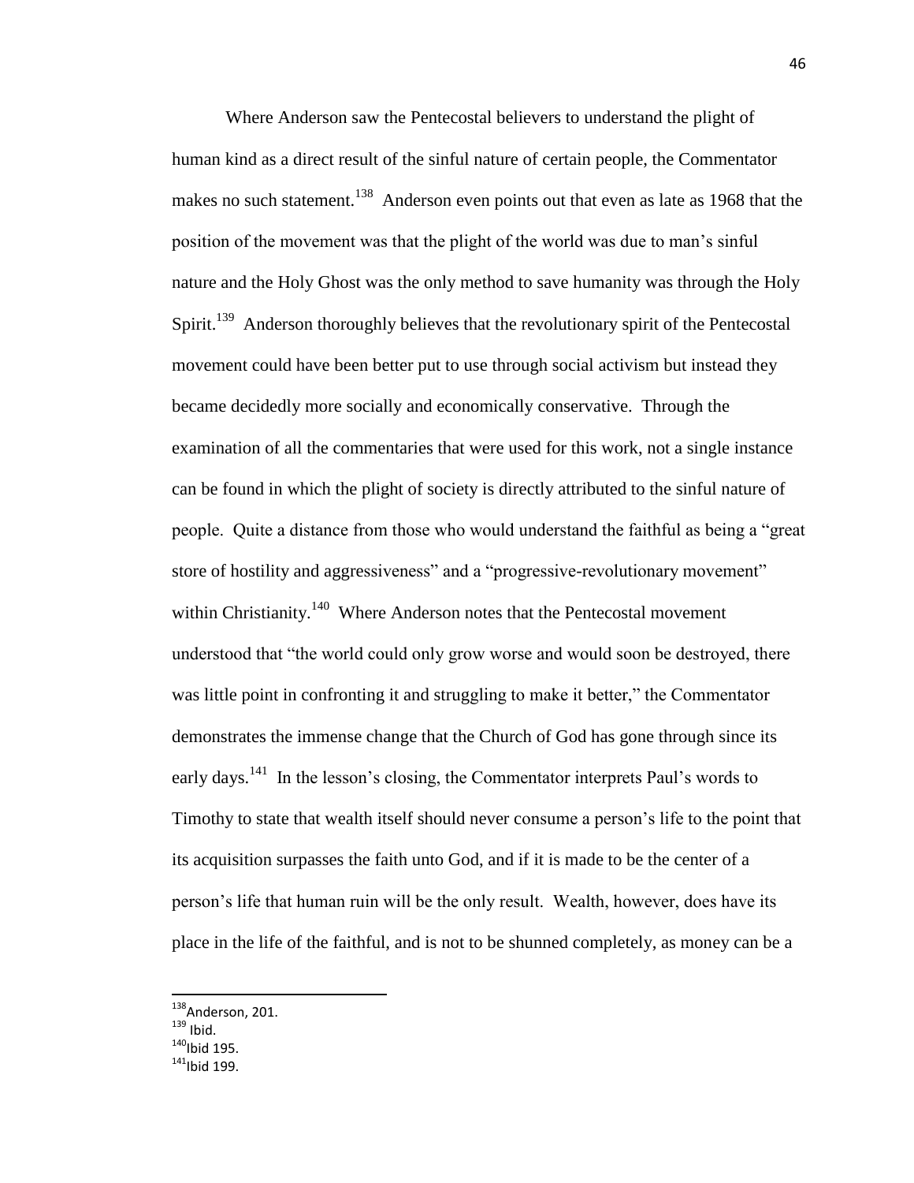Where Anderson saw the Pentecostal believers to understand the plight of human kind as a direct result of the sinful nature of certain people, the Commentator makes no such statement.[138] Anderson even points out that even as late as 1968 that the position of the movement was that the plight of the world was due to man's sinful nature and the Holy Ghost was the only method to save humanity was through the Holy Spirit.[139] Anderson thoroughly believes that the revolutionary spirit of the Pentecostal movement could have been better put to use through social activism but instead they became decidedly more socially and economically conservative. Through the examination of all the commentaries that were used for this work, not a single instance can be found in which the plight of society is directly attributed to the sinful nature of people. Quite a distance from those who would understand the faithful as being a "great store of hostility and aggressiveness" and a "progressive-revolutionary movement" within Christianity.[140] Where Anderson notes that the Pentecostal movement understood that "the world could only grow worse and would soon be destroyed, there was little point in confronting it and struggling to make it better," the Commentator demonstrates the immense change that the Church of God has gone through since its early days.[141] In the lesson's closing, the Commentator interprets Paul's words to Timothy to state that wealth itself should never consume a person's life to the point that its acquisition surpasses the faith unto God, and if it is made to be the center of a person's life that human ruin will be the only result. Wealth, however, does have its place in the life of the faithful, and is not to be shunned completely, as money can be a

---

[138] Anderson, 201.

[139] Ibid.

[140] Ibid 195.

[141] Ibid 199.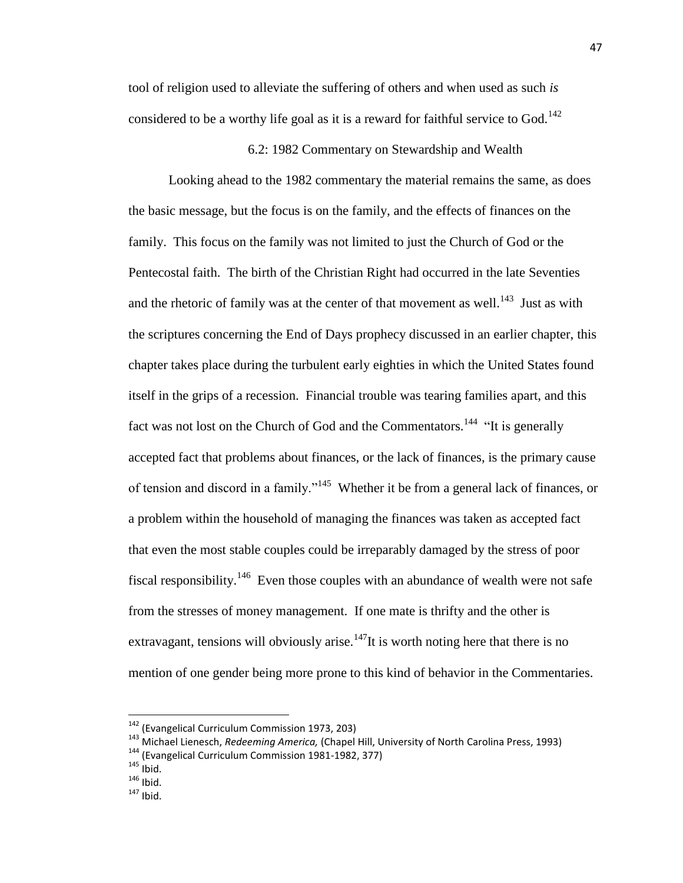tool of religion used to alleviate the suffering of others and when used as such *is* considered to be a worthy life goal as it is a reward for faithful service to God.[142]

### 6.2: 1982 Commentary on Stewardship and Wealth

Looking ahead to the 1982 commentary the material remains the same, as does the basic message, but the focus is on the family, and the effects of finances on the family. This focus on the family was not limited to just the Church of God or the Pentecostal faith. The birth of the Christian Right had occurred in the late Seventies and the rhetoric of family was at the center of that movement as well.[143] Just as with the scriptures concerning the End of Days prophecy discussed in an earlier chapter, this chapter takes place during the turbulent early eighties in which the United States found itself in the grips of a recession. Financial trouble was tearing families apart, and this fact was not lost on the Church of God and the Commentators.[144] "It is generally accepted fact that problems about finances, or the lack of finances, is the primary cause of tension and discord in a family."[145] Whether it be from a general lack of finances, or a problem within the household of managing the finances was taken as accepted fact that even the most stable couples could be irreparably damaged by the stress of poor fiscal responsibility.[146] Even those couples with an abundance of wealth were not safe from the stresses of money management. If one mate is thrifty and the other is extravagant, tensions will obviously arise.[147]It is worth noting here that there is no mention of one gender being more prone to this kind of behavior in the Commentaries.

---

[142] (Evangelical Curriculum Commission 1973, 203)

[143] Michael Lienesch, *Redeeming America,* (Chapel Hill, University of North Carolina Press, 1993)

[144] (Evangelical Curriculum Commission 1981-1982, 377)

[145] Ibid.

[146] Ibid.

[147] Ibid.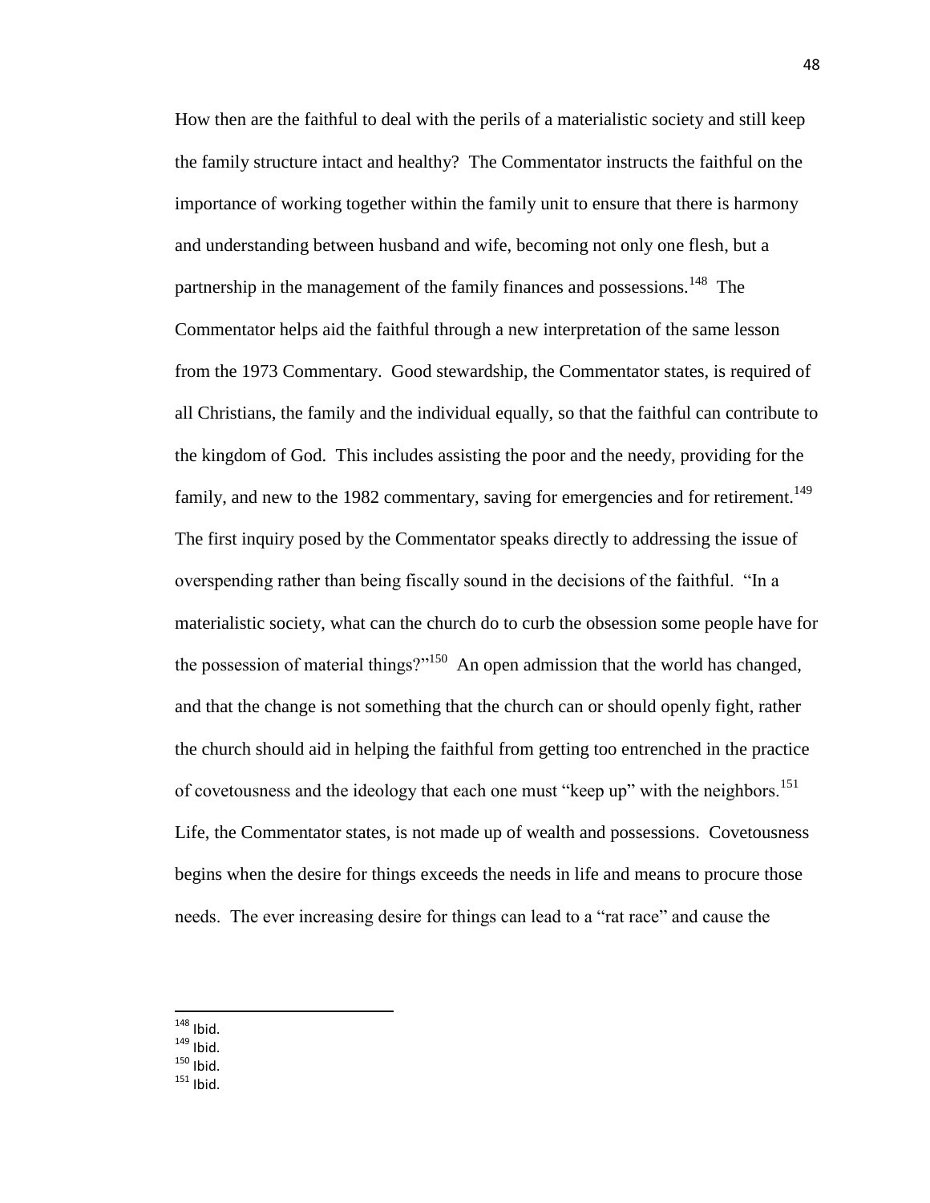How then are the faithful to deal with the perils of a materialistic society and still keep the family structure intact and healthy? The Commentator instructs the faithful on the importance of working together within the family unit to ensure that there is harmony and understanding between husband and wife, becoming not only one flesh, but a partnership in the management of the family finances and possessions.[148] The Commentator helps aid the faithful through a new interpretation of the same lesson from the 1973 Commentary. Good stewardship, the Commentator states, is required of all Christians, the family and the individual equally, so that the faithful can contribute to the kingdom of God. This includes assisting the poor and the needy, providing for the family, and new to the 1982 commentary, saving for emergencies and for retirement.[149] The first inquiry posed by the Commentator speaks directly to addressing the issue of overspending rather than being fiscally sound in the decisions of the faithful. "In a materialistic society, what can the church do to curb the obsession some people have for the possession of material things?"[150] An open admission that the world has changed, and that the change is not something that the church can or should openly fight, rather the church should aid in helping the faithful from getting too entrenched in the practice of covetousness and the ideology that each one must "keep up" with the neighbors.[151] Life, the Commentator states, is not made up of wealth and possessions. Covetousness begins when the desire for things exceeds the needs in life and means to procure those needs. The ever increasing desire for things can lead to a "rat race" and cause the

[148] Ibid.
[149] Ibid.
[150] Ibid.
[151] Ibid.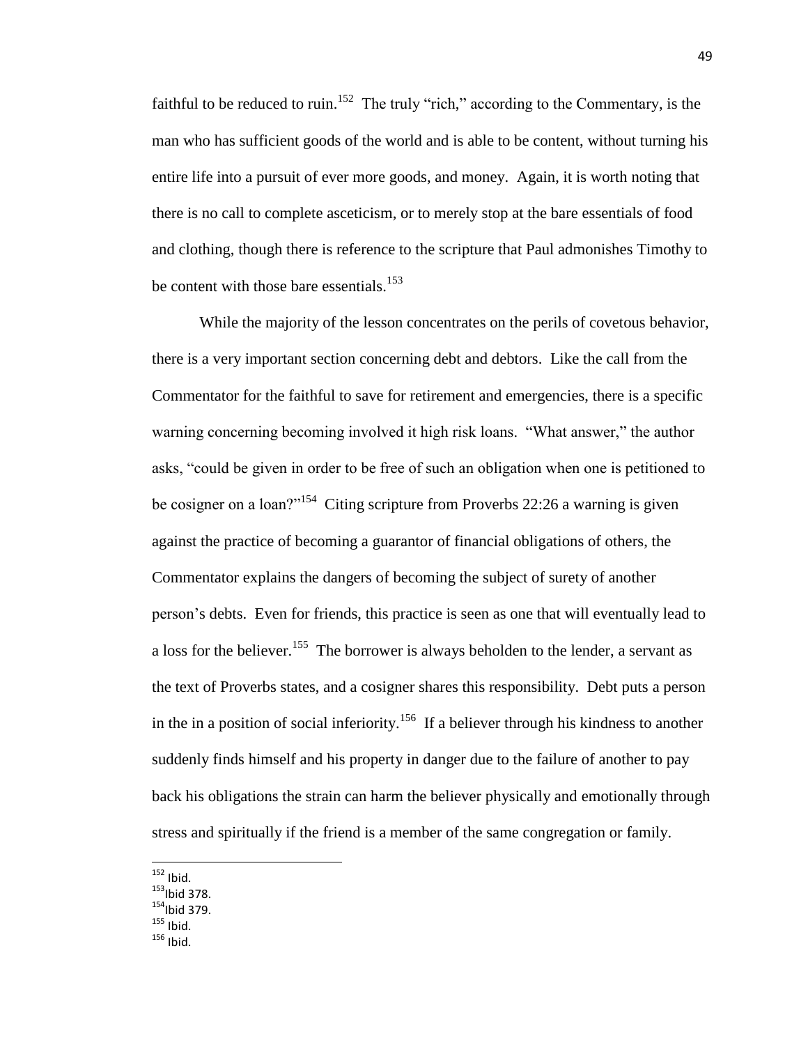faithful to be reduced to ruin.[152] The truly "rich," according to the Commentary, is the man who has sufficient goods of the world and is able to be content, without turning his entire life into a pursuit of ever more goods, and money. Again, it is worth noting that there is no call to complete asceticism, or to merely stop at the bare essentials of food and clothing, though there is reference to the scripture that Paul admonishes Timothy to be content with those bare essentials.[153]

While the majority of the lesson concentrates on the perils of covetous behavior, there is a very important section concerning debt and debtors. Like the call from the Commentator for the faithful to save for retirement and emergencies, there is a specific warning concerning becoming involved it high risk loans. "What answer," the author asks, "could be given in order to be free of such an obligation when one is petitioned to be cosigner on a loan?"[154] Citing scripture from Proverbs 22:26 a warning is given against the practice of becoming a guarantor of financial obligations of others, the Commentator explains the dangers of becoming the subject of surety of another person's debts. Even for friends, this practice is seen as one that will eventually lead to a loss for the believer.[155] The borrower is always beholden to the lender, a servant as the text of Proverbs states, and a cosigner shares this responsibility. Debt puts a person in the in a position of social inferiority.[156] If a believer through his kindness to another suddenly finds himself and his property in danger due to the failure of another to pay back his obligations the strain can harm the believer physically and emotionally through stress and spiritually if the friend is a member of the same congregation or family.

---

[152] Ibid.

[153] Ibid 378.

[154] Ibid 379.

[155] Ibid.

[156] Ibid.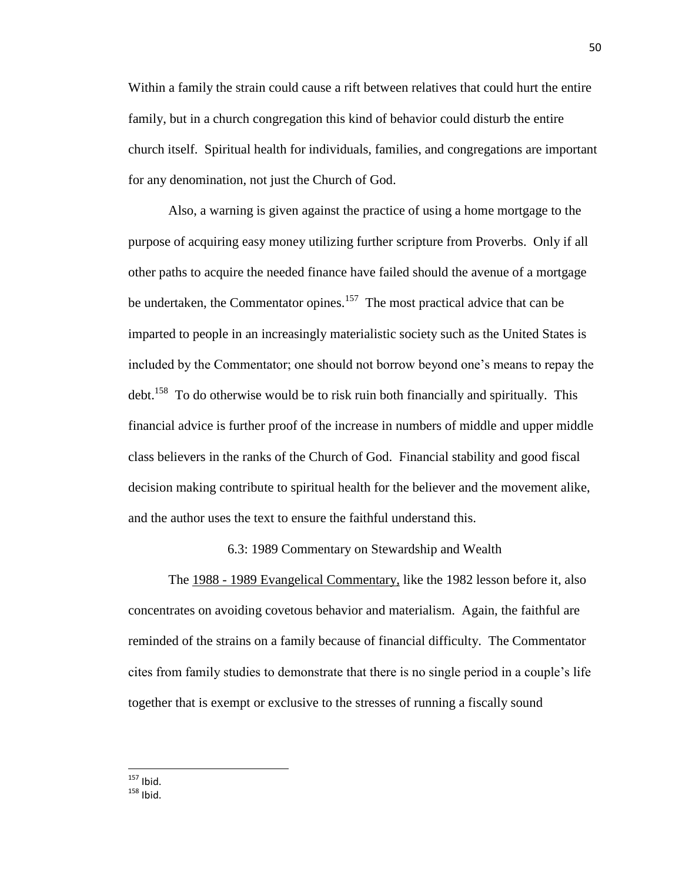Within a family the strain could cause a rift between relatives that could hurt the entire family, but in a church congregation this kind of behavior could disturb the entire church itself. Spiritual health for individuals, families, and congregations are important for any denomination, not just the Church of God.

Also, a warning is given against the practice of using a home mortgage to the purpose of acquiring easy money utilizing further scripture from Proverbs. Only if all other paths to acquire the needed finance have failed should the avenue of a mortgage be undertaken, the Commentator opines.[157] The most practical advice that can be imparted to people in an increasingly materialistic society such as the United States is included by the Commentator; one should not borrow beyond one's means to repay the debt.[158] To do otherwise would be to risk ruin both financially and spiritually. This financial advice is further proof of the increase in numbers of middle and upper middle class believers in the ranks of the Church of God. Financial stability and good fiscal decision making contribute to spiritual health for the believer and the movement alike, and the author uses the text to ensure the faithful understand this.

### 6.3: 1989 Commentary on Stewardship and Wealth

The 1988 - 1989 Evangelical Commentary, like the 1982 lesson before it, also concentrates on avoiding covetous behavior and materialism. Again, the faithful are reminded of the strains on a family because of financial difficulty. The Commentator cites from family studies to demonstrate that there is no single period in a couple's life together that is exempt or exclusive to the stresses of running a fiscally sound

---

[157] Ibid.

[158] Ibid.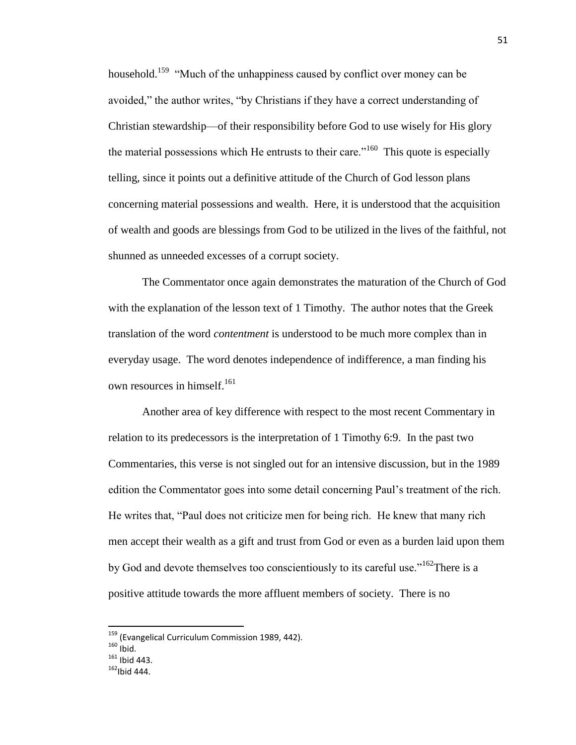household.[159] "Much of the unhappiness caused by conflict over money can be avoided," the author writes, "by Christians if they have a correct understanding of Christian stewardship—of their responsibility before God to use wisely for His glory the material possessions which He entrusts to their care."[160] This quote is especially telling, since it points out a definitive attitude of the Church of God lesson plans concerning material possessions and wealth. Here, it is understood that the acquisition of wealth and goods are blessings from God to be utilized in the lives of the faithful, not shunned as unneeded excesses of a corrupt society.

The Commentator once again demonstrates the maturation of the Church of God with the explanation of the lesson text of 1 Timothy. The author notes that the Greek translation of the word *contentment* is understood to be much more complex than in everyday usage. The word denotes independence of indifference, a man finding his own resources in himself.[161]

Another area of key difference with respect to the most recent Commentary in relation to its predecessors is the interpretation of 1 Timothy 6:9. In the past two Commentaries, this verse is not singled out for an intensive discussion, but in the 1989 edition the Commentator goes into some detail concerning Paul's treatment of the rich. He writes that, "Paul does not criticize men for being rich. He knew that many rich men accept their wealth as a gift and trust from God or even as a burden laid upon them by God and devote themselves too conscientiously to its careful use."[162]There is a positive attitude towards the more affluent members of society. There is no

[159] (Evangelical Curriculum Commission 1989, 442).
[160] Ibid.
[161] Ibid 443.
[162]Ibid 444.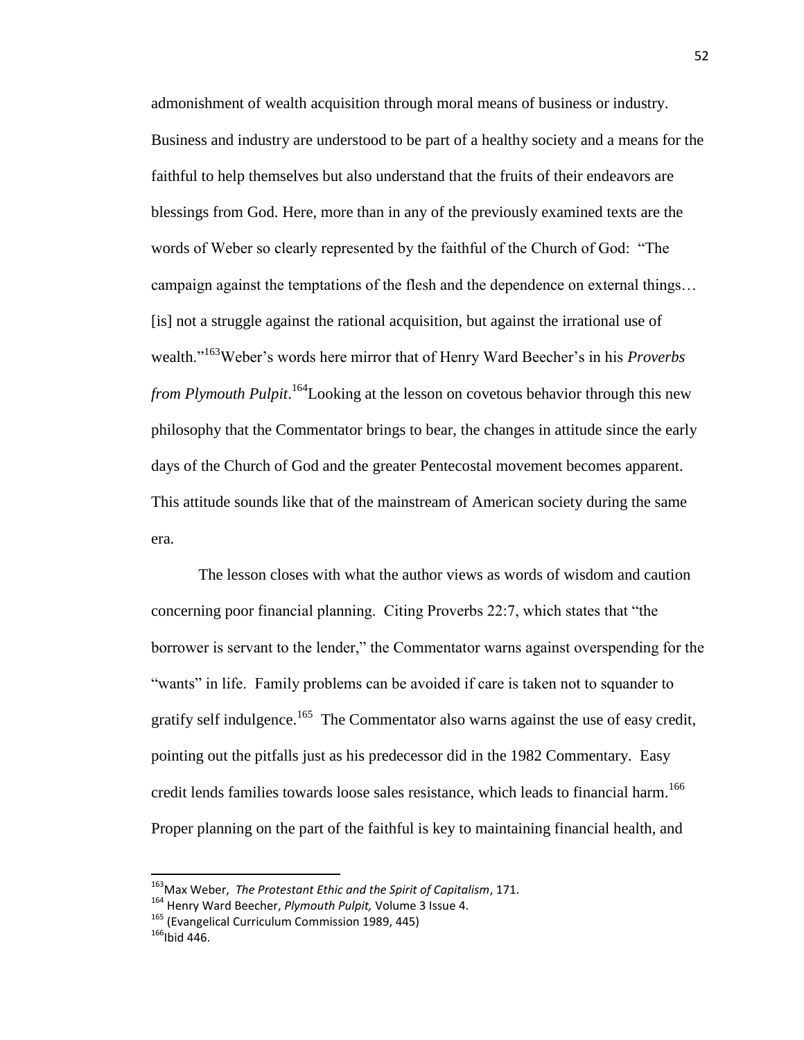admonishment of wealth acquisition through moral means of business or industry. Business and industry are understood to be part of a healthy society and a means for the faithful to help themselves but also understand that the fruits of their endeavors are blessings from God. Here, more than in any of the previously examined texts are the words of Weber so clearly represented by the faithful of the Church of God: "The campaign against the temptations of the flesh and the dependence on external things… [is] not a struggle against the rational acquisition, but against the irrational use of wealth."[163]Weber's words here mirror that of Henry Ward Beecher's in his *Proverbs from Plymouth Pulpit*.[164]Looking at the lesson on covetous behavior through this new philosophy that the Commentator brings to bear, the changes in attitude since the early days of the Church of God and the greater Pentecostal movement becomes apparent. This attitude sounds like that of the mainstream of American society during the same era.

The lesson closes with what the author views as words of wisdom and caution concerning poor financial planning. Citing Proverbs 22:7, which states that "the borrower is servant to the lender," the Commentator warns against overspending for the "wants" in life. Family problems can be avoided if care is taken not to squander to gratify self indulgence.[165] The Commentator also warns against the use of easy credit, pointing out the pitfalls just as his predecessor did in the 1982 Commentary. Easy credit lends families towards loose sales resistance, which leads to financial harm.[166] Proper planning on the part of the faithful is key to maintaining financial health, and

---

[163]Max Weber, *The Protestant Ethic and the Spirit of Capitalism*, 171.

[164] Henry Ward Beecher, *Plymouth Pulpit,* Volume 3 Issue 4.

[165] (Evangelical Curriculum Commission 1989, 445)

[166]Ibid 446.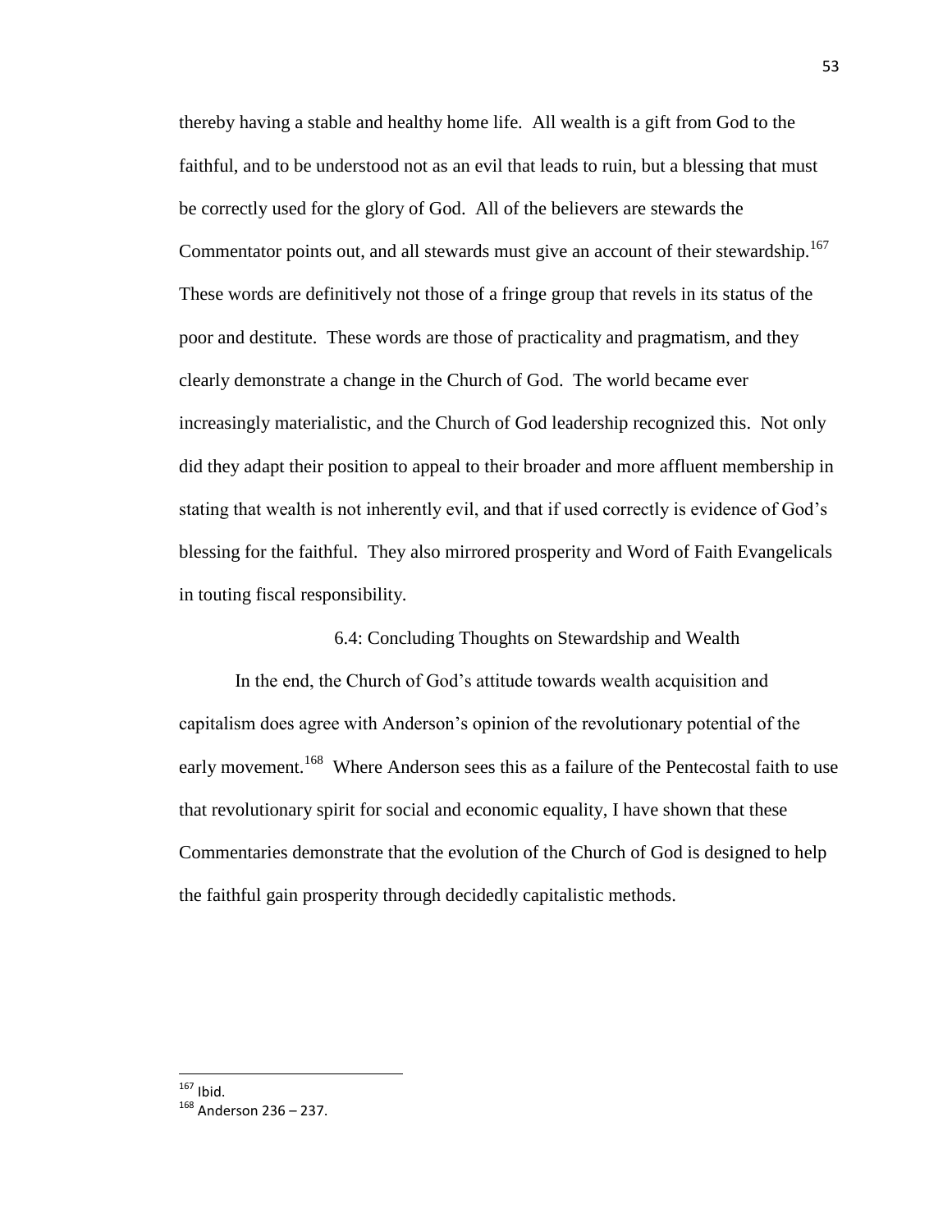thereby having a stable and healthy home life. All wealth is a gift from God to the faithful, and to be understood not as an evil that leads to ruin, but a blessing that must be correctly used for the glory of God. All of the believers are stewards the Commentator points out, and all stewards must give an account of their stewardship.[167] These words are definitively not those of a fringe group that revels in its status of the poor and destitute. These words are those of practicality and pragmatism, and they clearly demonstrate a change in the Church of God. The world became ever increasingly materialistic, and the Church of God leadership recognized this. Not only did they adapt their position to appeal to their broader and more affluent membership in stating that wealth is not inherently evil, and that if used correctly is evidence of God's blessing for the faithful. They also mirrored prosperity and Word of Faith Evangelicals in touting fiscal responsibility.

### 6.4: Concluding Thoughts on Stewardship and Wealth

In the end, the Church of God's attitude towards wealth acquisition and capitalism does agree with Anderson's opinion of the revolutionary potential of the early movement.[168] Where Anderson sees this as a failure of the Pentecostal faith to use that revolutionary spirit for social and economic equality, I have shown that these Commentaries demonstrate that the evolution of the Church of God is designed to help the faithful gain prosperity through decidedly capitalistic methods.

---

[167] Ibid.

[168] Anderson 236 – 237.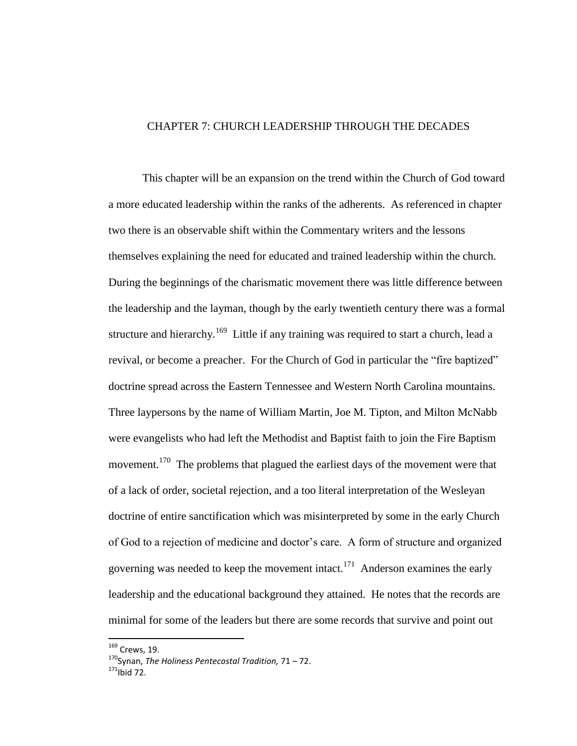# CHAPTER 7: CHURCH LEADERSHIP THROUGH THE DECADES

This chapter will be an expansion on the trend within the Church of God toward a more educated leadership within the ranks of the adherents. As referenced in chapter two there is an observable shift within the Commentary writers and the lessons themselves explaining the need for educated and trained leadership within the church. During the beginnings of the charismatic movement there was little difference between the leadership and the layman, though by the early twentieth century there was a formal structure and hierarchy.[169] Little if any training was required to start a church, lead a revival, or become a preacher. For the Church of God in particular the "fire baptized" doctrine spread across the Eastern Tennessee and Western North Carolina mountains. Three laypersons by the name of William Martin, Joe M. Tipton, and Milton McNabb were evangelists who had left the Methodist and Baptist faith to join the Fire Baptism movement.[170] The problems that plagued the earliest days of the movement were that of a lack of order, societal rejection, and a too literal interpretation of the Wesleyan doctrine of entire sanctification which was misinterpreted by some in the early Church of God to a rejection of medicine and doctor's care. A form of structure and organized governing was needed to keep the movement intact.[171] Anderson examines the early leadership and the educational background they attained. He notes that the records are minimal for some of the leaders but there are some records that survive and point out

---

[169] Crews, 19.

[170] Synan, *The Holiness Pentecostal Tradition,* 71 – 72.

[171] Ibid 72.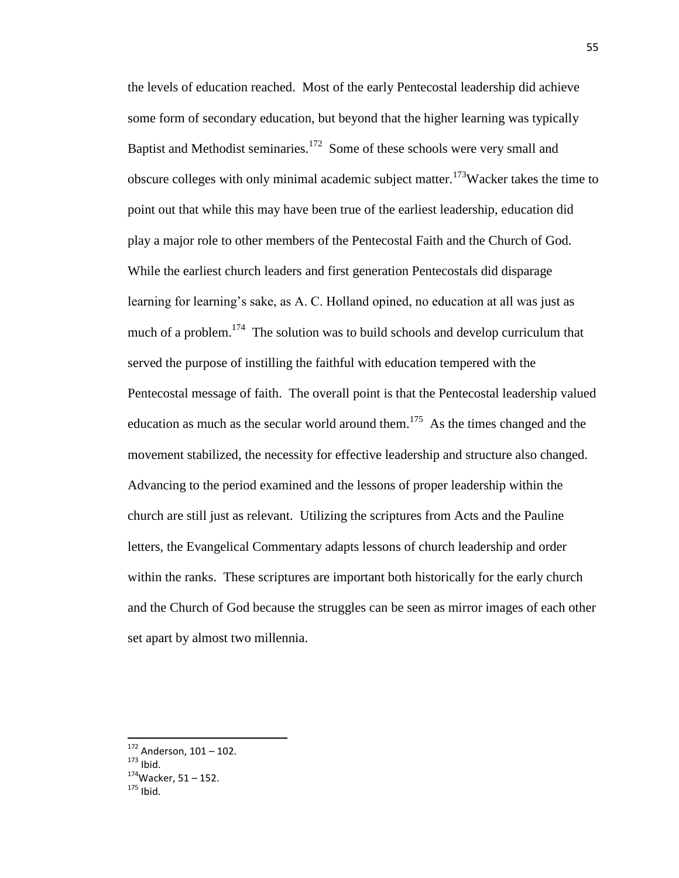the levels of education reached. Most of the early Pentecostal leadership did achieve some form of secondary education, but beyond that the higher learning was typically Baptist and Methodist seminaries.[172] Some of these schools were very small and obscure colleges with only minimal academic subject matter.[173] Wacker takes the time to point out that while this may have been true of the earliest leadership, education did play a major role to other members of the Pentecostal Faith and the Church of God. While the earliest church leaders and first generation Pentecostals did disparage learning for learning's sake, as A. C. Holland opined, no education at all was just as much of a problem.[174] The solution was to build schools and develop curriculum that served the purpose of instilling the faithful with education tempered with the Pentecostal message of faith. The overall point is that the Pentecostal leadership valued education as much as the secular world around them.[175] As the times changed and the movement stabilized, the necessity for effective leadership and structure also changed. Advancing to the period examined and the lessons of proper leadership within the church are still just as relevant. Utilizing the scriptures from Acts and the Pauline letters, the Evangelical Commentary adapts lessons of church leadership and order within the ranks. These scriptures are important both historically for the early church and the Church of God because the struggles can be seen as mirror images of each other set apart by almost two millennia.

---

[172] Anderson, 101 – 102.

[173] Ibid.

[174] Wacker, 51 – 152.

[175] Ibid.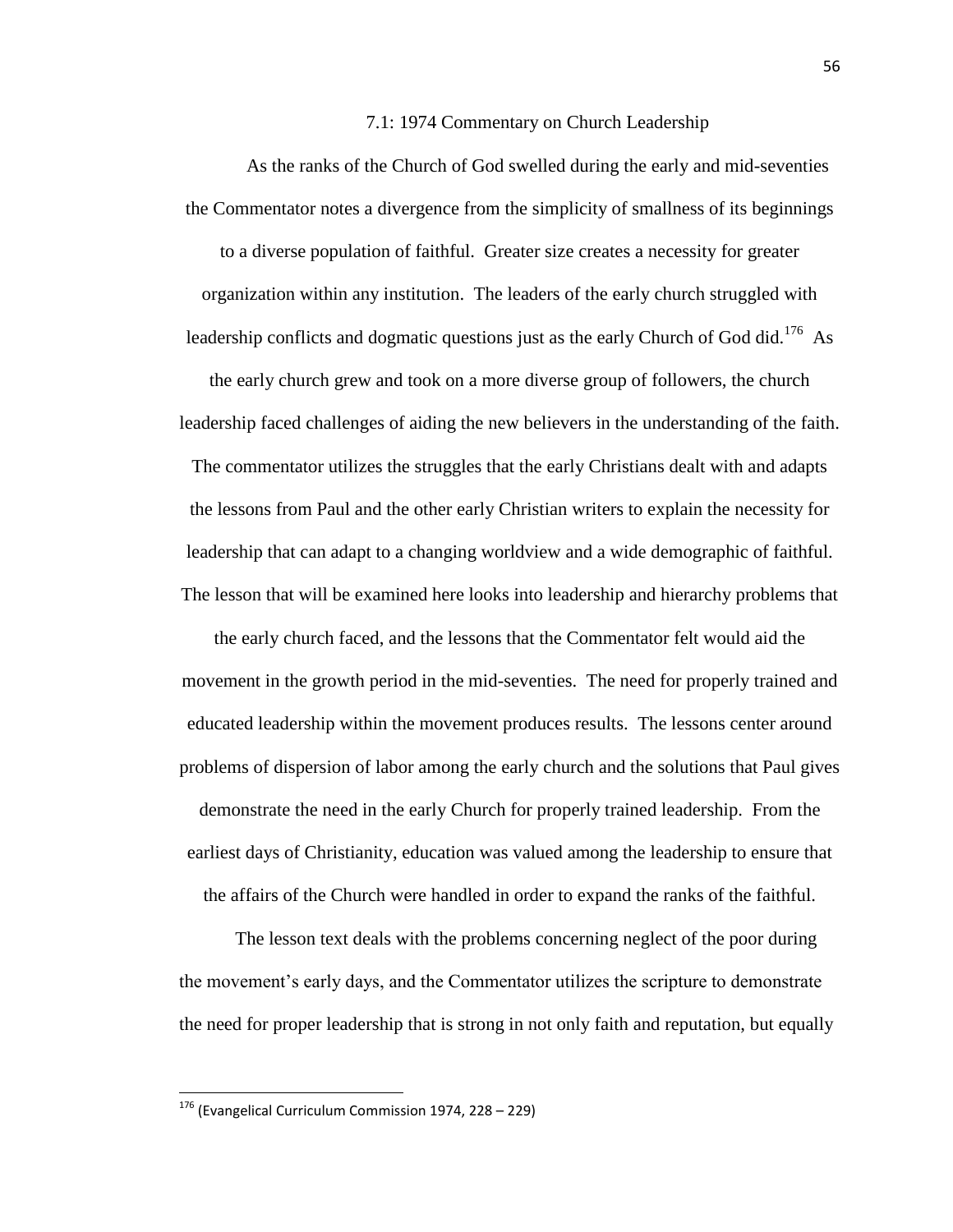## 7.1: 1974 Commentary on Church Leadership

As the ranks of the Church of God swelled during the early and mid-seventies the Commentator notes a divergence from the simplicity of smallness of its beginnings to a diverse population of faithful. Greater size creates a necessity for greater organization within any institution. The leaders of the early church struggled with leadership conflicts and dogmatic questions just as the early Church of God did.[176] As the early church grew and took on a more diverse group of followers, the church leadership faced challenges of aiding the new believers in the understanding of the faith. The commentator utilizes the struggles that the early Christians dealt with and adapts the lessons from Paul and the other early Christian writers to explain the necessity for leadership that can adapt to a changing worldview and a wide demographic of faithful. The lesson that will be examined here looks into leadership and hierarchy problems that the early church faced, and the lessons that the Commentator felt would aid the movement in the growth period in the mid-seventies. The need for properly trained and educated leadership within the movement produces results. The lessons center around problems of dispersion of labor among the early church and the solutions that Paul gives demonstrate the need in the early Church for properly trained leadership. From the earliest days of Christianity, education was valued among the leadership to ensure that the affairs of the Church were handled in order to expand the ranks of the faithful.

The lesson text deals with the problems concerning neglect of the poor during the movement's early days, and the Commentator utilizes the scripture to demonstrate the need for proper leadership that is strong in not only faith and reputation, but equally

[176] (Evangelical Curriculum Commission 1974, 228 – 229)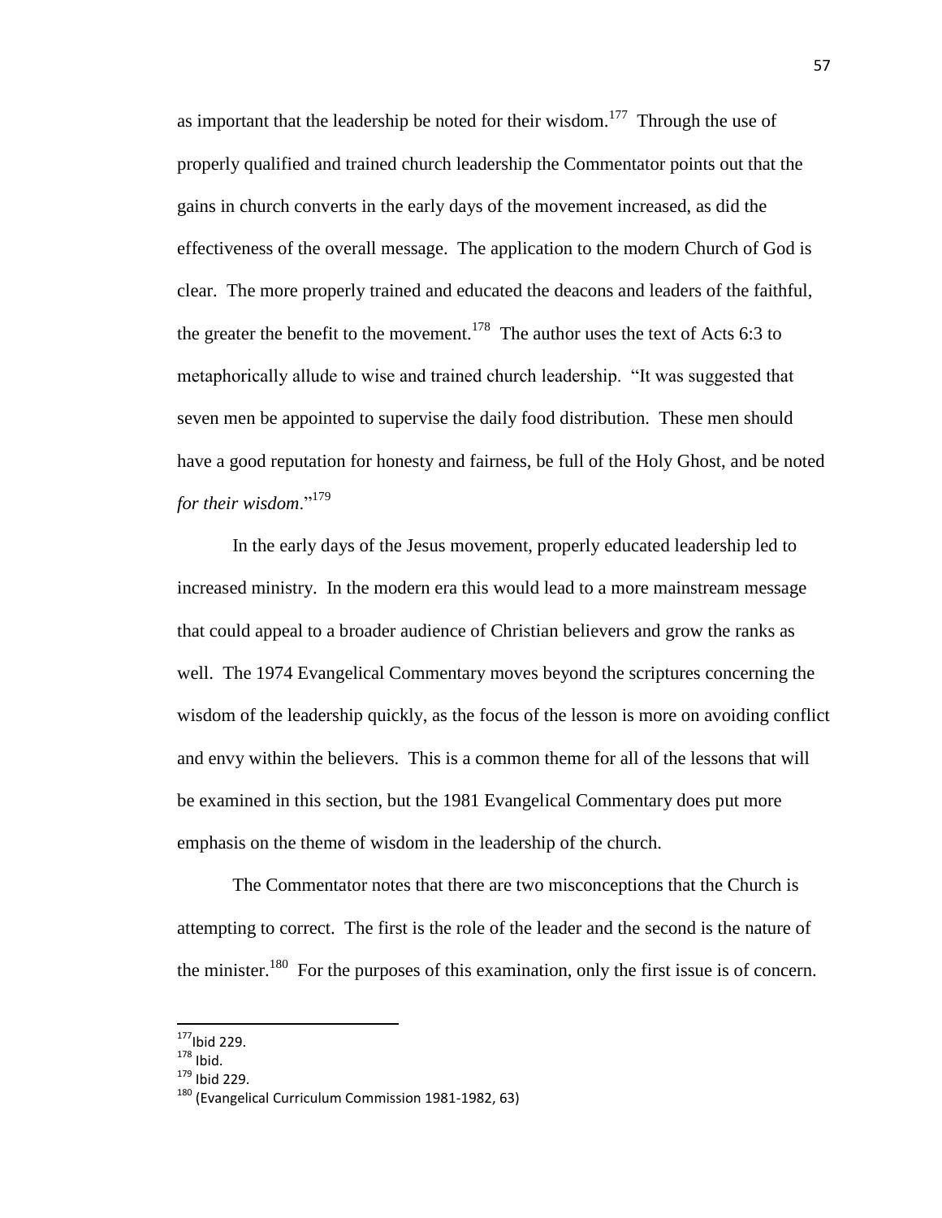as important that the leadership be noted for their wisdom.[177] Through the use of properly qualified and trained church leadership the Commentator points out that the gains in church converts in the early days of the movement increased, as did the effectiveness of the overall message. The application to the modern Church of God is clear. The more properly trained and educated the deacons and leaders of the faithful, the greater the benefit to the movement.[178] The author uses the text of Acts 6:3 to metaphorically allude to wise and trained church leadership. "It was suggested that seven men be appointed to supervise the daily food distribution. These men should have a good reputation for honesty and fairness, be full of the Holy Ghost, and be noted *for their wisdom*."[179]

In the early days of the Jesus movement, properly educated leadership led to increased ministry. In the modern era this would lead to a more mainstream message that could appeal to a broader audience of Christian believers and grow the ranks as well. The 1974 Evangelical Commentary moves beyond the scriptures concerning the wisdom of the leadership quickly, as the focus of the lesson is more on avoiding conflict and envy within the believers. This is a common theme for all of the lessons that will be examined in this section, but the 1981 Evangelical Commentary does put more emphasis on the theme of wisdom in the leadership of the church.

The Commentator notes that there are two misconceptions that the Church is attempting to correct. The first is the role of the leader and the second is the nature of the minister.[180] For the purposes of this examination, only the first issue is of concern.

---

[177] Ibid 229.
[178] Ibid.
[179] Ibid 229.
[180] (Evangelical Curriculum Commission 1981-1982, 63)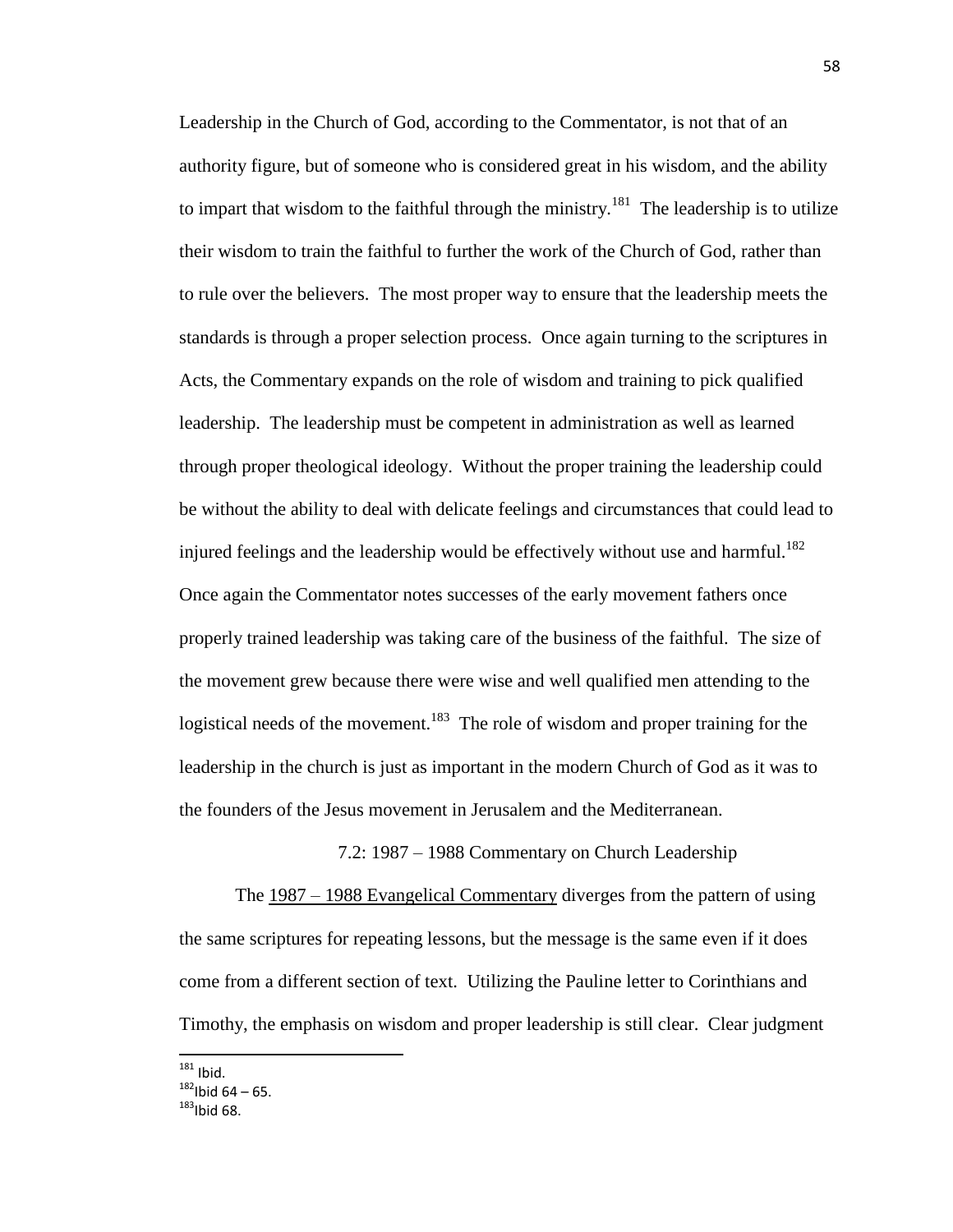Leadership in the Church of God, according to the Commentator, is not that of an authority figure, but of someone who is considered great in his wisdom, and the ability to impart that wisdom to the faithful through the ministry.[181] The leadership is to utilize their wisdom to train the faithful to further the work of the Church of God, rather than to rule over the believers. The most proper way to ensure that the leadership meets the standards is through a proper selection process. Once again turning to the scriptures in Acts, the Commentary expands on the role of wisdom and training to pick qualified leadership. The leadership must be competent in administration as well as learned through proper theological ideology. Without the proper training the leadership could be without the ability to deal with delicate feelings and circumstances that could lead to injured feelings and the leadership would be effectively without use and harmful.[182] Once again the Commentator notes successes of the early movement fathers once properly trained leadership was taking care of the business of the faithful. The size of the movement grew because there were wise and well qualified men attending to the logistical needs of the movement.[183] The role of wisdom and proper training for the leadership in the church is just as important in the modern Church of God as it was to the founders of the Jesus movement in Jerusalem and the Mediterranean.

### 7.2: 1987 – 1988 Commentary on Church Leadership

The <u>1987 – 1988 Evangelical Commentary</u> diverges from the pattern of using the same scriptures for repeating lessons, but the message is the same even if it does come from a different section of text. Utilizing the Pauline letter to Corinthians and Timothy, the emphasis on wisdom and proper leadership is still clear. Clear judgment

[181] Ibid.

[182] Ibid 64 – 65.

[183] Ibid 68.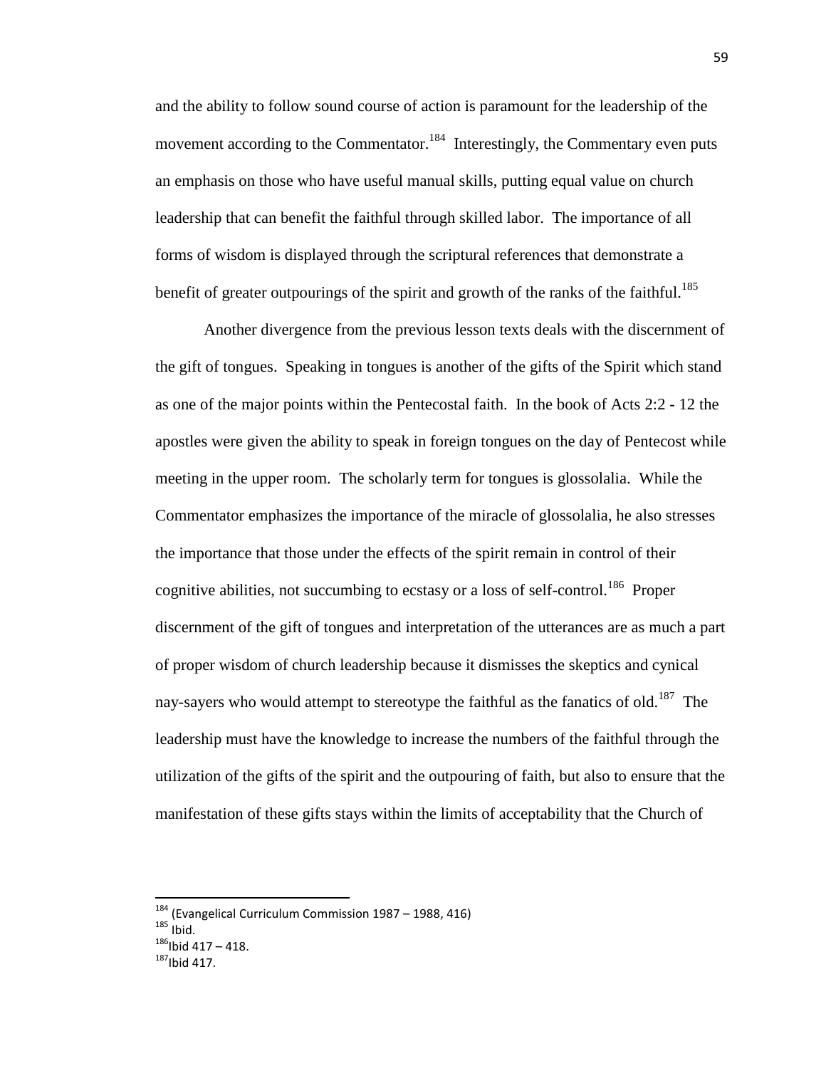and the ability to follow sound course of action is paramount for the leadership of the movement according to the Commentator.[184] Interestingly, the Commentary even puts an emphasis on those who have useful manual skills, putting equal value on church leadership that can benefit the faithful through skilled labor. The importance of all forms of wisdom is displayed through the scriptural references that demonstrate a benefit of greater outpourings of the spirit and growth of the ranks of the faithful.[185]

Another divergence from the previous lesson texts deals with the discernment of the gift of tongues. Speaking in tongues is another of the gifts of the Spirit which stand as one of the major points within the Pentecostal faith. In the book of Acts 2:2 - 12 the apostles were given the ability to speak in foreign tongues on the day of Pentecost while meeting in the upper room. The scholarly term for tongues is glossolalia. While the Commentator emphasizes the importance of the miracle of glossolalia, he also stresses the importance that those under the effects of the spirit remain in control of their cognitive abilities, not succumbing to ecstasy or a loss of self-control.[186] Proper discernment of the gift of tongues and interpretation of the utterances are as much a part of proper wisdom of church leadership because it dismisses the skeptics and cynical nay-sayers who would attempt to stereotype the faithful as the fanatics of old.[187] The leadership must have the knowledge to increase the numbers of the faithful through the utilization of the gifts of the spirit and the outpouring of faith, but also to ensure that the manifestation of these gifts stays within the limits of acceptability that the Church of

---

[184] (Evangelical Curriculum Commission 1987 – 1988, 416)
[185] Ibid.
[186] Ibid 417 – 418.
[187] Ibid 417.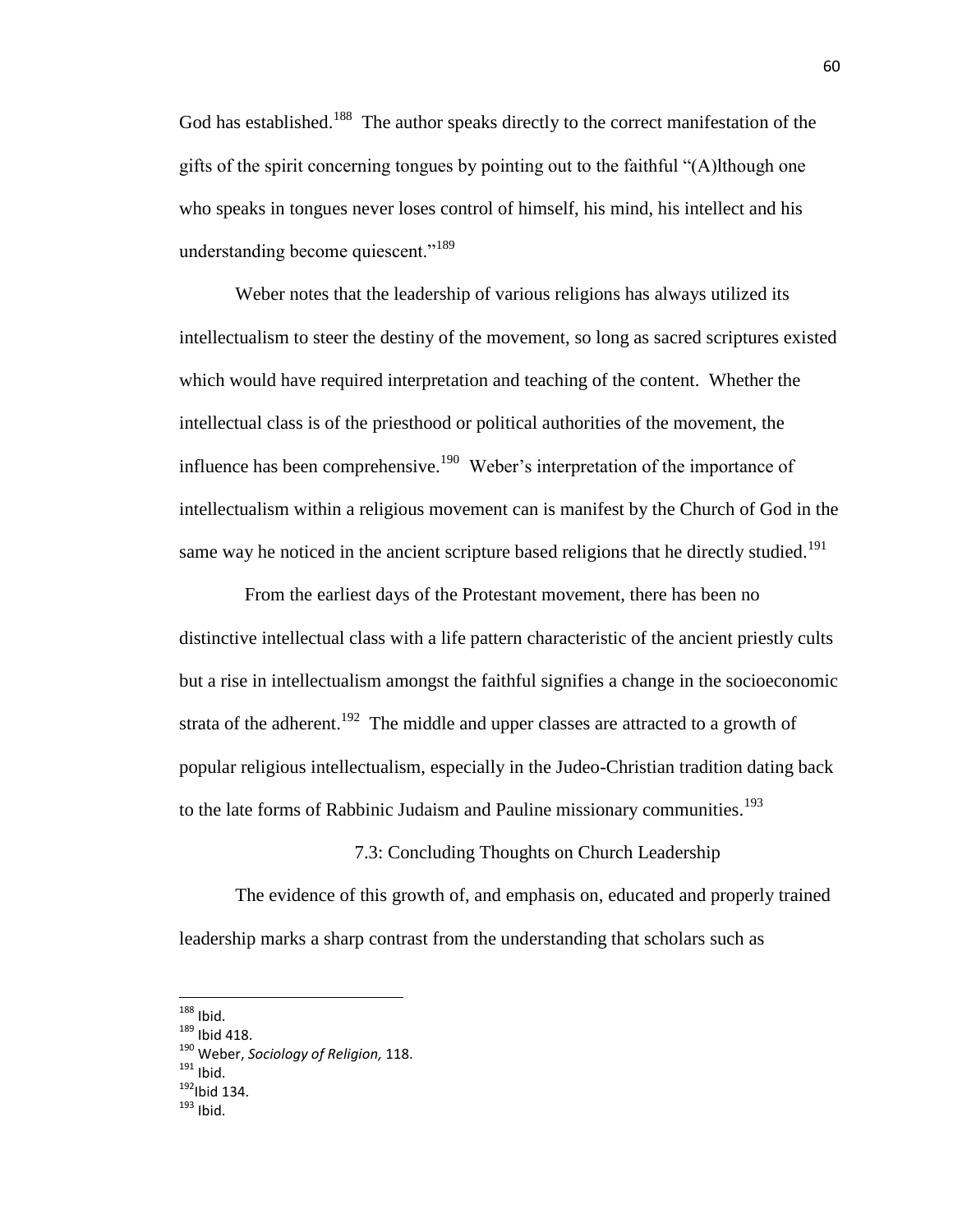God has established.[188] The author speaks directly to the correct manifestation of the gifts of the spirit concerning tongues by pointing out to the faithful "(A)lthough one who speaks in tongues never loses control of himself, his mind, his intellect and his understanding become quiescent."[189]

Weber notes that the leadership of various religions has always utilized its intellectualism to steer the destiny of the movement, so long as sacred scriptures existed which would have required interpretation and teaching of the content. Whether the intellectual class is of the priesthood or political authorities of the movement, the influence has been comprehensive.[190] Weber's interpretation of the importance of intellectualism within a religious movement can is manifest by the Church of God in the same way he noticed in the ancient scripture based religions that he directly studied.[191]

From the earliest days of the Protestant movement, there has been no distinctive intellectual class with a life pattern characteristic of the ancient priestly cults but a rise in intellectualism amongst the faithful signifies a change in the socioeconomic strata of the adherent.[192] The middle and upper classes are attracted to a growth of popular religious intellectualism, especially in the Judeo-Christian tradition dating back to the late forms of Rabbinic Judaism and Pauline missionary communities.[193]

### 7.3: Concluding Thoughts on Church Leadership

The evidence of this growth of, and emphasis on, educated and properly trained leadership marks a sharp contrast from the understanding that scholars such as

---

[188] Ibid.
[189] Ibid 418.
[190] Weber, *Sociology of Religion,* 118.
[191] Ibid.
[192] Ibid 134.
[193] Ibid.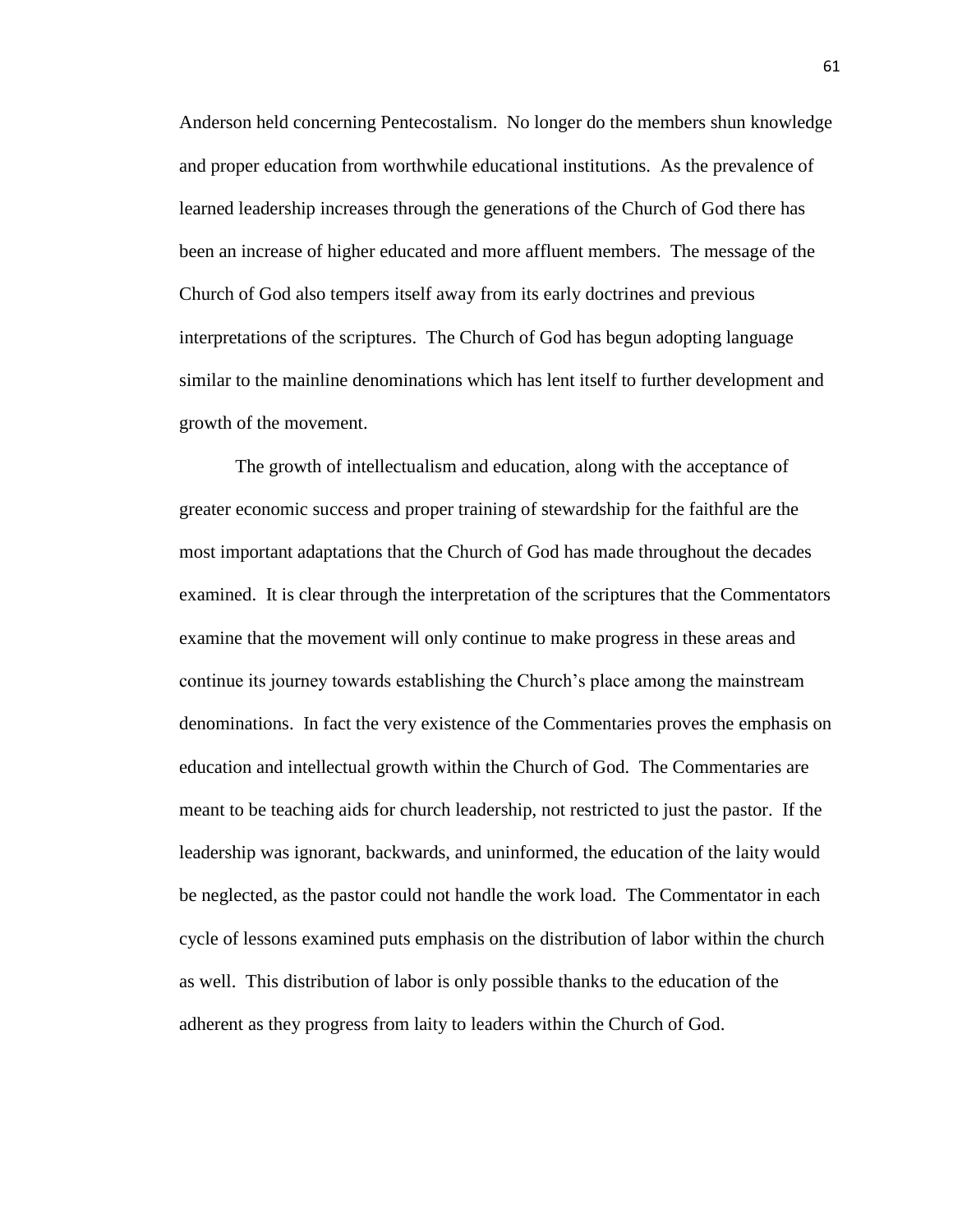Anderson held concerning Pentecostalism. No longer do the members shun knowledge and proper education from worthwhile educational institutions. As the prevalence of learned leadership increases through the generations of the Church of God there has been an increase of higher educated and more affluent members. The message of the Church of God also tempers itself away from its early doctrines and previous interpretations of the scriptures. The Church of God has begun adopting language similar to the mainline denominations which has lent itself to further development and growth of the movement.

The growth of intellectualism and education, along with the acceptance of greater economic success and proper training of stewardship for the faithful are the most important adaptations that the Church of God has made throughout the decades examined. It is clear through the interpretation of the scriptures that the Commentators examine that the movement will only continue to make progress in these areas and continue its journey towards establishing the Church's place among the mainstream denominations. In fact the very existence of the Commentaries proves the emphasis on education and intellectual growth within the Church of God. The Commentaries are meant to be teaching aids for church leadership, not restricted to just the pastor. If the leadership was ignorant, backwards, and uninformed, the education of the laity would be neglected, as the pastor could not handle the work load. The Commentator in each cycle of lessons examined puts emphasis on the distribution of labor within the church as well. This distribution of labor is only possible thanks to the education of the adherent as they progress from laity to leaders within the Church of God.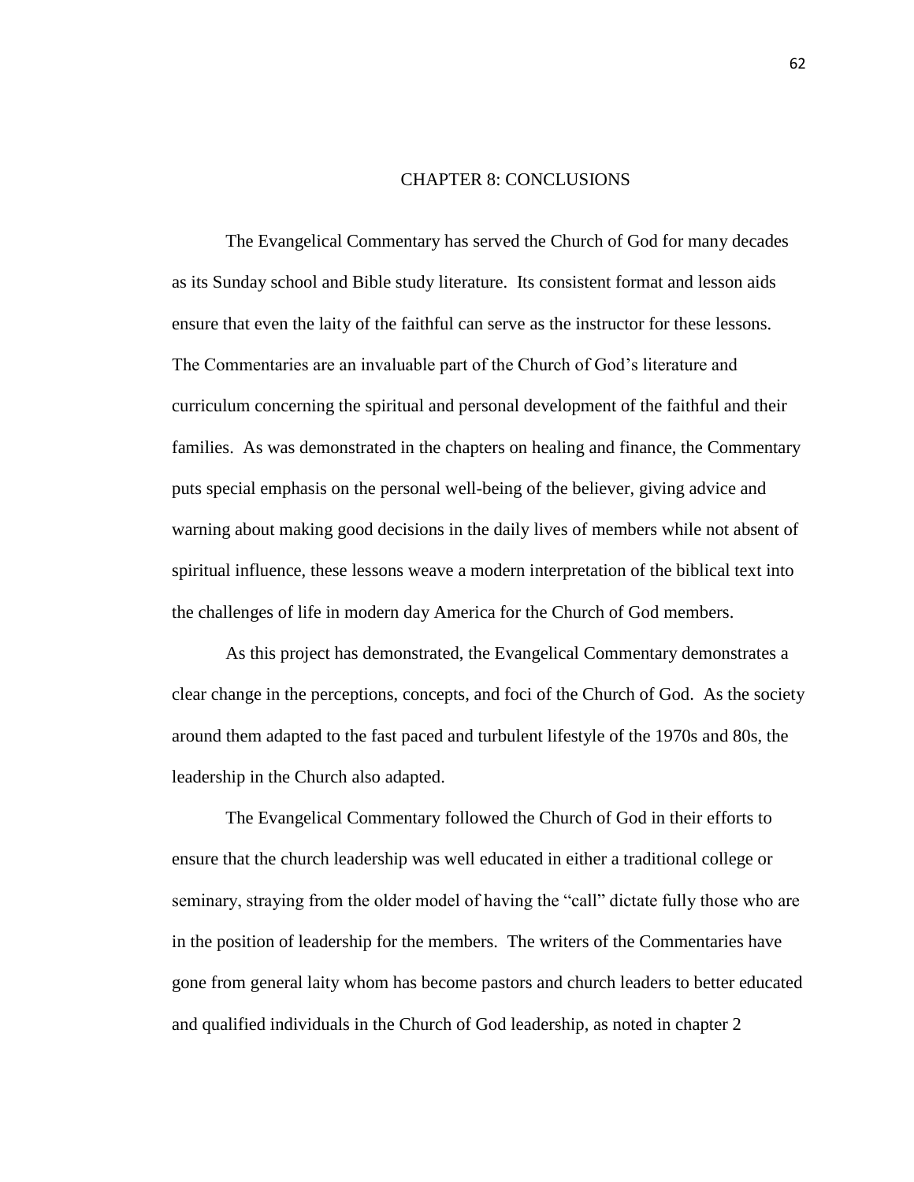# CHAPTER 8: CONCLUSIONS

The Evangelical Commentary has served the Church of God for many decades as its Sunday school and Bible study literature. Its consistent format and lesson aids ensure that even the laity of the faithful can serve as the instructor for these lessons. The Commentaries are an invaluable part of the Church of God's literature and curriculum concerning the spiritual and personal development of the faithful and their families. As was demonstrated in the chapters on healing and finance, the Commentary puts special emphasis on the personal well-being of the believer, giving advice and warning about making good decisions in the daily lives of members while not absent of spiritual influence, these lessons weave a modern interpretation of the biblical text into the challenges of life in modern day America for the Church of God members.

As this project has demonstrated, the Evangelical Commentary demonstrates a clear change in the perceptions, concepts, and foci of the Church of God. As the society around them adapted to the fast paced and turbulent lifestyle of the 1970s and 80s, the leadership in the Church also adapted.

The Evangelical Commentary followed the Church of God in their efforts to ensure that the church leadership was well educated in either a traditional college or seminary, straying from the older model of having the "call" dictate fully those who are in the position of leadership for the members. The writers of the Commentaries have gone from general laity whom has become pastors and church leaders to better educated and qualified individuals in the Church of God leadership, as noted in chapter 2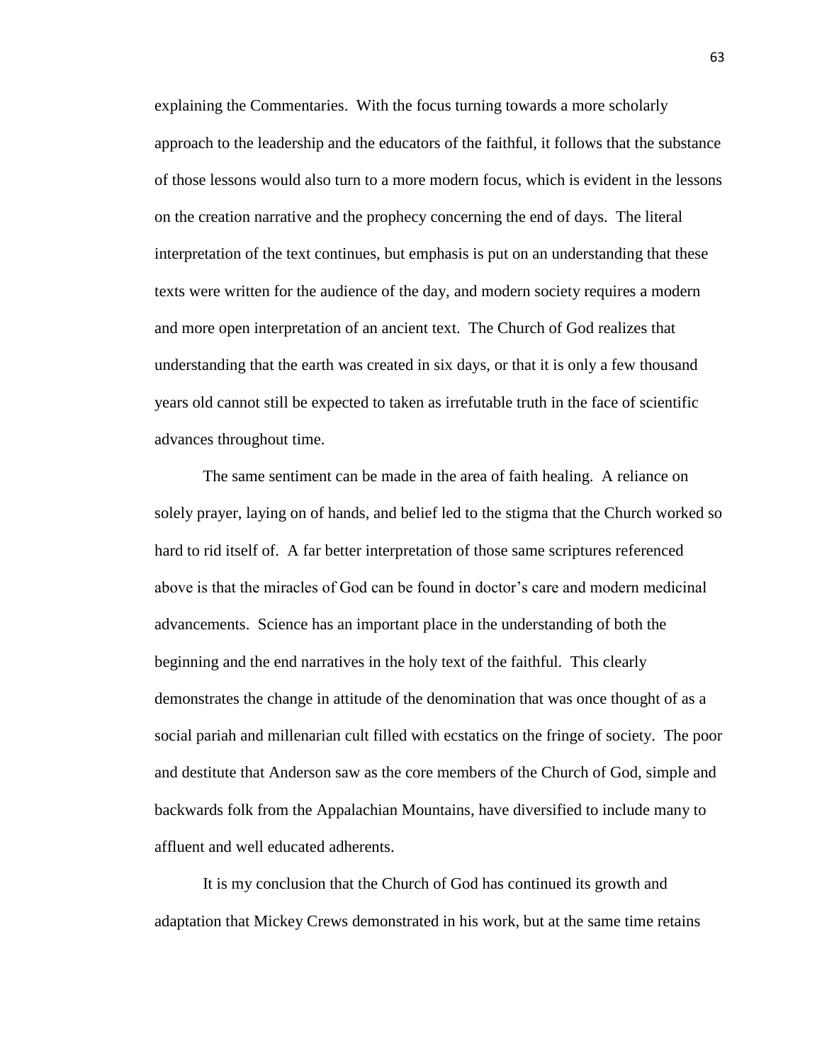explaining the Commentaries. With the focus turning towards a more scholarly approach to the leadership and the educators of the faithful, it follows that the substance of those lessons would also turn to a more modern focus, which is evident in the lessons on the creation narrative and the prophecy concerning the end of days. The literal interpretation of the text continues, but emphasis is put on an understanding that these texts were written for the audience of the day, and modern society requires a modern and more open interpretation of an ancient text. The Church of God realizes that understanding that the earth was created in six days, or that it is only a few thousand years old cannot still be expected to taken as irrefutable truth in the face of scientific advances throughout time.

The same sentiment can be made in the area of faith healing. A reliance on solely prayer, laying on of hands, and belief led to the stigma that the Church worked so hard to rid itself of. A far better interpretation of those same scriptures referenced above is that the miracles of God can be found in doctor's care and modern medicinal advancements. Science has an important place in the understanding of both the beginning and the end narratives in the holy text of the faithful. This clearly demonstrates the change in attitude of the denomination that was once thought of as a social pariah and millenarian cult filled with ecstatics on the fringe of society. The poor and destitute that Anderson saw as the core members of the Church of God, simple and backwards folk from the Appalachian Mountains, have diversified to include many to affluent and well educated adherents.

It is my conclusion that the Church of God has continued its growth and adaptation that Mickey Crews demonstrated in his work, but at the same time retains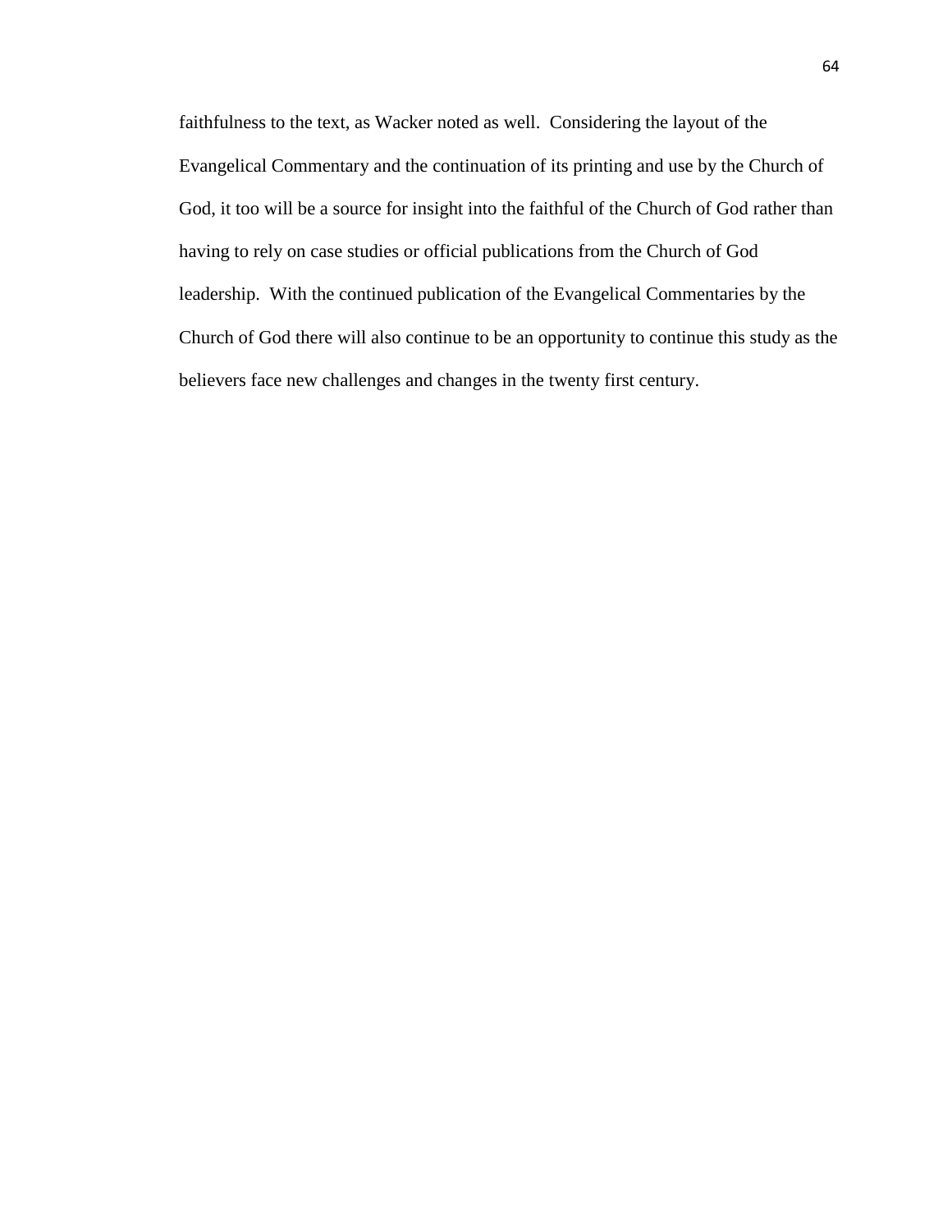faithfulness to the text, as Wacker noted as well. Considering the layout of the Evangelical Commentary and the continuation of its printing and use by the Church of God, it too will be a source for insight into the faithful of the Church of God rather than having to rely on case studies or official publications from the Church of God leadership. With the continued publication of the Evangelical Commentaries by the Church of God there will also continue to be an opportunity to continue this study as the believers face new challenges and changes in the twenty first century.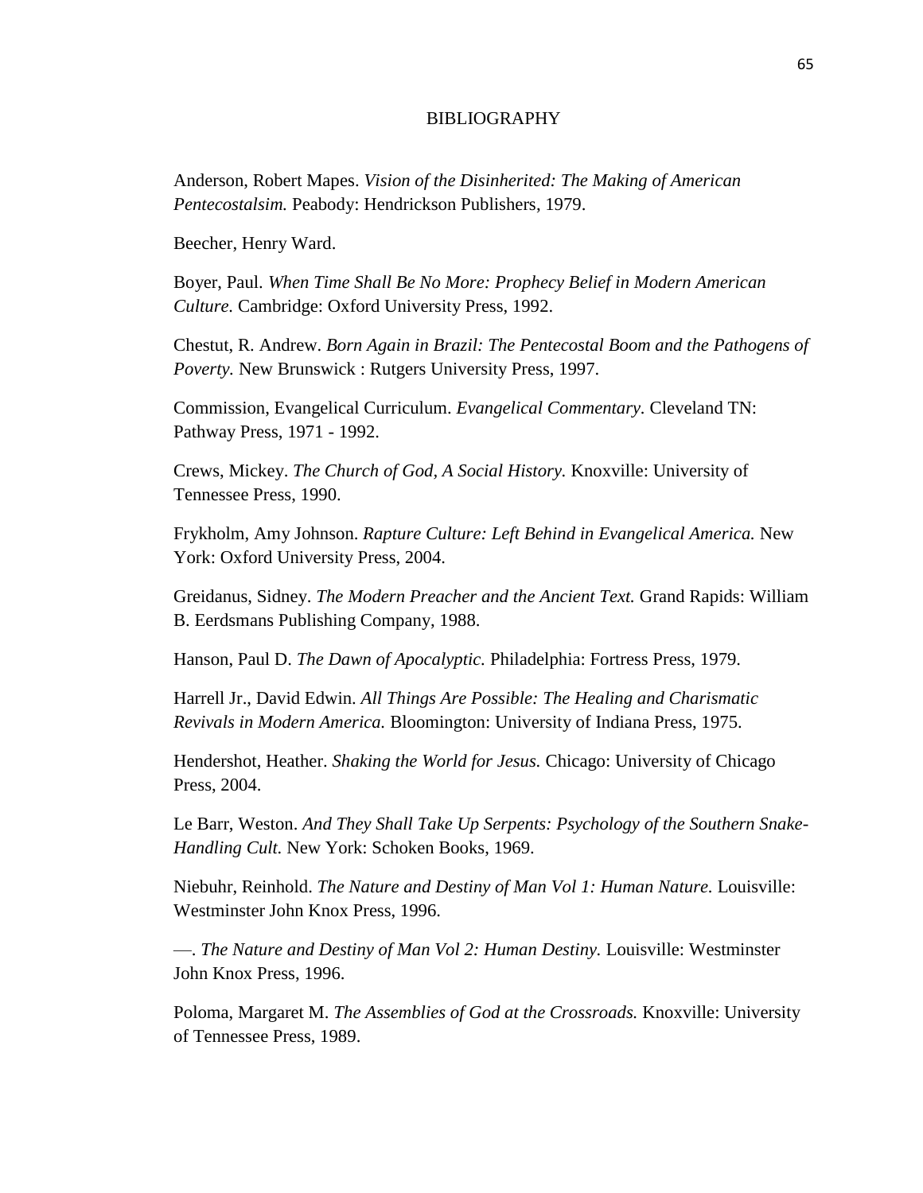# BIBLIOGRAPHY

Anderson, Robert Mapes. *Vision of the Disinherited: The Making of American Pentecostalsim.* Peabody: Hendrickson Publishers, 1979.

Beecher, Henry Ward.

Boyer, Paul. *When Time Shall Be No More: Prophecy Belief in Modern American Culture.* Cambridge: Oxford University Press, 1992.

Chestut, R. Andrew. *Born Again in Brazil: The Pentecostal Boom and the Pathogens of Poverty.* New Brunswick : Rutgers University Press, 1997.

Commission, Evangelical Curriculum. *Evangelical Commentary.* Cleveland TN: Pathway Press, 1971 - 1992.

Crews, Mickey. *The Church of God, A Social History.* Knoxville: University of Tennessee Press, 1990.

Frykholm, Amy Johnson. *Rapture Culture: Left Behind in Evangelical America.* New York: Oxford University Press, 2004.

Greidanus, Sidney. *The Modern Preacher and the Ancient Text.* Grand Rapids: William B. Eerdsmans Publishing Company, 1988.

Hanson, Paul D. *The Dawn of Apocalyptic.* Philadelphia: Fortress Press, 1979.

Harrell Jr., David Edwin. *All Things Are Possible: The Healing and Charismatic Revivals in Modern America.* Bloomington: University of Indiana Press, 1975.

Hendershot, Heather. *Shaking the World for Jesus.* Chicago: University of Chicago Press, 2004.

Le Barr, Weston. *And They Shall Take Up Serpents: Psychology of the Southern Snake-Handling Cult.* New York: Schoken Books, 1969.

Niebuhr, Reinhold. *The Nature and Destiny of Man Vol 1: Human Nature.* Louisville: Westminster John Knox Press, 1996.

—. *The Nature and Destiny of Man Vol 2: Human Destiny.* Louisville: Westminster John Knox Press, 1996.

Poloma, Margaret M. *The Assemblies of God at the Crossroads.* Knoxville: University of Tennessee Press, 1989.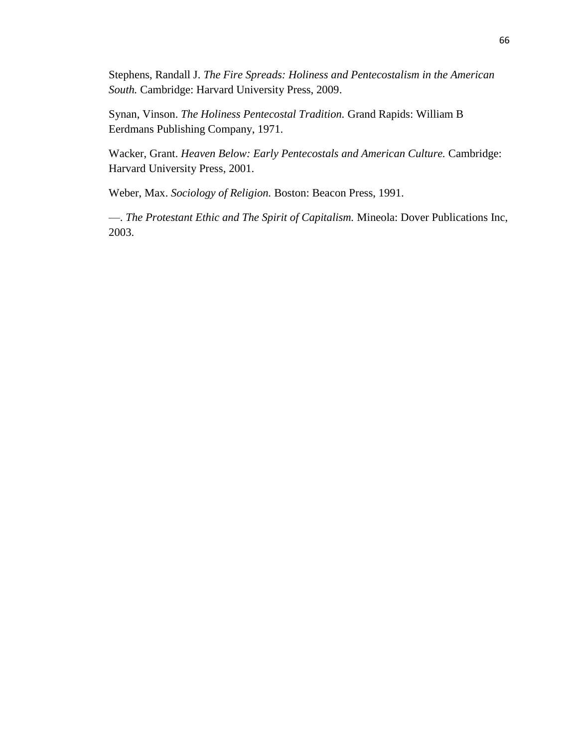Stephens, Randall J. *The Fire Spreads: Holiness and Pentecostalism in the American South.* Cambridge: Harvard University Press, 2009.

Synan, Vinson. *The Holiness Pentecostal Tradition.* Grand Rapids: William B Eerdmans Publishing Company, 1971.

Wacker, Grant. *Heaven Below: Early Pentecostals and American Culture.* Cambridge: Harvard University Press, 2001.

Weber, Max. *Sociology of Religion.* Boston: Beacon Press, 1991.

—. *The Protestant Ethic and The Spirit of Capitalism.* Mineola: Dover Publications Inc, 2003.